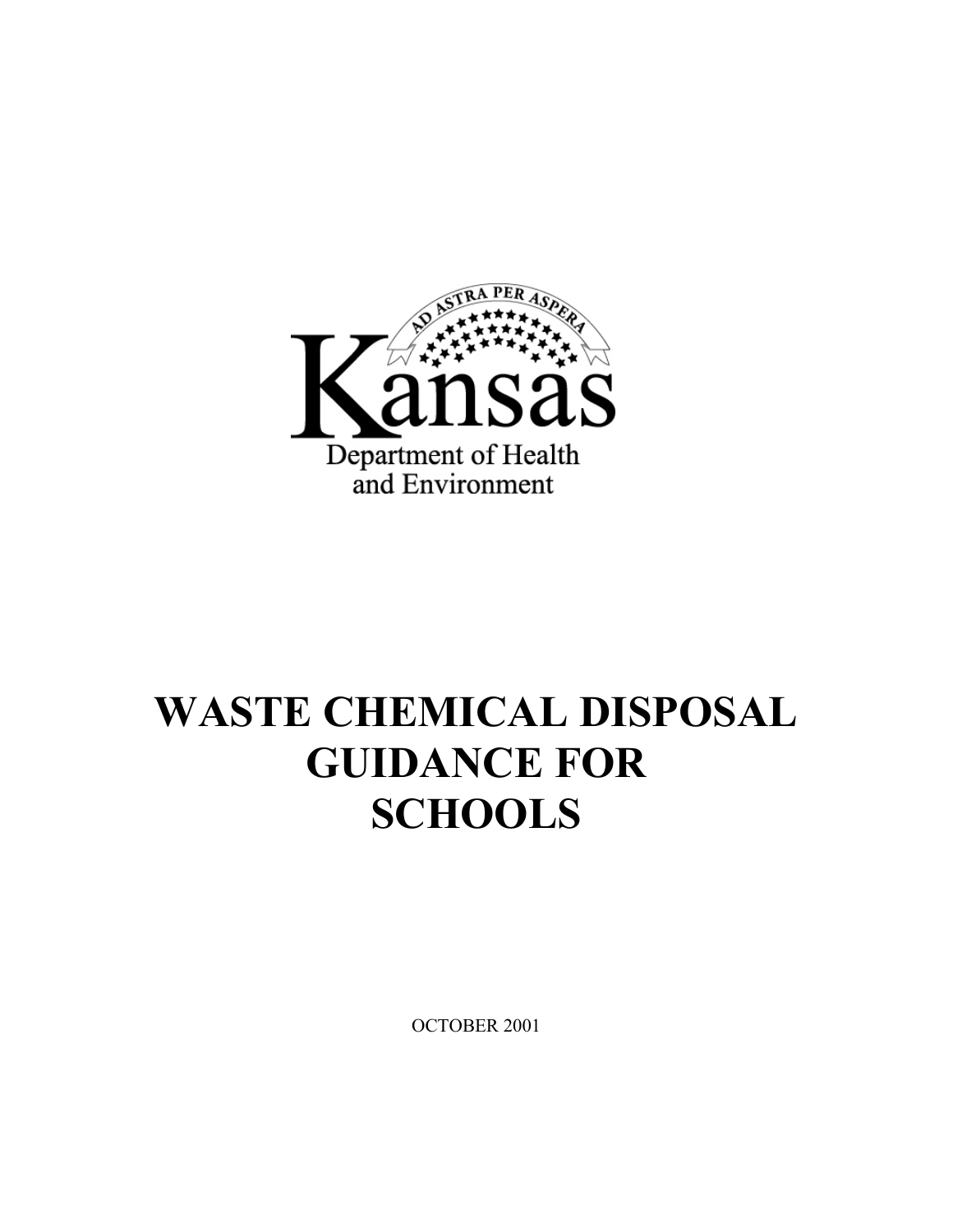AD ASTRA PER ASPERA

Kansas

Department of Health and Environment

# WASTE CHEMICAL DISPOSAL GUIDANCE FOR SCHOOLS

OCTOBER 2001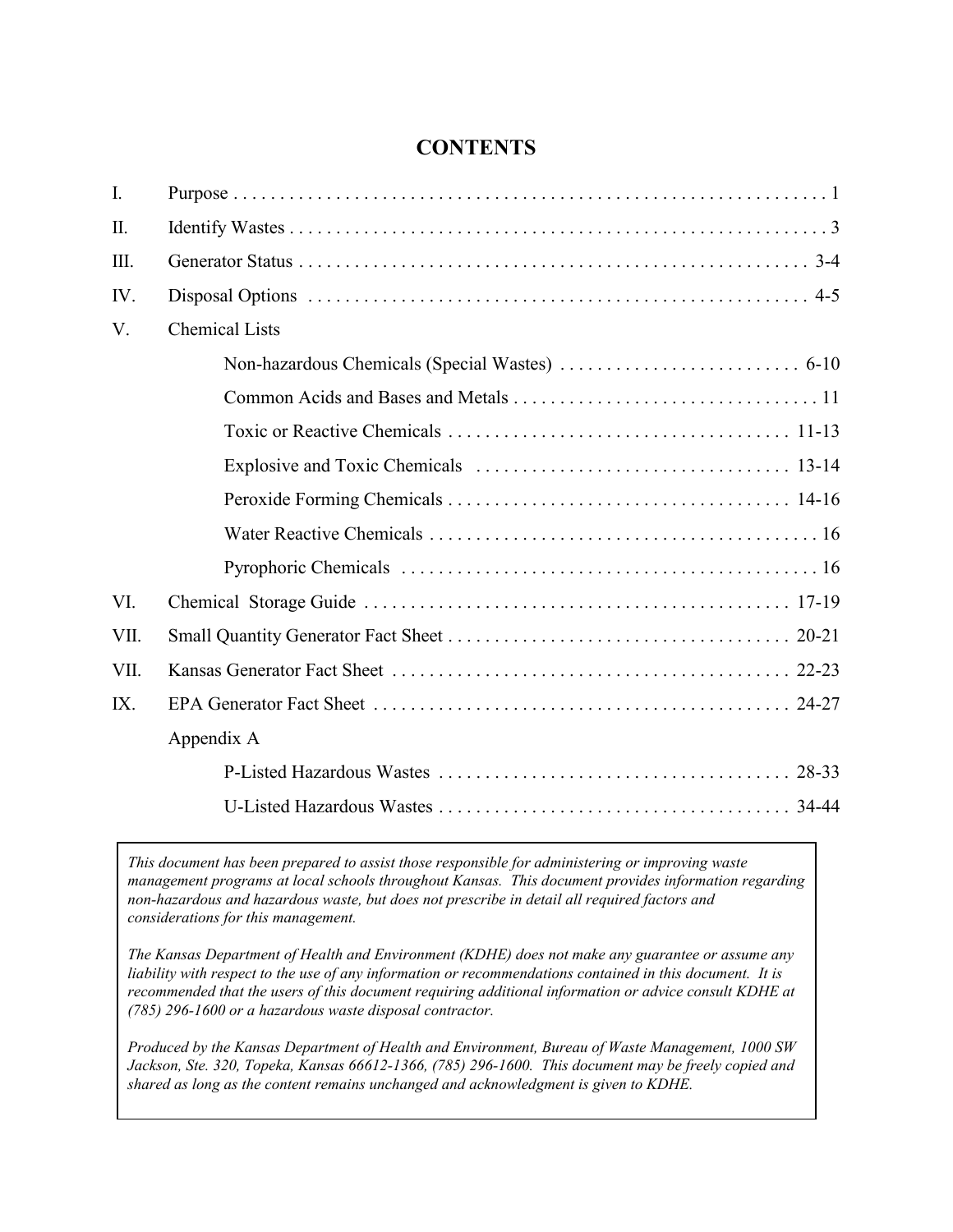# CONTENTS

| | | |
|---|---|---|
| I. | Purpose | 1 |
| II. | Identify Wastes | 3 |
| III. | Generator Status | 3-4 |
| IV. | Disposal Options | 4-5 |
| V. | Chemical Lists | |
| | Non-hazardous Chemicals (Special Wastes) | 6-10 |
| | Common Acids and Bases and Metals | 11 |
| | Toxic or Reactive Chemicals | 11-13 |
| | Explosive and Toxic Chemicals | 13-14 |
| | Peroxide Forming Chemicals | 14-16 |
| | Water Reactive Chemicals | 16 |
| | Pyrophoric Chemicals | 16 |
| VI. | Chemical Storage Guide | 17-19 |
| VII. | Small Quantity Generator Fact Sheet | 20-21 |
| VII. | Kansas Generator Fact Sheet | 22-23 |
| IX. | EPA Generator Fact Sheet | 24-27 |
| | Appendix A | |
| | P-Listed Hazardous Wastes | 28-33 |
| | U-Listed Hazardous Wastes | 34-44 |

*This document has been prepared to assist those responsible for administering or improving waste management programs at local schools throughout Kansas. This document provides information regarding non-hazardous and hazardous waste, but does not prescribe in detail all required factors and considerations for this management.*

*The Kansas Department of Health and Environment (KDHE) does not make any guarantee or assume any liability with respect to the use of any information or recommendations contained in this document. It is recommended that the users of this document requiring additional information or advice consult KDHE at (785) 296-1600 or a hazardous waste disposal contractor.*

*Produced by the Kansas Department of Health and Environment, Bureau of Waste Management, 1000 SW Jackson, Ste. 320, Topeka, Kansas 66612-1366, (785) 296-1600. This document may be freely copied and shared as long as the content remains unchanged and acknowledgment is given to KDHE.*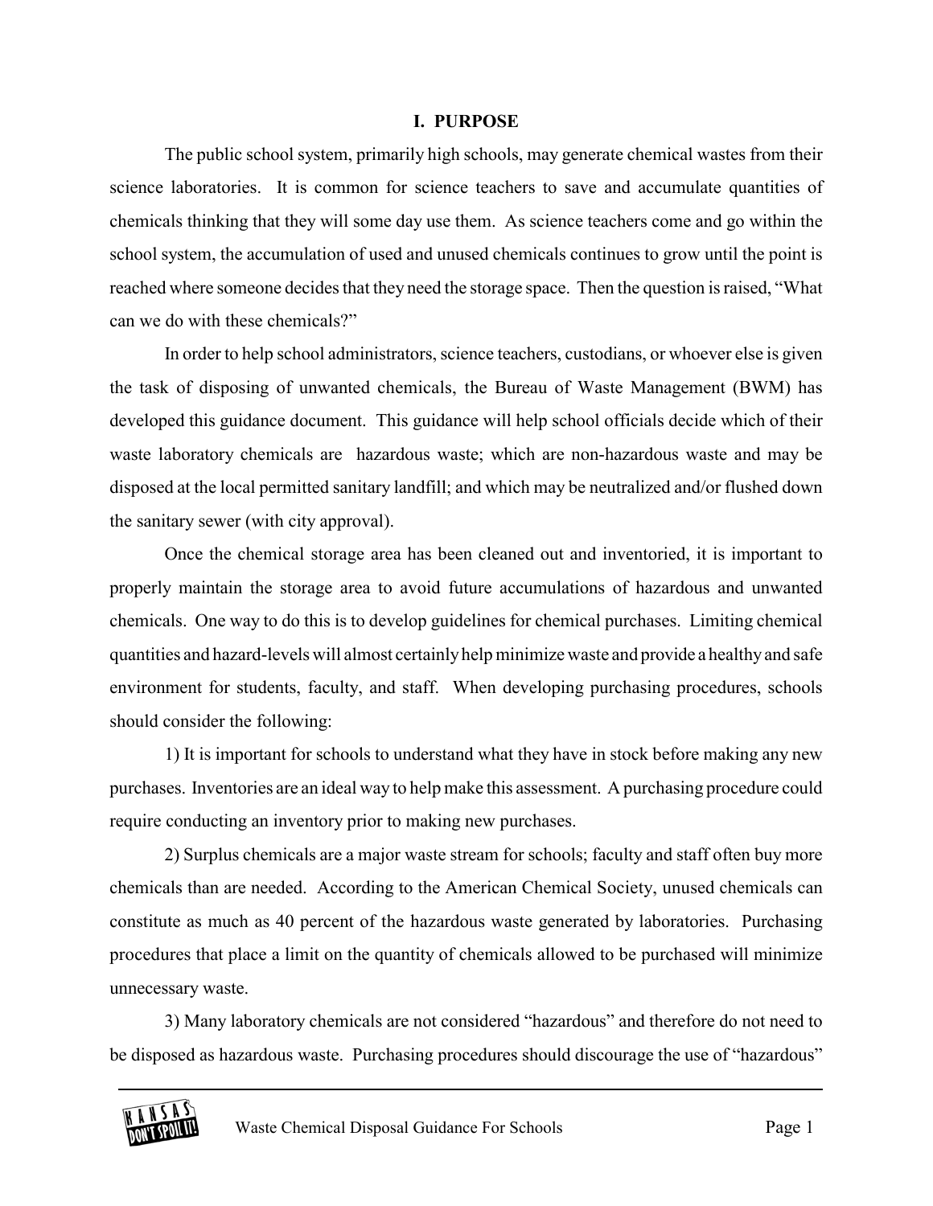## I. PURPOSE

The public school system, primarily high schools, may generate chemical wastes from their science laboratories. It is common for science teachers to save and accumulate quantities of chemicals thinking that they will some day use them. As science teachers come and go within the school system, the accumulation of used and unused chemicals continues to grow until the point is reached where someone decides that they need the storage space. Then the question is raised, "What can we do with these chemicals?"

In order to help school administrators, science teachers, custodians, or whoever else is given the task of disposing of unwanted chemicals, the Bureau of Waste Management (BWM) has developed this guidance document. This guidance will help school officials decide which of their waste laboratory chemicals are hazardous waste; which are non-hazardous waste and may be disposed at the local permitted sanitary landfill; and which may be neutralized and/or flushed down the sanitary sewer (with city approval).

Once the chemical storage area has been cleaned out and inventoried, it is important to properly maintain the storage area to avoid future accumulations of hazardous and unwanted chemicals. One way to do this is to develop guidelines for chemical purchases. Limiting chemical quantities and hazard-levels will almost certainly help minimize waste and provide a healthy and safe environment for students, faculty, and staff. When developing purchasing procedures, schools should consider the following:

1) It is important for schools to understand what they have in stock before making any new purchases. Inventories are an ideal way to help make this assessment. A purchasing procedure could require conducting an inventory prior to making new purchases.

2) Surplus chemicals are a major waste stream for schools; faculty and staff often buy more chemicals than are needed. According to the American Chemical Society, unused chemicals can constitute as much as 40 percent of the hazardous waste generated by laboratories. Purchasing procedures that place a limit on the quantity of chemicals allowed to be purchased will minimize unnecessary waste.

3) Many laboratory chemicals are not considered "hazardous" and therefore do not need to be disposed as hazardous waste. Purchasing procedures should discourage the use of "hazardous"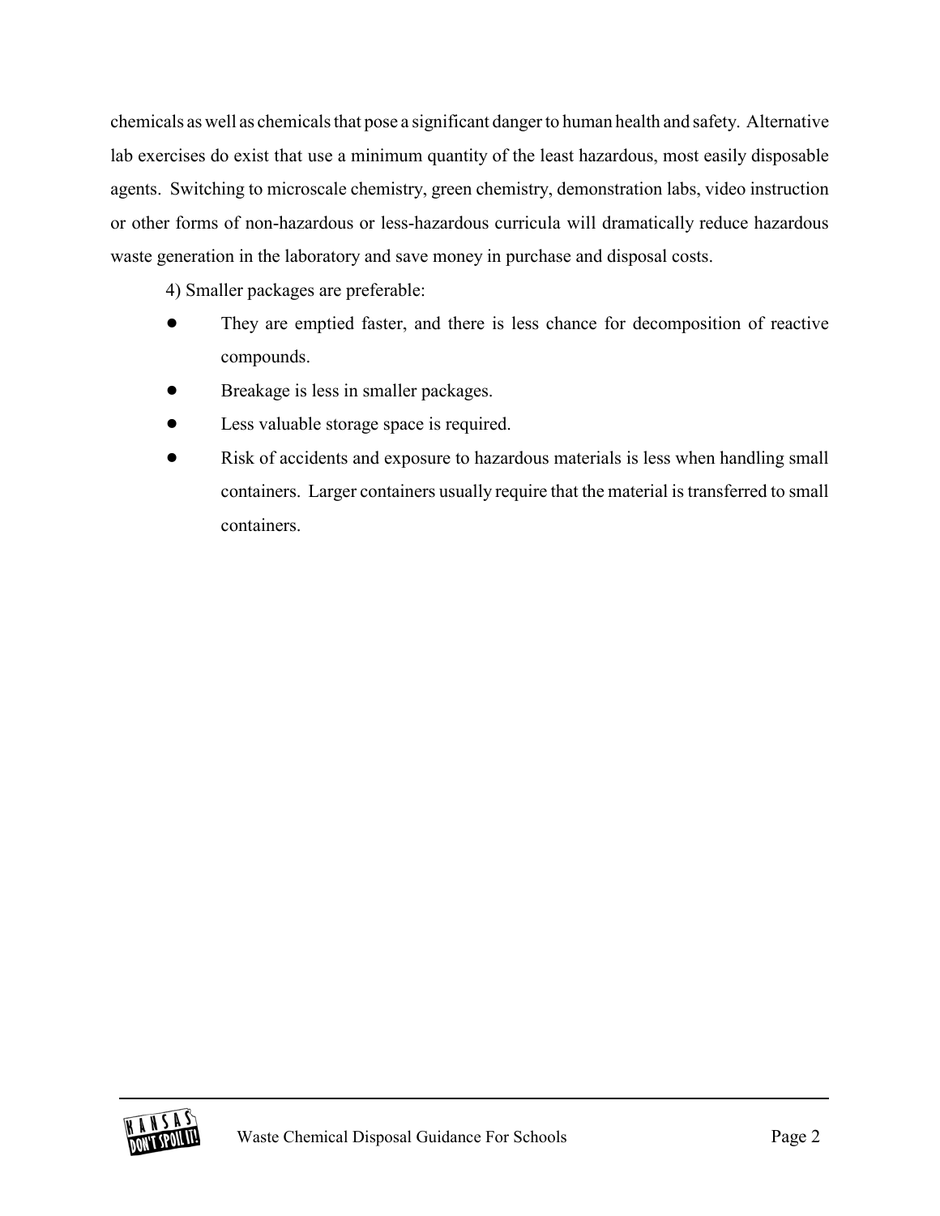chemicals as well as chemicals that pose a significant danger to human health and safety. Alternative lab exercises do exist that use a minimum quantity of the least hazardous, most easily disposable agents. Switching to microscale chemistry, green chemistry, demonstration labs, video instruction or other forms of non-hazardous or less-hazardous curricula will dramatically reduce hazardous waste generation in the laboratory and save money in purchase and disposal costs.

4) Smaller packages are preferable:

- They are emptied faster, and there is less chance for decomposition of reactive compounds.
- Breakage is less in smaller packages.
- Less valuable storage space is required.
- Risk of accidents and exposure to hazardous materials is less when handling small containers. Larger containers usually require that the material is transferred to small containers.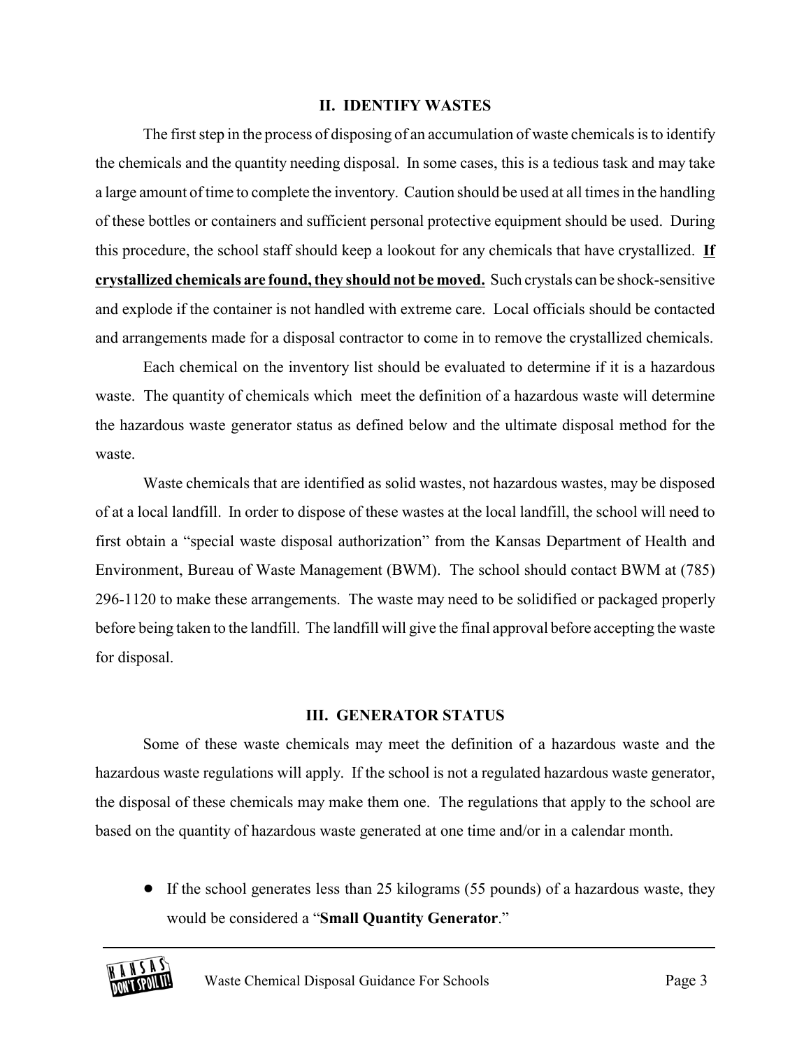## II. IDENTIFY WASTES

The first step in the process of disposing of an accumulation of waste chemicals is to identify the chemicals and the quantity needing disposal. In some cases, this is a tedious task and may take a large amount of time to complete the inventory. Caution should be used at all times in the handling of these bottles or containers and sufficient personal protective equipment should be used. During this procedure, the school staff should keep a lookout for any chemicals that have crystallized. <u>**If crystallized chemicals are found, they should not be moved.**</u> Such crystals can be shock-sensitive and explode if the container is not handled with extreme care. Local officials should be contacted and arrangements made for a disposal contractor to come in to remove the crystallized chemicals.

Each chemical on the inventory list should be evaluated to determine if it is a hazardous waste. The quantity of chemicals which meet the definition of a hazardous waste will determine the hazardous waste generator status as defined below and the ultimate disposal method for the waste.

Waste chemicals that are identified as solid wastes, not hazardous wastes, may be disposed of at a local landfill. In order to dispose of these wastes at the local landfill, the school will need to first obtain a "special waste disposal authorization" from the Kansas Department of Health and Environment, Bureau of Waste Management (BWM). The school should contact BWM at (785) 296-1120 to make these arrangements. The waste may need to be solidified or packaged properly before being taken to the landfill. The landfill will give the final approval before accepting the waste for disposal.

## III. GENERATOR STATUS

Some of these waste chemicals may meet the definition of a hazardous waste and the hazardous waste regulations will apply. If the school is not a regulated hazardous waste generator, the disposal of these chemicals may make them one. The regulations that apply to the school are based on the quantity of hazardous waste generated at one time and/or in a calendar month.

- If the school generates less than 25 kilograms (55 pounds) of a hazardous waste, they would be considered a "**Small Quantity Generator**."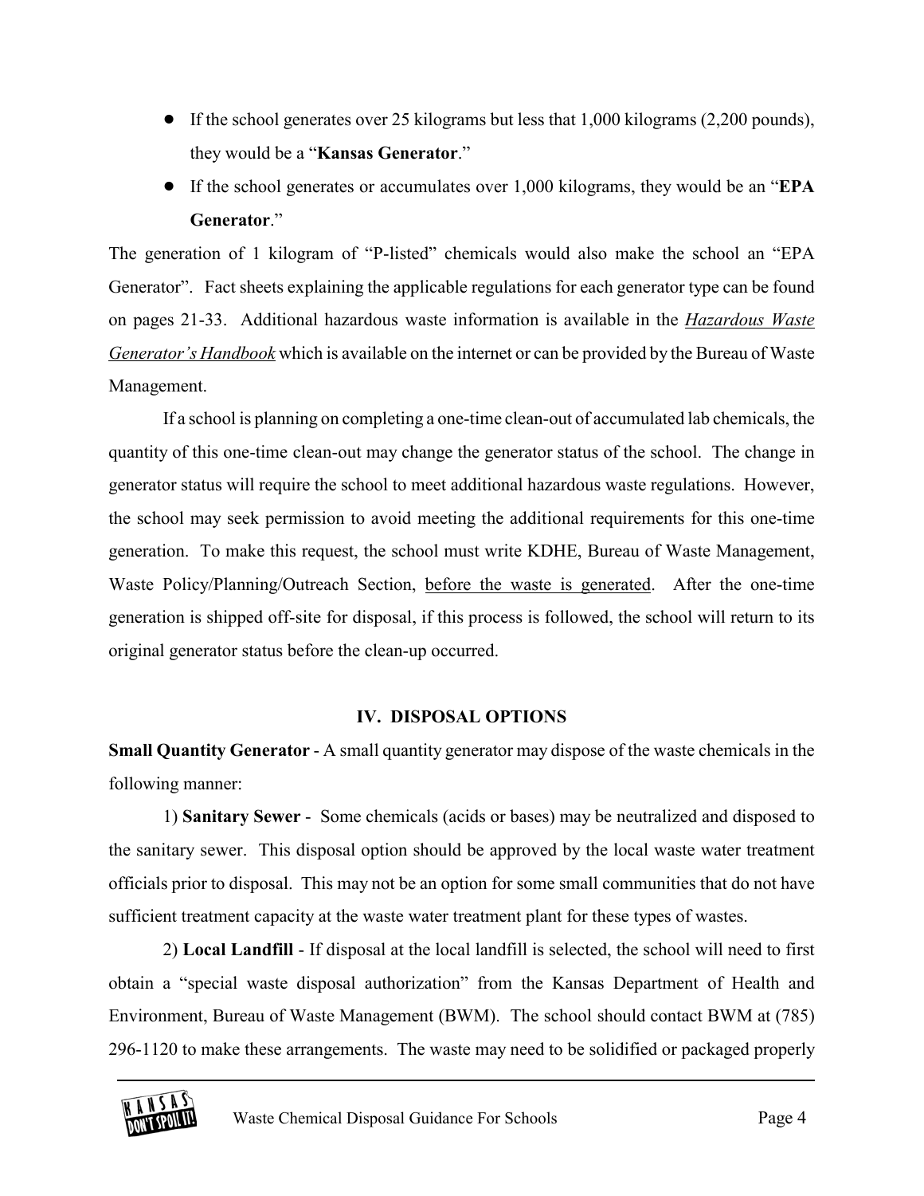- If the school generates over 25 kilograms but less that 1,000 kilograms (2,200 pounds), they would be a "**Kansas Generator**."
- If the school generates or accumulates over 1,000 kilograms, they would be an "**EPA Generator**."

The generation of 1 kilogram of "P-listed" chemicals would also make the school an "EPA Generator". Fact sheets explaining the applicable regulations for each generator type can be found on pages 21-33. Additional hazardous waste information is available in the ***Hazardous Waste Generator's Handbook*** which is available on the internet or can be provided by the Bureau of Waste Management.

If a school is planning on completing a one-time clean-out of accumulated lab chemicals, the quantity of this one-time clean-out may change the generator status of the school. The change in generator status will require the school to meet additional hazardous waste regulations. However, the school may seek permission to avoid meeting the additional requirements for this one-time generation. To make this request, the school must write KDHE, Bureau of Waste Management, Waste Policy/Planning/Outreach Section, before the waste is generated. After the one-time generation is shipped off-site for disposal, if this process is followed, the school will return to its original generator status before the clean-up occurred.

## IV. DISPOSAL OPTIONS

**Small Quantity Generator** - A small quantity generator may dispose of the waste chemicals in the following manner:

1) **Sanitary Sewer** - Some chemicals (acids or bases) may be neutralized and disposed to the sanitary sewer. This disposal option should be approved by the local waste water treatment officials prior to disposal. This may not be an option for some small communities that do not have sufficient treatment capacity at the waste water treatment plant for these types of wastes.

2) **Local Landfill** - If disposal at the local landfill is selected, the school will need to first obtain a "special waste disposal authorization" from the Kansas Department of Health and Environment, Bureau of Waste Management (BWM). The school should contact BWM at (785) 296-1120 to make these arrangements. The waste may need to be solidified or packaged properly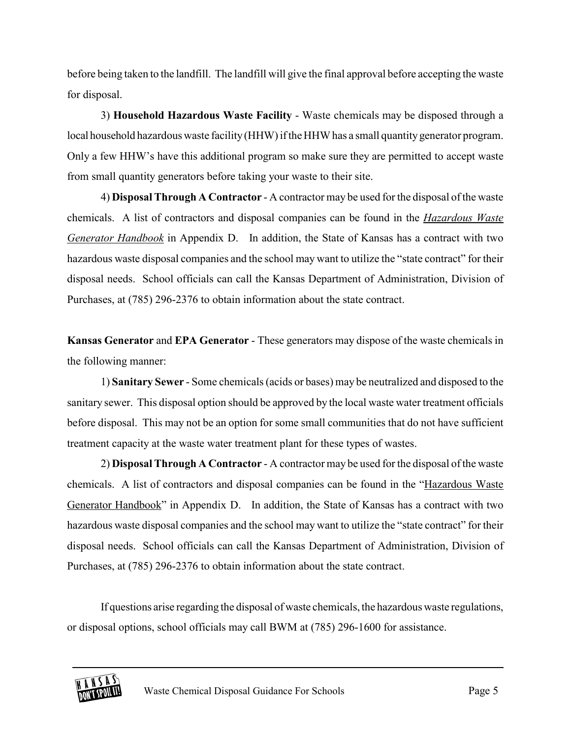before being taken to the landfill. The landfill will give the final approval before accepting the waste for disposal.

3) **Household Hazardous Waste Facility** - Waste chemicals may be disposed through a local household hazardous waste facility (HHW) if the HHW has a small quantity generator program. Only a few HHW's have this additional program so make sure they are permitted to accept waste from small quantity generators before taking your waste to their site.

4) **Disposal Through A Contractor** - A contractor may be used for the disposal of the waste chemicals. A list of contractors and disposal companies can be found in the *Hazardous Waste Generator Handbook* in Appendix D. In addition, the State of Kansas has a contract with two hazardous waste disposal companies and the school may want to utilize the "state contract" for their disposal needs. School officials can call the Kansas Department of Administration, Division of Purchases, at (785) 296-2376 to obtain information about the state contract.

**Kansas Generator** and **EPA Generator** - These generators may dispose of the waste chemicals in the following manner:

1) **Sanitary Sewer** - Some chemicals (acids or bases) may be neutralized and disposed to the sanitary sewer. This disposal option should be approved by the local waste water treatment officials before disposal. This may not be an option for some small communities that do not have sufficient treatment capacity at the waste water treatment plant for these types of wastes.

2) **Disposal Through A Contractor** - A contractor may be used for the disposal of the waste chemicals. A list of contractors and disposal companies can be found in the "Hazardous Waste Generator Handbook" in Appendix D. In addition, the State of Kansas has a contract with two hazardous waste disposal companies and the school may want to utilize the "state contract" for their disposal needs. School officials can call the Kansas Department of Administration, Division of Purchases, at (785) 296-2376 to obtain information about the state contract.

If questions arise regarding the disposal of waste chemicals, the hazardous waste regulations, or disposal options, school officials may call BWM at (785) 296-1600 for assistance.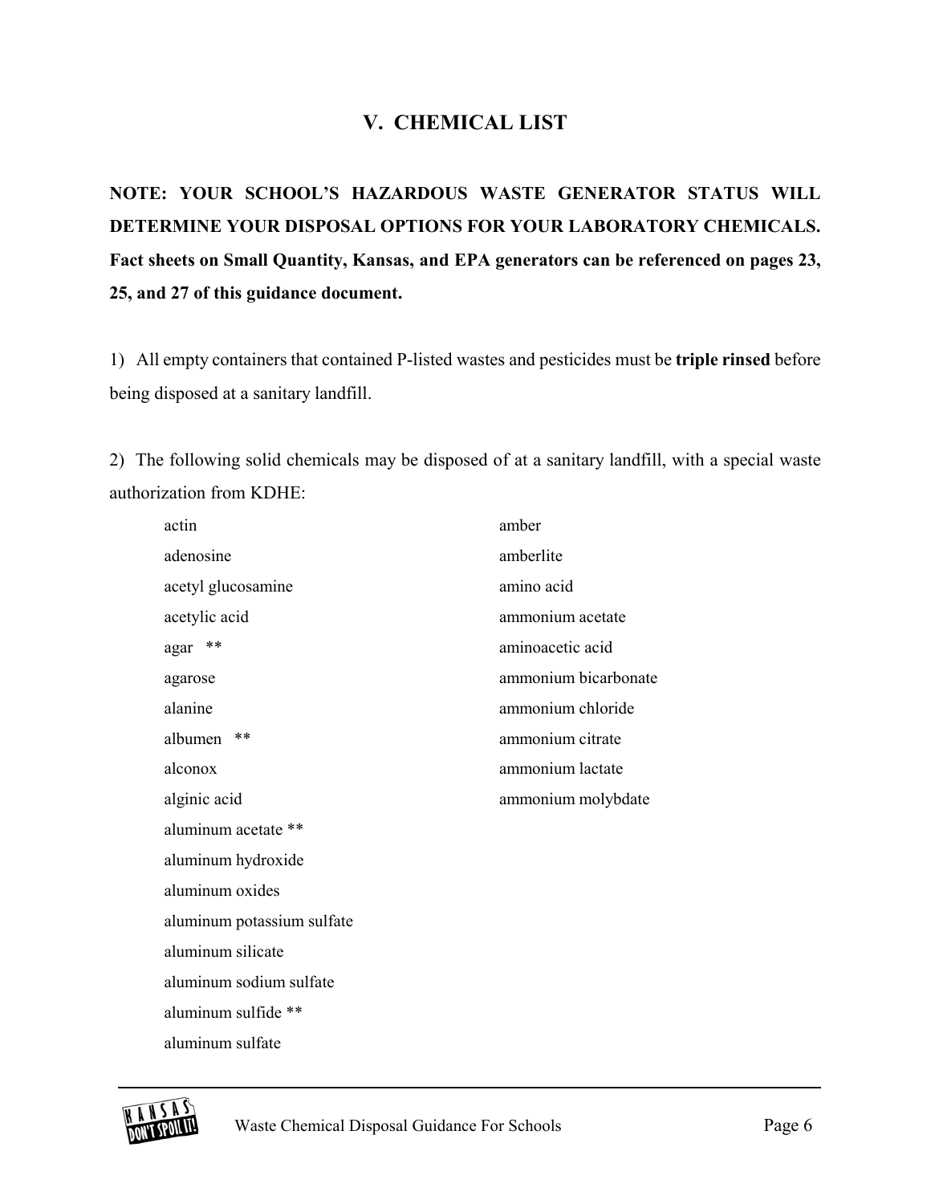## V. CHEMICAL LIST

**NOTE: YOUR SCHOOL'S HAZARDOUS WASTE GENERATOR STATUS WILL DETERMINE YOUR DISPOSAL OPTIONS FOR YOUR LABORATORY CHEMICALS. Fact sheets on Small Quantity, Kansas, and EPA generators can be referenced on pages 23, 25, and 27 of this guidance document.**

1) All empty containers that contained P-listed wastes and pesticides must be **triple rinsed** before being disposed at a sanitary landfill.

2) The following solid chemicals may be disposed of at a sanitary landfill, with a special waste authorization from KDHE:

- actin
- adenosine
- acetyl glucosamine
- acetylic acid
- agar **
- agarose
- alanine
- albumen **
- alconox
- alginic acid
- aluminum acetate **
- aluminum hydroxide
- aluminum oxides
- aluminum potassium sulfate
- aluminum silicate
- aluminum sodium sulfate
- aluminum sulfide **
- aluminum sulfate
- amber
- amberlite
- amino acid
- ammonium acetate
- aminoacetic acid
- ammonium bicarbonate
- ammonium chloride
- ammonium citrate
- ammonium lactate
- ammonium molybdate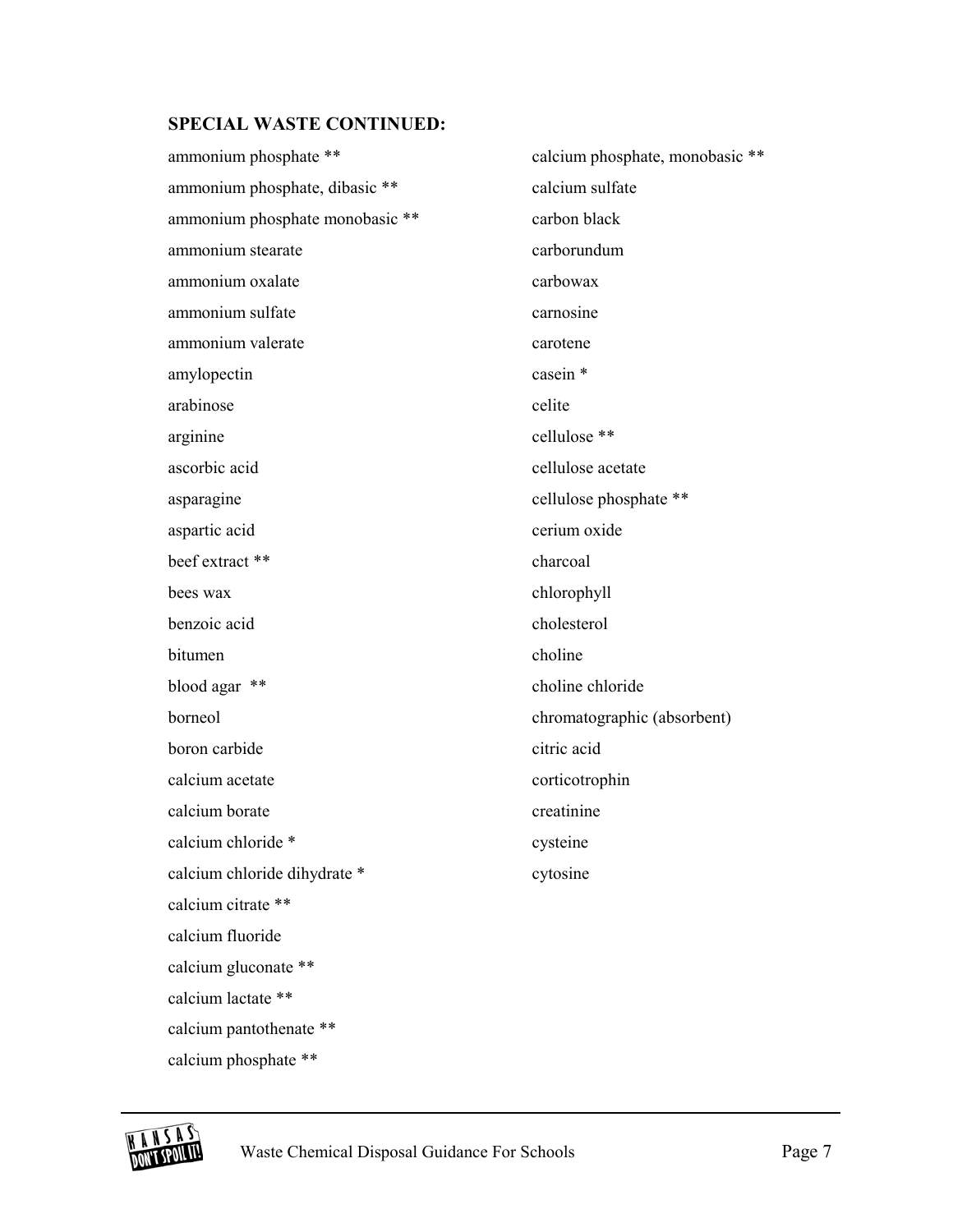**SPECIAL WASTE CONTINUED:**

ammonium phosphate **
ammonium phosphate, dibasic **
ammonium phosphate monobasic **
ammonium stearate
ammonium oxalate
ammonium sulfate
ammonium valerate
amylopectin
arabinose
arginine
ascorbic acid
asparagine
aspartic acid
beef extract **
bees wax
benzoic acid
bitumen
blood agar **
borneol
boron carbide
calcium acetate
calcium borate
calcium chloride *
calcium chloride dihydrate *
calcium citrate **
calcium fluoride
calcium gluconate **
calcium lactate **
calcium pantothenate **
calcium phosphate **
calcium phosphate, monobasic **
calcium sulfate
carbon black
carborundum
carbowax
carnosine
carotene
casein *
celite
cellulose **
cellulose acetate
cellulose phosphate **
cerium oxide
charcoal
chlorophyll
cholesterol
choline
choline chloride
chromatographic (absorbent)
citric acid
corticotrophin
creatinine
cysteine
cytosine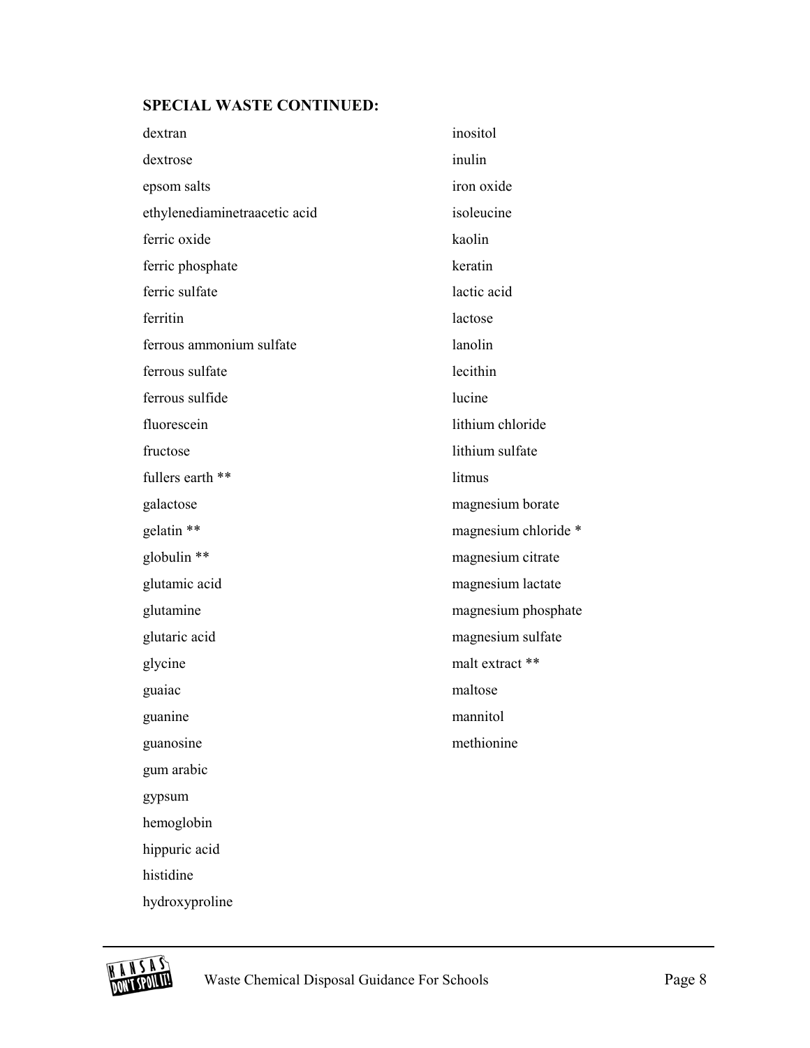**SPECIAL WASTE CONTINUED:**

dextran
dextrose
epsom salts
ethylenediaminetraacetic acid
ferric oxide
ferric phosphate
ferric sulfate
ferritin
ferrous ammonium sulfate
ferrous sulfate
ferrous sulfide
fluorescein
fructose
fullers earth **
galactose
gelatin **
globulin **
glutamic acid
glutamine
glutaric acid
glycine
guaiac
guanine
guanosine
gum arabic
gypsum
hemoglobin
hippuric acid
histidine
hydroxyproline
inositol
inulin
iron oxide
isoleucine
kaolin
keratin
lactic acid
lactose
lanolin
lecithin
lucine
lithium chloride
lithium sulfate
litmus
magnesium borate
magnesium chloride *
magnesium citrate
magnesium lactate
magnesium phosphate
magnesium sulfate
malt extract **
maltose
mannitol
methionine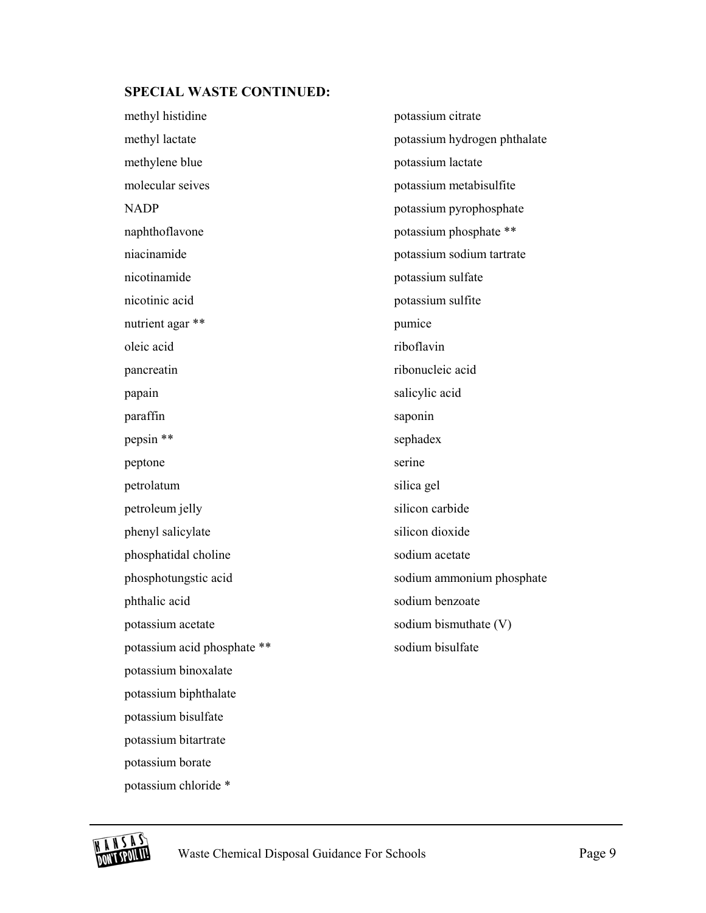**SPECIAL WASTE CONTINUED:**

methyl histidine
methyl lactate
methylene blue
molecular seives
NADP
naphthoflavone
niacinamide
nicotinamide
nicotinic acid
nutrient agar **
oleic acid
pancreatin
papain
paraffin
pepsin **
peptone
petrolatum
petroleum jelly
phenyl salicylate
phosphatidal choline
phosphotungstic acid
phthalic acid
potassium acetate
potassium acid phosphate **
potassium binoxalate
potassium biphthalate
potassium bisulfate
potassium bitartrate
potassium borate
potassium chloride *
potassium citrate
potassium hydrogen phthalate
potassium lactate
potassium metabisulfite
potassium pyrophosphate
potassium phosphate **
potassium sodium tartrate
potassium sulfate
potassium sulfite
pumice
riboflavin
ribonucleic acid
salicylic acid
saponin
sephadex
serine
silica gel
silicon carbide
silicon dioxide
sodium acetate
sodium ammonium phosphate
sodium benzoate
sodium bismuthate (V)
sodium bisulfate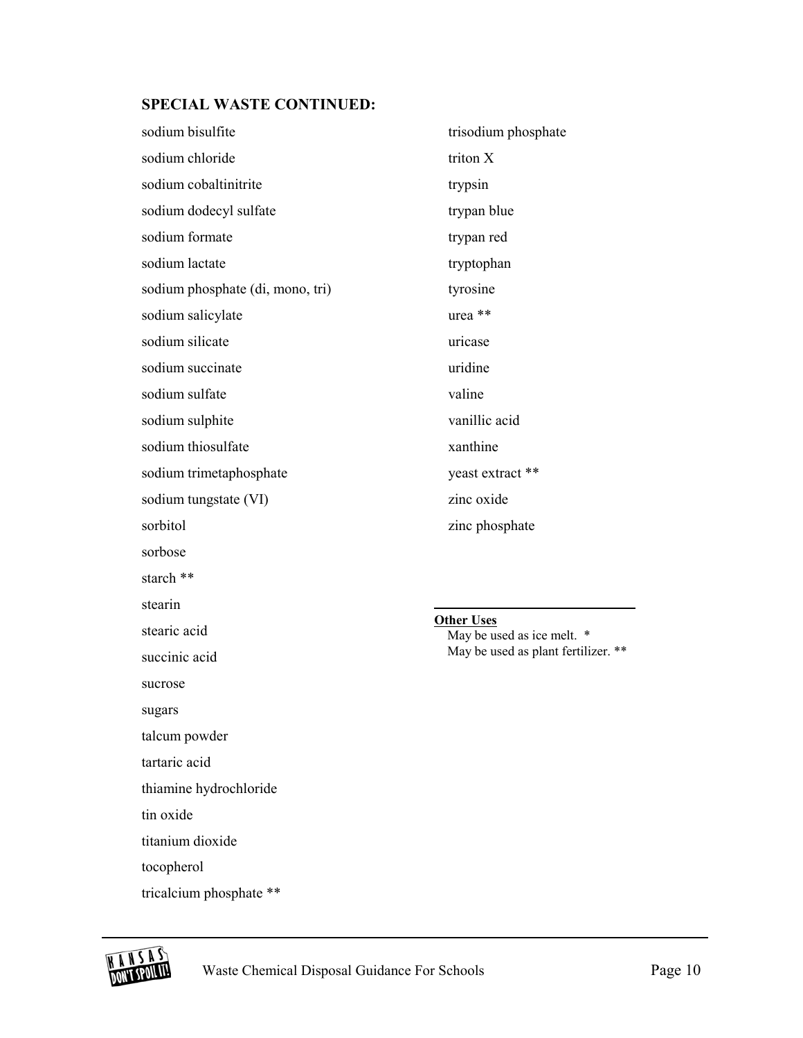**SPECIAL WASTE CONTINUED:**

sodium bisulfite

sodium chloride

sodium cobaltinitrite

sodium dodecyl sulfate

sodium formate

sodium lactate

sodium phosphate (di, mono, tri)

sodium salicylate

sodium silicate

sodium succinate

sodium sulfate

sodium sulphite

sodium thiosulfate

sodium trimetaphosphate

sodium tungstate (VI)

sorbitol

sorbose

starch **

stearin

stearic acid

succinic acid

sucrose

sugars

talcum powder

tartaric acid

thiamine hydrochloride

tin oxide

titanium dioxide

tocopherol

tricalcium phosphate **

trisodium phosphate

triton X

trypsin

trypan blue

trypan red

tryptophan

tyrosine

urea **

uricase

uridine

valine

vanillic acid

xanthine

yeast extract **

zinc oxide

zinc phosphate

---

**Other Uses**

May be used as ice melt. *

May be used as plant fertilizer. **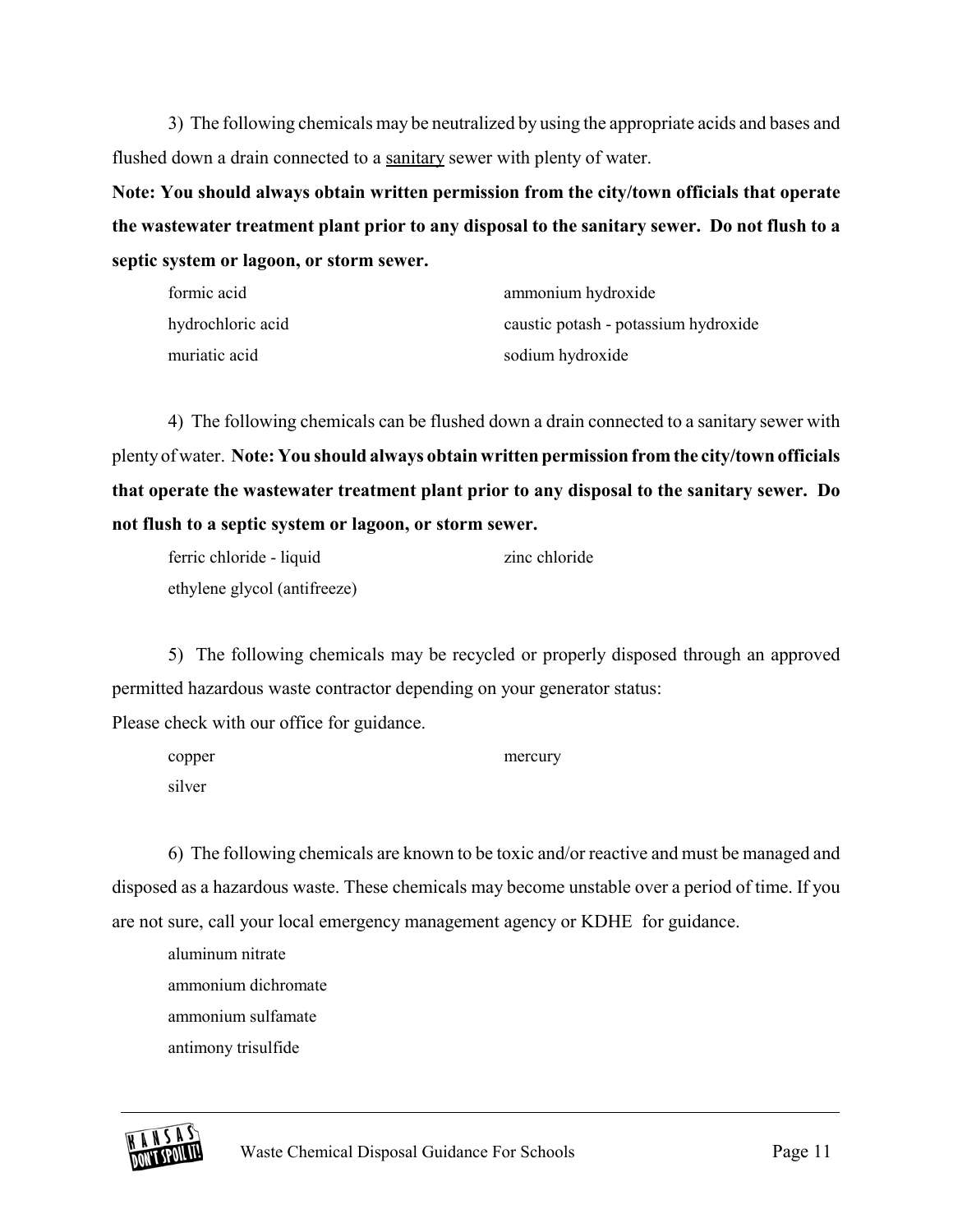3) The following chemicals may be neutralized by using the appropriate acids and bases and flushed down a drain connected to a sanitary sewer with plenty of water.

**Note: You should always obtain written permission from the city/town officials that operate the wastewater treatment plant prior to any disposal to the sanitary sewer. Do not flush to a septic system or lagoon, or storm sewer.**

- formic acid
- hydrochloric acid
- muriatic acid
- ammonium hydroxide
- caustic potash - potassium hydroxide
- sodium hydroxide

4) The following chemicals can be flushed down a drain connected to a sanitary sewer with plenty of water. **Note: You should always obtain written permission from the city/town officials that operate the wastewater treatment plant prior to any disposal to the sanitary sewer. Do not flush to a septic system or lagoon, or storm sewer.**

- ferric chloride - liquid
- ethylene glycol (antifreeze)
- zinc chloride

5) The following chemicals may be recycled or properly disposed through an approved permitted hazardous waste contractor depending on your generator status:

Please check with our office for guidance.

- copper
- silver
- mercury

6) The following chemicals are known to be toxic and/or reactive and must be managed and disposed as a hazardous waste. These chemicals may become unstable over a period of time. If you are not sure, call your local emergency management agency or KDHE for guidance.

- aluminum nitrate
- ammonium dichromate
- ammonium sulfamate
- antimony trisulfide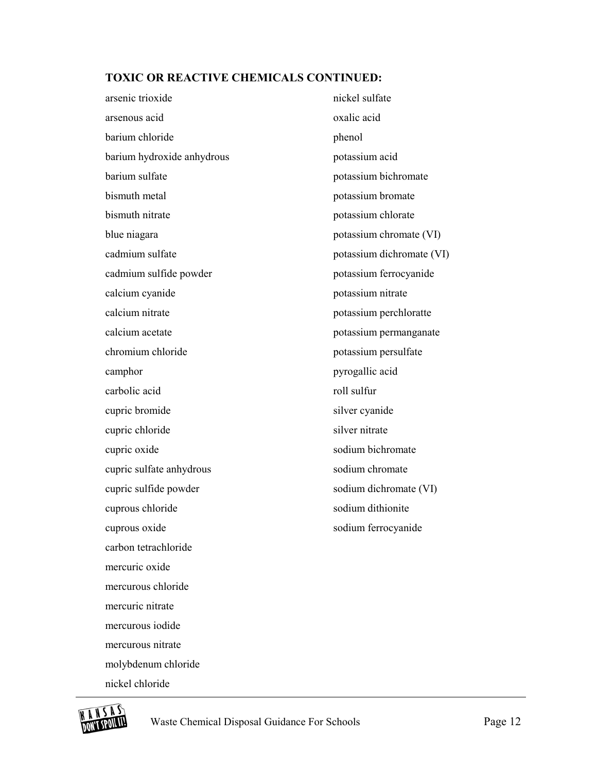**TOXIC OR REACTIVE CHEMICALS CONTINUED:**

arsenic trioxide
arsenous acid
barium chloride
barium hydroxide anhydrous
barium sulfate
bismuth metal
bismuth nitrate
blue niagara
cadmium sulfate
cadmium sulfide powder
calcium cyanide
calcium nitrate
calcium acetate
chromium chloride
camphor
carbolic acid
cupric bromide
cupric chloride
cupric oxide
cupric sulfate anhydrous
cupric sulfide powder
cuprous chloride
cuprous oxide
carbon tetrachloride
mercuric oxide
mercurous chloride
mercuric nitrate
mercurous iodide
mercurous nitrate
molybdenum chloride
nickel chloride
nickel sulfate
oxalic acid
phenol
potassium acid
potassium bichromate
potassium bromate
potassium chlorate
potassium chromate (VI)
potassium dichromate (VI)
potassium ferrocyanide
potassium nitrate
potassium perchloratte
potassium permanganate
potassium persulfate
pyrogallic acid
roll sulfur
silver cyanide
silver nitrate
sodium bichromate
sodium chromate
sodium dichromate (VI)
sodium dithionite
sodium ferrocyanide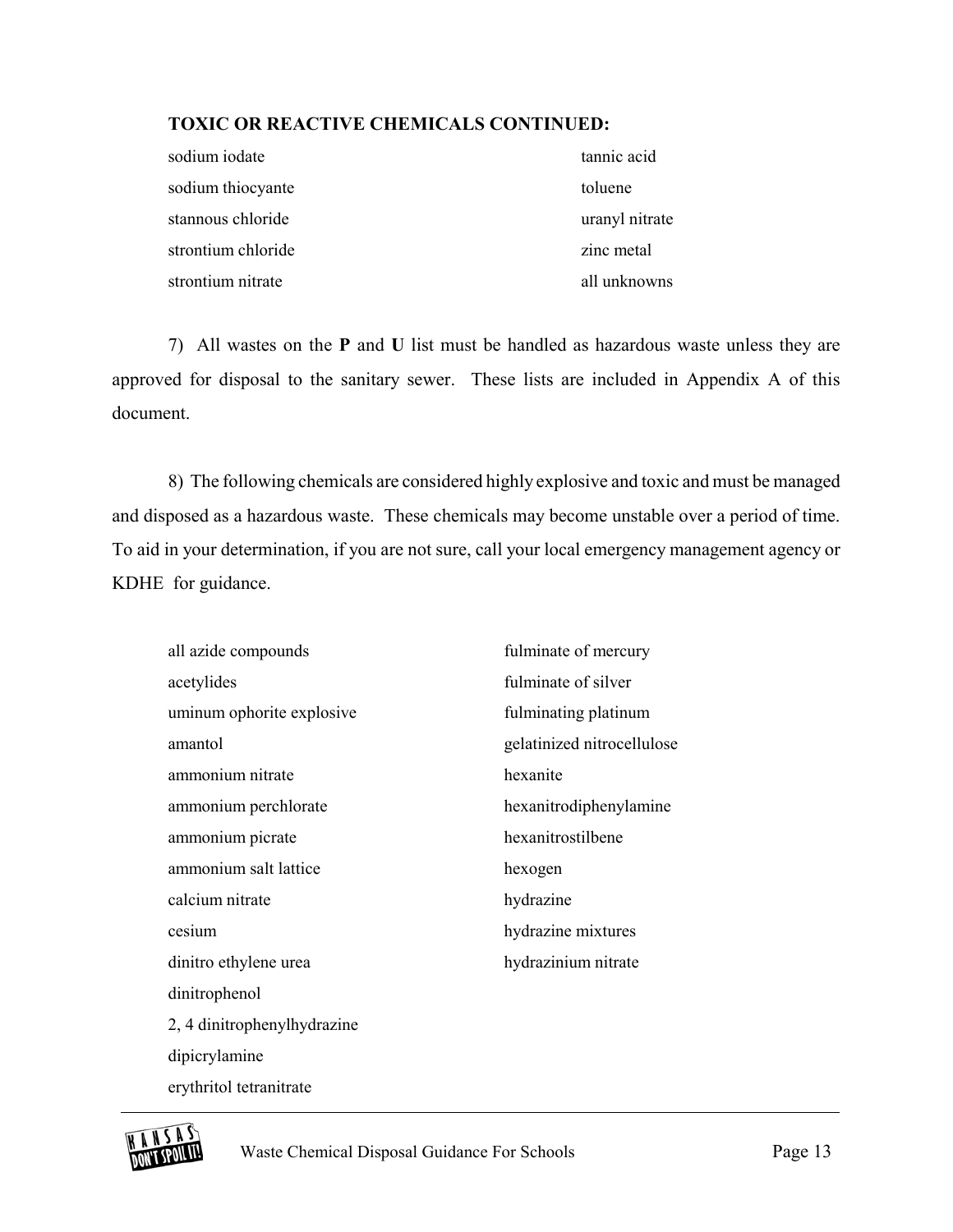**TOXIC OR REACTIVE CHEMICALS CONTINUED:**

- sodium iodate
- sodium thiocyante
- stannous chloride
- strontium chloride
- strontium nitrate
- tannic acid
- toluene
- uranyl nitrate
- zinc metal
- all unknowns

7) All wastes on the **P** and **U** list must be handled as hazardous waste unless they are approved for disposal to the sanitary sewer. These lists are included in Appendix A of this document.

8) The following chemicals are considered highly explosive and toxic and must be managed and disposed as a hazardous waste. These chemicals may become unstable over a period of time. To aid in your determination, if you are not sure, call your local emergency management agency or KDHE for guidance.

- all azide compounds
- acetylides
- uminum ophorite explosive
- amantol
- ammonium nitrate
- ammonium perchlorate
- ammonium picrate
- ammonium salt lattice
- calcium nitrate
- cesium
- dinitro ethylene urea
- dinitrophenol
- 2, 4 dinitrophenylhydrazine
- dipicrylamine
- erythritol tetranitrate
- fulminate of mercury
- fulminate of silver
- fulminating platinum
- gelatinized nitrocellulose
- hexanite
- hexanitrodiphenylamine
- hexanitrostilbene
- hexogen
- hydrazine
- hydrazine mixtures
- hydrazinium nitrate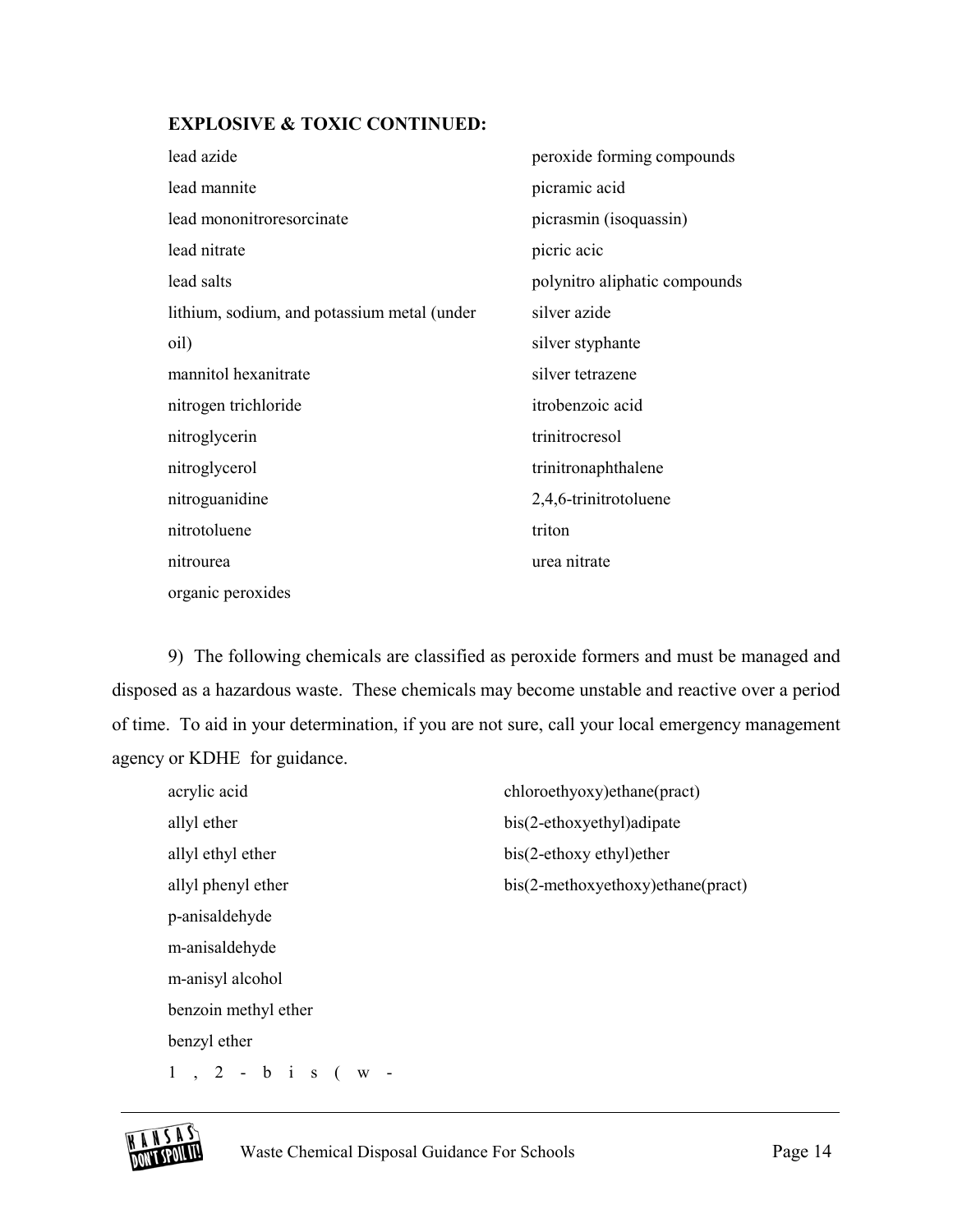**EXPLOSIVE & TOXIC CONTINUED:**

lead azide
lead mannite
lead mononitroresorcinate
lead nitrate
lead salts
lithium, sodium, and potassium metal (under oil)
mannitol hexanitrate
nitrogen trichloride
nitroglycerin
nitroglycerol
nitroguanidine
nitrotoluene
nitrourea
organic peroxides
peroxide forming compounds
picramic acid
picrasmin (isoquassin)
picric acic
polynitro aliphatic compounds
silver azide
silver styphante
silver tetrazene
itrobenzoic acid
trinitrocresol
trinitronaphthalene
2,4,6-trinitrotoluene
triton
urea nitrate

9) The following chemicals are classified as peroxide formers and must be managed and disposed as a hazardous waste. These chemicals may become unstable and reactive over a period of time. To aid in your determination, if you are not sure, call your local emergency management agency or KDHE for guidance.

acrylic acid
allyl ether
allyl ethyl ether
allyl phenyl ether
p-anisaldehyde
m-anisaldehyde
m-anisyl alcohol
benzoin methyl ether
benzyl ether
1,2-bis(w-chloroethyoxy)ethane(pract)
bis(2-ethoxyethyl)adipate
bis(2-ethoxy ethyl)ether
bis(2-methoxyethoxy)ethane(pract)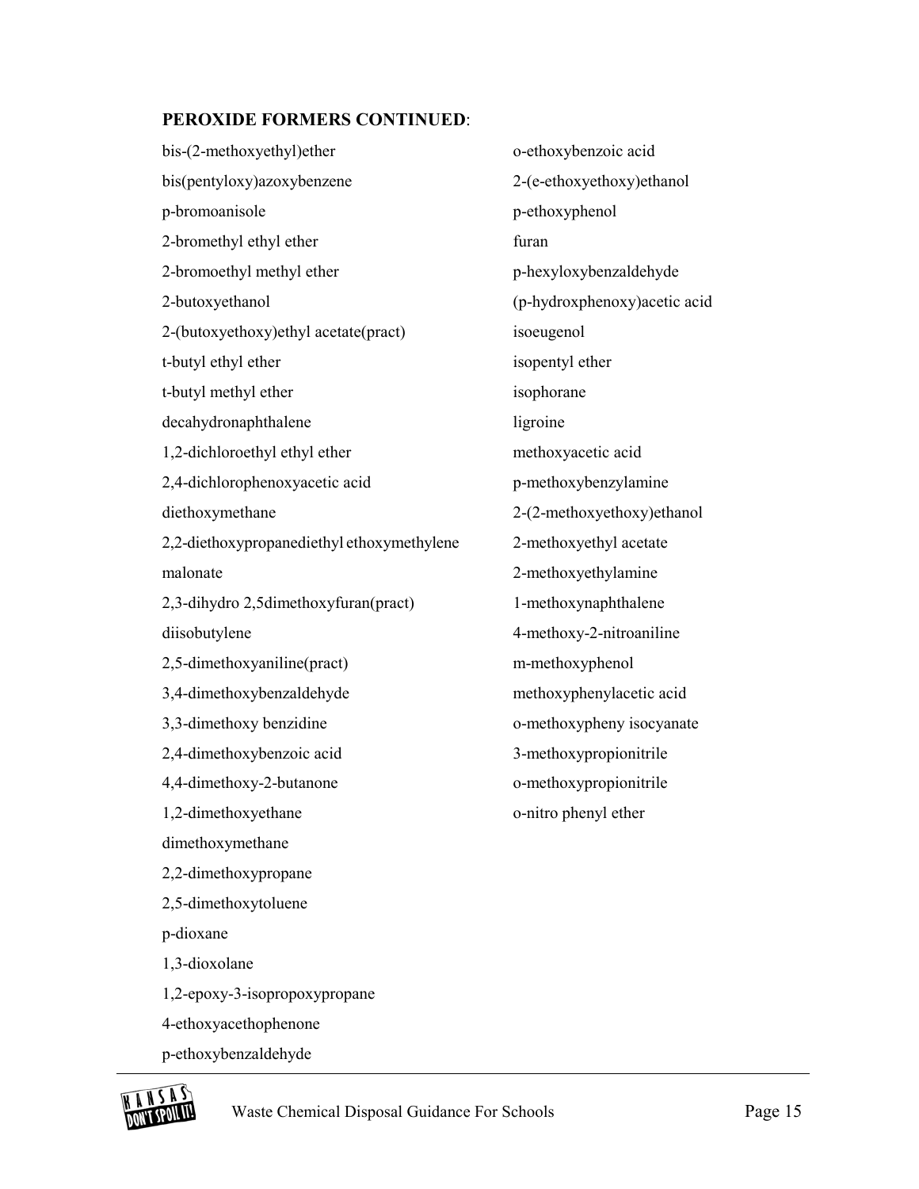**PEROXIDE FORMERS CONTINUED**:

bis-(2-methoxyethyl)ether

bis(pentyloxy)azoxybenzene

p-bromoanisole

2-bromethyl ethyl ether

2-bromoethyl methyl ether

2-butoxyethanol

2-(butoxyethoxy)ethyl acetate(pract)

t-butyl ethyl ether

t-butyl methyl ether

decahydronaphthalene

1,2-dichloroethyl ethyl ether

2,4-dichlorophenoxyacetic acid

diethoxymethane

2,2-diethoxypropanediethyl ethoxymethylene

malonate

2,3-dihydro 2,5dimethoxyfuran(pract)

diisobutylene

2,5-dimethoxyaniline(pract)

3,4-dimethoxybenzaldehyde

3,3-dimethoxy benzidine

2,4-dimethoxybenzoic acid

4,4-dimethoxy-2-butanone

1,2-dimethoxyethane

dimethoxymethane

2,2-dimethoxypropane

2,5-dimethoxytoluene

p-dioxane

1,3-dioxolane

1,2-epoxy-3-isopropoxypropane

4-ethoxyacethophenone

p-ethoxybenzaldehyde

o-ethoxybenzoic acid

2-(e-ethoxyethoxy)ethanol

p-ethoxyphenol

furan

p-hexyloxybenzaldehyde

(p-hydroxphenoxy)acetic acid

isoeugenol

isopentyl ether

isophorane

ligroine

methoxyacetic acid

p-methoxybenzylamine

2-(2-methoxyethoxy)ethanol

2-methoxyethyl acetate

2-methoxyethylamine

1-methoxynaphthalene

4-methoxy-2-nitroaniline

m-methoxyphenol

methoxyphenylacetic acid

o-methoxypheny isocyanate

3-methoxypropionitrile

o-methoxypropionitrile

o-nitro phenyl ether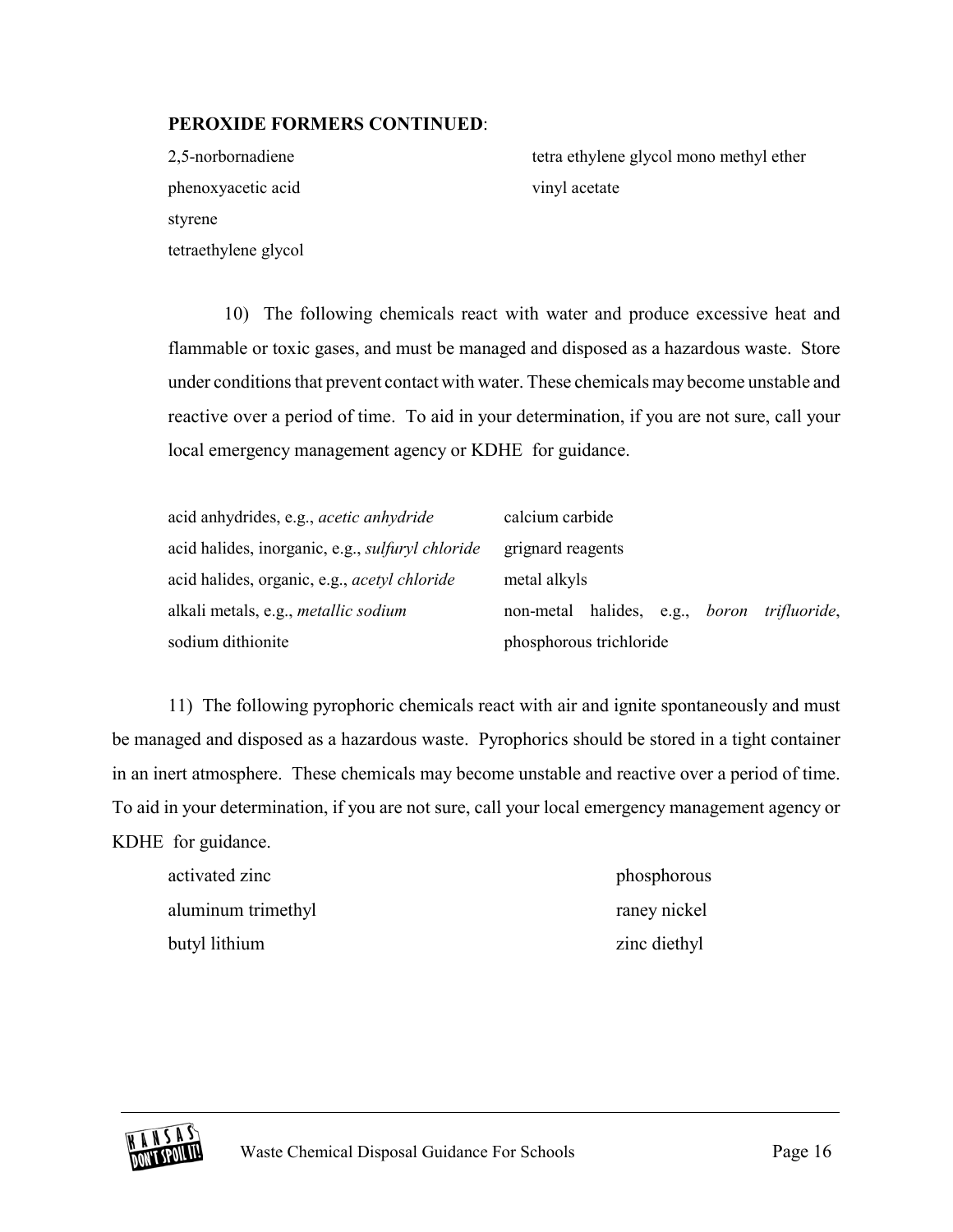**PEROXIDE FORMERS CONTINUED**:

2,5-norbornadiene
phenoxyacetic acid
styrene
tetraethylene glycol
tetra ethylene glycol mono methyl ether
vinyl acetate

10) The following chemicals react with water and produce excessive heat and flammable or toxic gases, and must be managed and disposed as a hazardous waste. Store under conditions that prevent contact with water. These chemicals may become unstable and reactive over a period of time. To aid in your determination, if you are not sure, call your local emergency management agency or KDHE for guidance.

acid anhydrides, e.g., *acetic anhydride*
acid halides, inorganic, e.g., *sulfuryl chloride*
acid halides, organic, e.g., *acetyl chloride*
alkali metals, e.g., *metallic sodium*
sodium dithionite
calcium carbide
grignard reagents
metal alkyls
non-metal halides, e.g., *boron trifluoride*,
phosphorous trichloride

11) The following pyrophoric chemicals react with air and ignite spontaneously and must be managed and disposed as a hazardous waste. Pyrophorics should be stored in a tight container in an inert atmosphere. These chemicals may become unstable and reactive over a period of time. To aid in your determination, if you are not sure, call your local emergency management agency or KDHE for guidance.

activated zinc
aluminum trimethyl
butyl lithium
phosphorous
raney nickel
zinc diethyl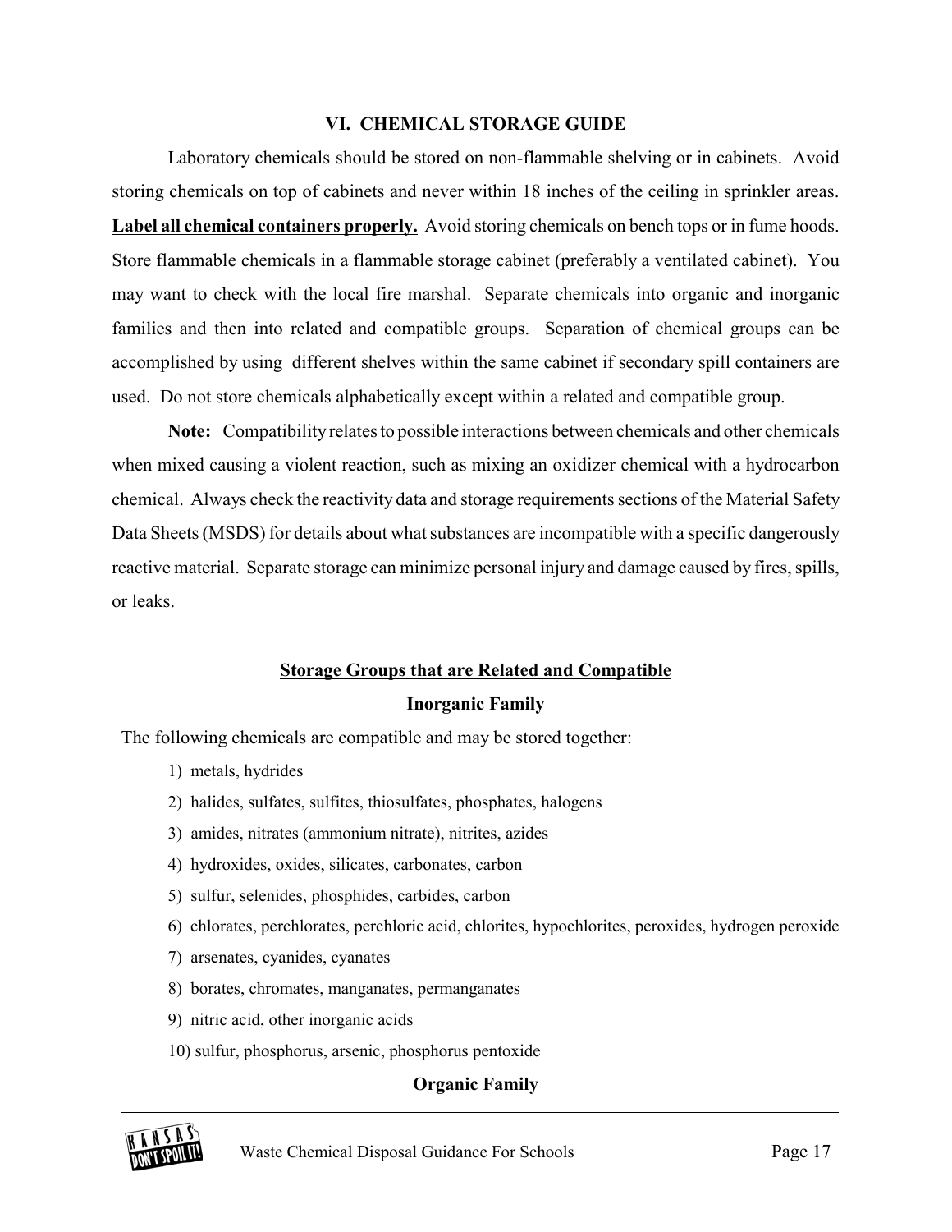## VI. CHEMICAL STORAGE GUIDE

Laboratory chemicals should be stored on non-flammable shelving or in cabinets. Avoid storing chemicals on top of cabinets and never within 18 inches of the ceiling in sprinkler areas. **Label all chemical containers properly.** Avoid storing chemicals on bench tops or in fume hoods. Store flammable chemicals in a flammable storage cabinet (preferably a ventilated cabinet). You may want to check with the local fire marshal. Separate chemicals into organic and inorganic families and then into related and compatible groups. Separation of chemical groups can be accomplished by using different shelves within the same cabinet if secondary spill containers are used. Do not store chemicals alphabetically except within a related and compatible group.

**Note:** Compatibility relates to possible interactions between chemicals and other chemicals when mixed causing a violent reaction, such as mixing an oxidizer chemical with a hydrocarbon chemical. Always check the reactivity data and storage requirements sections of the Material Safety Data Sheets (MSDS) for details about what substances are incompatible with a specific dangerously reactive material. Separate storage can minimize personal injury and damage caused by fires, spills, or leaks.

### Storage Groups that are Related and Compatible

#### Inorganic Family

The following chemicals are compatible and may be stored together:

1) metals, hydrides
2) halides, sulfates, sulfites, thiosulfates, phosphates, halogens
3) amides, nitrates (ammonium nitrate), nitrites, azides
4) hydroxides, oxides, silicates, carbonates, carbon
5) sulfur, selenides, phosphides, carbides, carbon
6) chlorates, perchlorates, perchloric acid, chlorites, hypochlorites, peroxides, hydrogen peroxide
7) arsenates, cyanides, cyanates
8) borates, chromates, manganates, permanganates
9) nitric acid, other inorganic acids
10) sulfur, phosphorus, arsenic, phosphorus pentoxide

#### Organic Family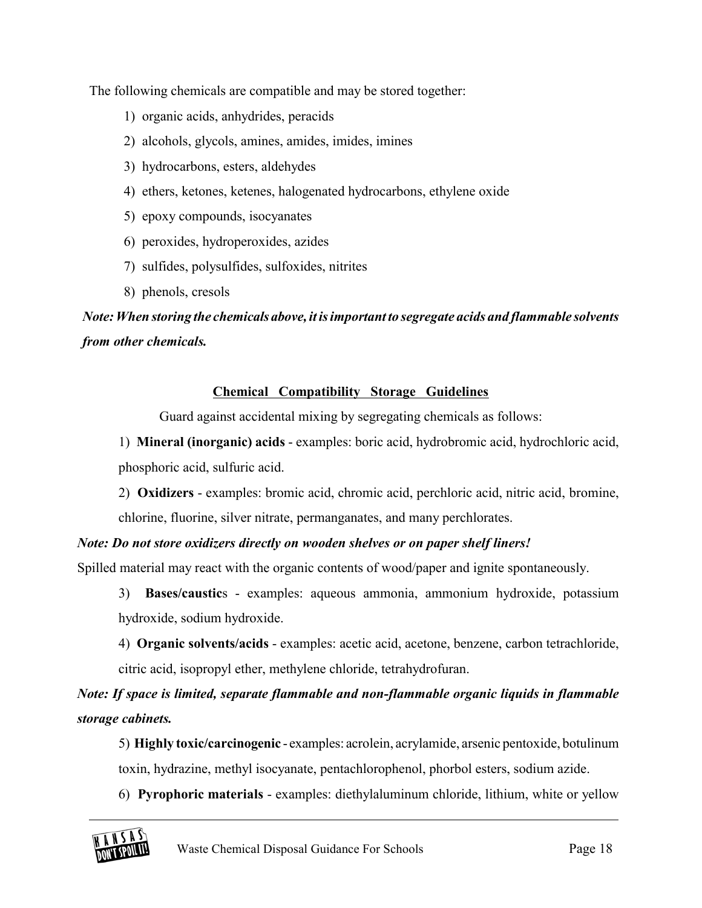The following chemicals are compatible and may be stored together:

1) organic acids, anhydrides, peracids
2) alcohols, glycols, amines, amides, imides, imines
3) hydrocarbons, esters, aldehydes
4) ethers, ketones, ketenes, halogenated hydrocarbons, ethylene oxide
5) epoxy compounds, isocyanates
6) peroxides, hydroperoxides, azides
7) sulfides, polysulfides, sulfoxides, nitrites
8) phenols, cresols

***Note: When storing the chemicals above, it is important to segregate acids and flammable solvents from other chemicals.***

## Chemical Compatibility Storage Guidelines

Guard against accidental mixing by segregating chemicals as follows:

1) **Mineral (inorganic) acids** - examples: boric acid, hydrobromic acid, hydrochloric acid, phosphoric acid, sulfuric acid.

2) **Oxidizers** - examples: bromic acid, chromic acid, perchloric acid, nitric acid, bromine, chlorine, fluorine, silver nitrate, permanganates, and many perchlorates.

***Note: Do not store oxidizers directly on wooden shelves or on paper shelf liners!***

Spilled material may react with the organic contents of wood/paper and ignite spontaneously.

3) **Bases/caustic**s - examples: aqueous ammonia, ammonium hydroxide, potassium hydroxide, sodium hydroxide.

4) **Organic solvents/acids** - examples: acetic acid, acetone, benzene, carbon tetrachloride, citric acid, isopropyl ether, methylene chloride, tetrahydrofuran.

***Note: If space is limited, separate flammable and non-flammable organic liquids in flammable storage cabinets.***

5) **Highly toxic/carcinogenic** - examples: acrolein, acrylamide, arsenic pentoxide, botulinum toxin, hydrazine, methyl isocyanate, pentachlorophenol, phorbol esters, sodium azide.

6) **Pyrophoric materials** - examples: diethylaluminum chloride, lithium, white or yellow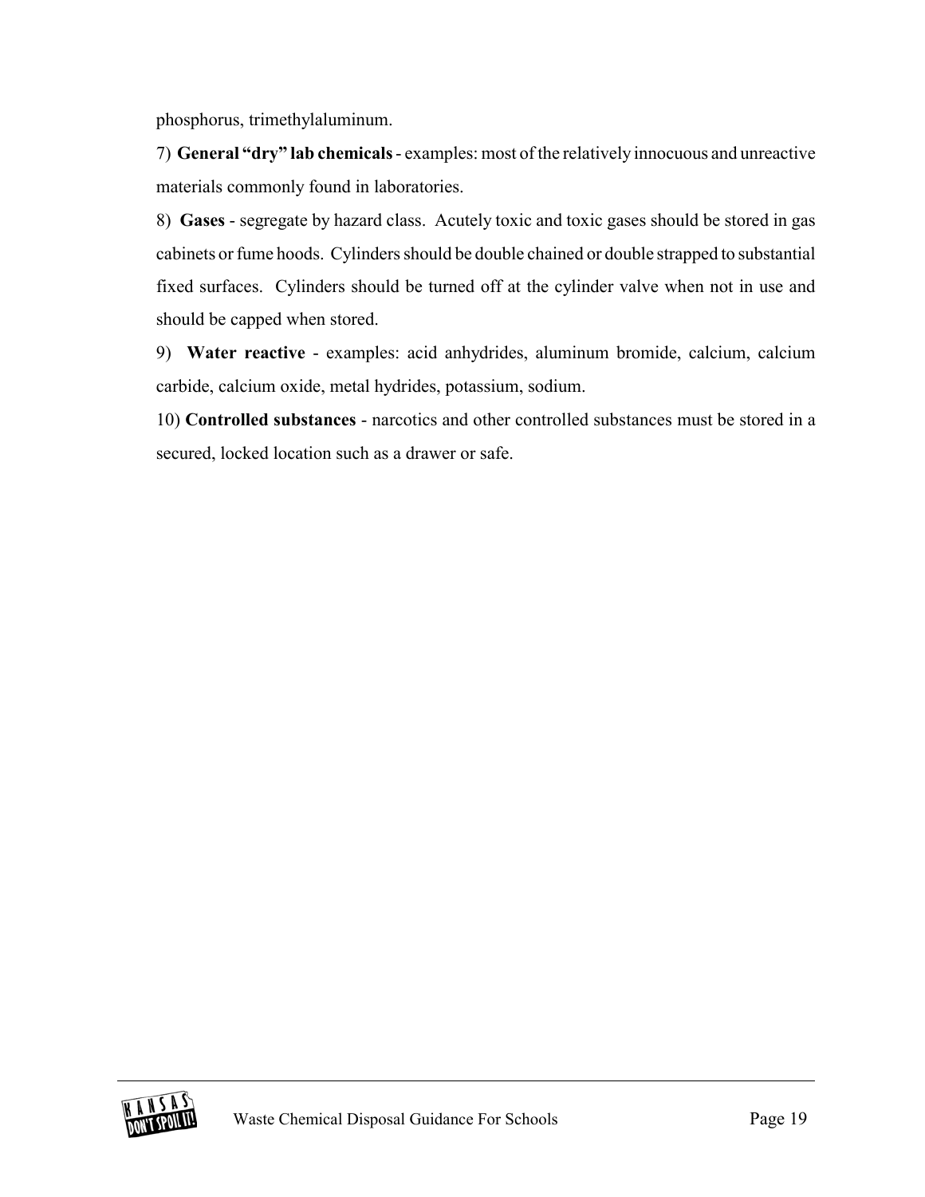phosphorus, trimethylaluminum.

7) **General "dry" lab chemicals** - examples: most of the relatively innocuous and unreactive materials commonly found in laboratories.

8) **Gases** - segregate by hazard class. Acutely toxic and toxic gases should be stored in gas cabinets or fume hoods. Cylinders should be double chained or double strapped to substantial fixed surfaces. Cylinders should be turned off at the cylinder valve when not in use and should be capped when stored.

9) **Water reactive** - examples: acid anhydrides, aluminum bromide, calcium, calcium carbide, calcium oxide, metal hydrides, potassium, sodium.

10) **Controlled substances** - narcotics and other controlled substances must be stored in a secured, locked location such as a drawer or safe.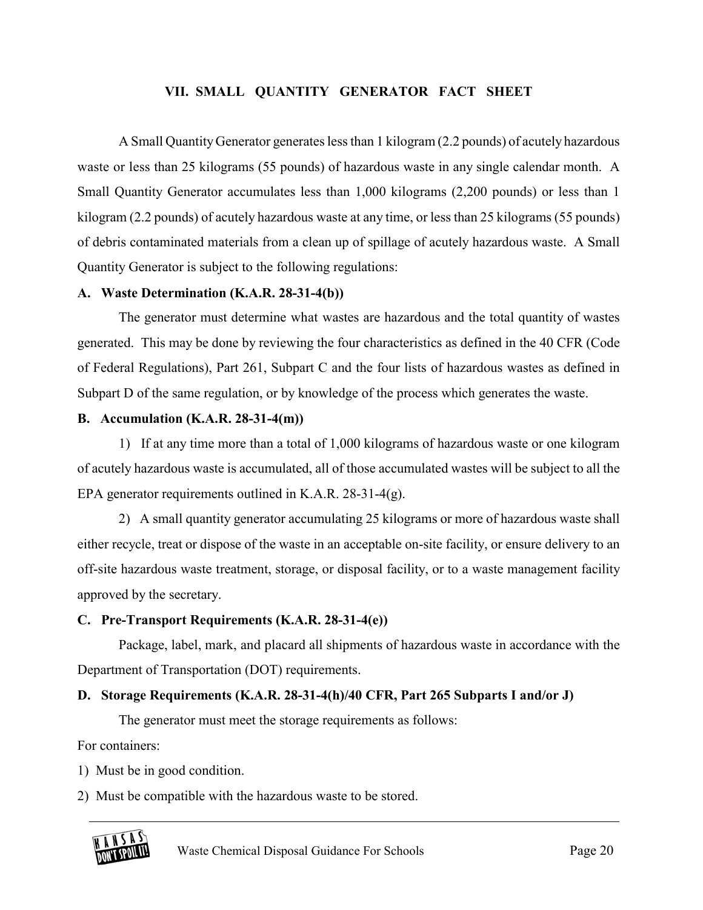## VII. SMALL QUANTITY GENERATOR FACT SHEET

A Small Quantity Generator generates less than 1 kilogram (2.2 pounds) of acutely hazardous waste or less than 25 kilograms (55 pounds) of hazardous waste in any single calendar month. A Small Quantity Generator accumulates less than 1,000 kilograms (2,200 pounds) or less than 1 kilogram (2.2 pounds) of acutely hazardous waste at any time, or less than 25 kilograms (55 pounds) of debris contaminated materials from a clean up of spillage of acutely hazardous waste. A Small Quantity Generator is subject to the following regulations:

**A. Waste Determination (K.A.R. 28-31-4(b))**

The generator must determine what wastes are hazardous and the total quantity of wastes generated. This may be done by reviewing the four characteristics as defined in the 40 CFR (Code of Federal Regulations), Part 261, Subpart C and the four lists of hazardous wastes as defined in Subpart D of the same regulation, or by knowledge of the process which generates the waste.

**B. Accumulation (K.A.R. 28-31-4(m))**

1) If at any time more than a total of 1,000 kilograms of hazardous waste or one kilogram of acutely hazardous waste is accumulated, all of those accumulated wastes will be subject to all the EPA generator requirements outlined in K.A.R. 28-31-4(g).

2) A small quantity generator accumulating 25 kilograms or more of hazardous waste shall either recycle, treat or dispose of the waste in an acceptable on-site facility, or ensure delivery to an off-site hazardous waste treatment, storage, or disposal facility, or to a waste management facility approved by the secretary.

**C. Pre-Transport Requirements (K.A.R. 28-31-4(e))**

Package, label, mark, and placard all shipments of hazardous waste in accordance with the Department of Transportation (DOT) requirements.

**D. Storage Requirements (K.A.R. 28-31-4(h)/40 CFR, Part 265 Subparts I and/or J)**

The generator must meet the storage requirements as follows:

For containers:

1) Must be in good condition.
2) Must be compatible with the hazardous waste to be stored.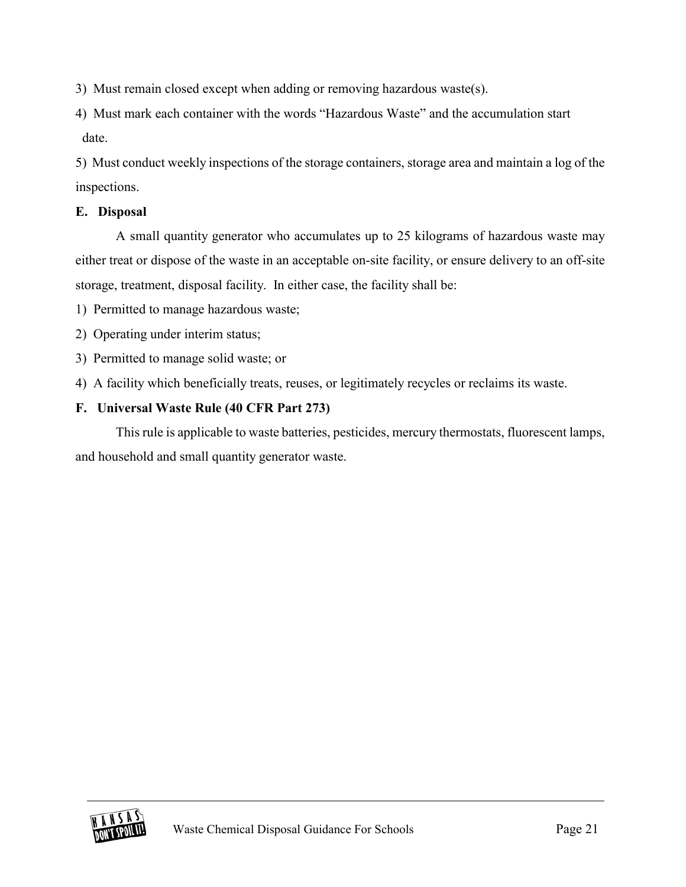3) Must remain closed except when adding or removing hazardous waste(s).

4) Must mark each container with the words "Hazardous Waste" and the accumulation start date.

5) Must conduct weekly inspections of the storage containers, storage area and maintain a log of the inspections.

**E. Disposal**

A small quantity generator who accumulates up to 25 kilograms of hazardous waste may either treat or dispose of the waste in an acceptable on-site facility, or ensure delivery to an off-site storage, treatment, disposal facility. In either case, the facility shall be:

1) Permitted to manage hazardous waste;

2) Operating under interim status;

3) Permitted to manage solid waste; or

4) A facility which beneficially treats, reuses, or legitimately recycles or reclaims its waste.

**F. Universal Waste Rule (40 CFR Part 273)**

This rule is applicable to waste batteries, pesticides, mercury thermostats, fluorescent lamps, and household and small quantity generator waste.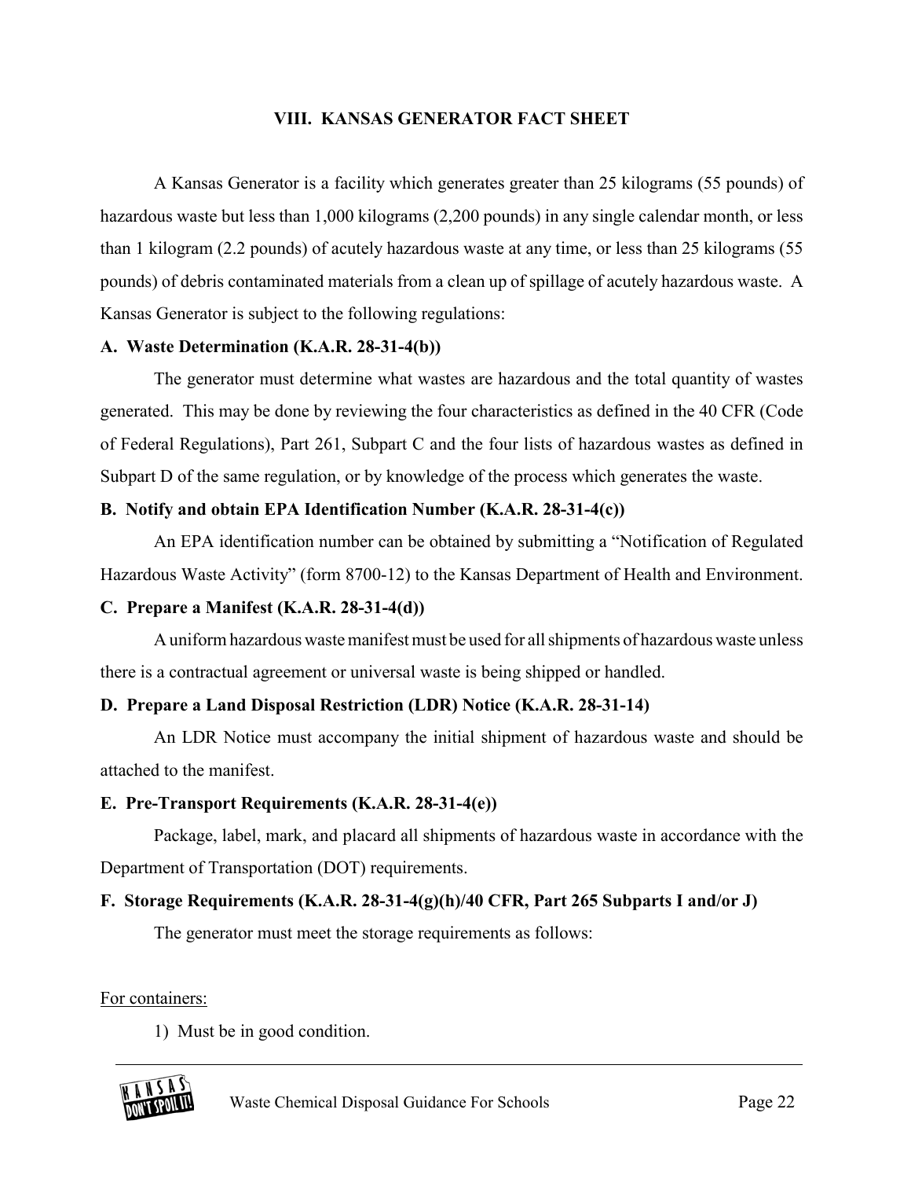## VIII. KANSAS GENERATOR FACT SHEET

A Kansas Generator is a facility which generates greater than 25 kilograms (55 pounds) of hazardous waste but less than 1,000 kilograms (2,200 pounds) in any single calendar month, or less than 1 kilogram (2.2 pounds) of acutely hazardous waste at any time, or less than 25 kilograms (55 pounds) of debris contaminated materials from a clean up of spillage of acutely hazardous waste. A Kansas Generator is subject to the following regulations:

### A. Waste Determination (K.A.R. 28-31-4(b))

The generator must determine what wastes are hazardous and the total quantity of wastes generated. This may be done by reviewing the four characteristics as defined in the 40 CFR (Code of Federal Regulations), Part 261, Subpart C and the four lists of hazardous wastes as defined in Subpart D of the same regulation, or by knowledge of the process which generates the waste.

### B. Notify and obtain EPA Identification Number (K.A.R. 28-31-4(c))

An EPA identification number can be obtained by submitting a "Notification of Regulated Hazardous Waste Activity" (form 8700-12) to the Kansas Department of Health and Environment.

### C. Prepare a Manifest (K.A.R. 28-31-4(d))

A uniform hazardous waste manifest must be used for all shipments of hazardous waste unless there is a contractual agreement or universal waste is being shipped or handled.

### D. Prepare a Land Disposal Restriction (LDR) Notice (K.A.R. 28-31-14)

An LDR Notice must accompany the initial shipment of hazardous waste and should be attached to the manifest.

### E. Pre-Transport Requirements (K.A.R. 28-31-4(e))

Package, label, mark, and placard all shipments of hazardous waste in accordance with the Department of Transportation (DOT) requirements.

### F. Storage Requirements (K.A.R. 28-31-4(g)(h)/40 CFR, Part 265 Subparts I and/or J)

The generator must meet the storage requirements as follows:

<u>For containers:</u>

1) Must be in good condition.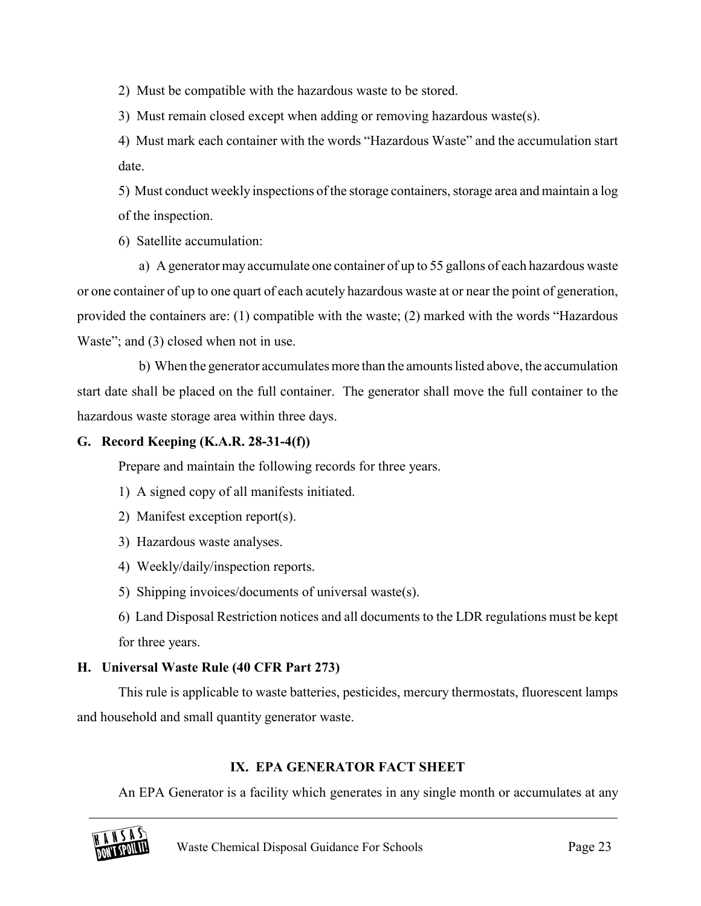2) Must be compatible with the hazardous waste to be stored.

3) Must remain closed except when adding or removing hazardous waste(s).

4) Must mark each container with the words "Hazardous Waste" and the accumulation start date.

5) Must conduct weekly inspections of the storage containers, storage area and maintain a log of the inspection.

6) Satellite accumulation:

a) A generator may accumulate one container of up to 55 gallons of each hazardous waste or one container of up to one quart of each acutely hazardous waste at or near the point of generation, provided the containers are: (1) compatible with the waste; (2) marked with the words "Hazardous Waste"; and (3) closed when not in use.

b) When the generator accumulates more than the amounts listed above, the accumulation start date shall be placed on the full container. The generator shall move the full container to the hazardous waste storage area within three days.

### G. Record Keeping (K.A.R. 28-31-4(f))

Prepare and maintain the following records for three years.

1) A signed copy of all manifests initiated.

2) Manifest exception report(s).

3) Hazardous waste analyses.

4) Weekly/daily/inspection reports.

5) Shipping invoices/documents of universal waste(s).

6) Land Disposal Restriction notices and all documents to the LDR regulations must be kept for three years.

### H. Universal Waste Rule (40 CFR Part 273)

This rule is applicable to waste batteries, pesticides, mercury thermostats, fluorescent lamps and household and small quantity generator waste.

## IX. EPA GENERATOR FACT SHEET

An EPA Generator is a facility which generates in any single month or accumulates at any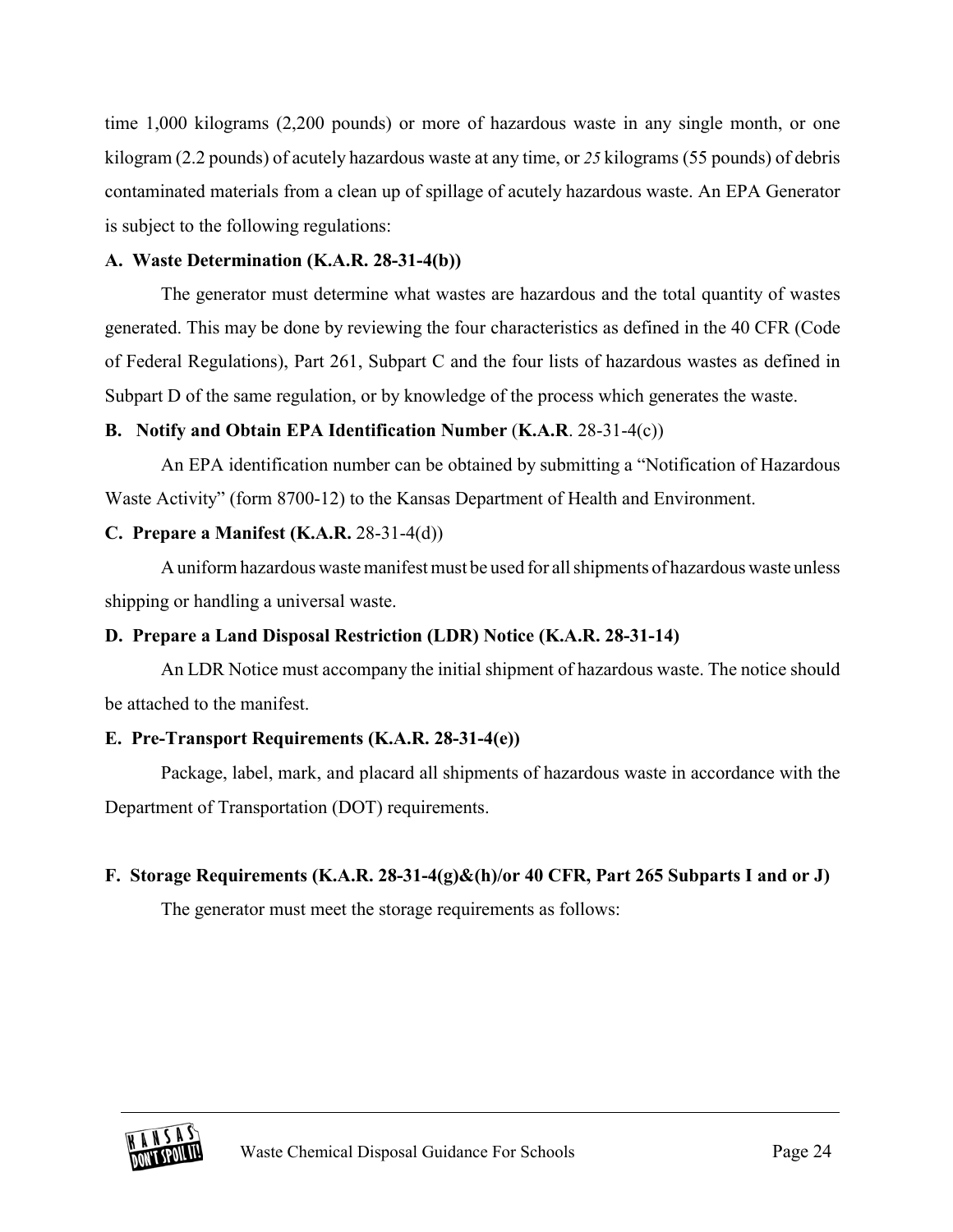time 1,000 kilograms (2,200 pounds) or more of hazardous waste in any single month, or one kilogram (2.2 pounds) of acutely hazardous waste at any time, or *25* kilograms (55 pounds) of debris contaminated materials from a clean up of spillage of acutely hazardous waste. An EPA Generator is subject to the following regulations:

**A. Waste Determination (K.A.R. 28-31-4(b))**

The generator must determine what wastes are hazardous and the total quantity of wastes generated. This may be done by reviewing the four characteristics as defined in the 40 CFR (Code of Federal Regulations), Part 261, Subpart C and the four lists of hazardous wastes as defined in Subpart D of the same regulation, or by knowledge of the process which generates the waste.

**B. Notify and Obtain EPA Identification Number** (**K.A.R**. 28-31-4(c))

An EPA identification number can be obtained by submitting a "Notification of Hazardous Waste Activity" (form 8700-12) to the Kansas Department of Health and Environment.

**C. Prepare a Manifest (K.A.R.** 28-31-4(d))

A uniform hazardous waste manifest must be used for all shipments of hazardous waste unless shipping or handling a universal waste.

**D. Prepare a Land Disposal Restriction (LDR) Notice (K.A.R. 28-31-14)**

An LDR Notice must accompany the initial shipment of hazardous waste. The notice should be attached to the manifest.

**E. Pre-Transport Requirements (K.A.R. 28-31-4(e))**

Package, label, mark, and placard all shipments of hazardous waste in accordance with the Department of Transportation (DOT) requirements.

**F. Storage Requirements (K.A.R. 28-31-4(g)&(h)/or 40 CFR, Part 265 Subparts I and or J)**

The generator must meet the storage requirements as follows: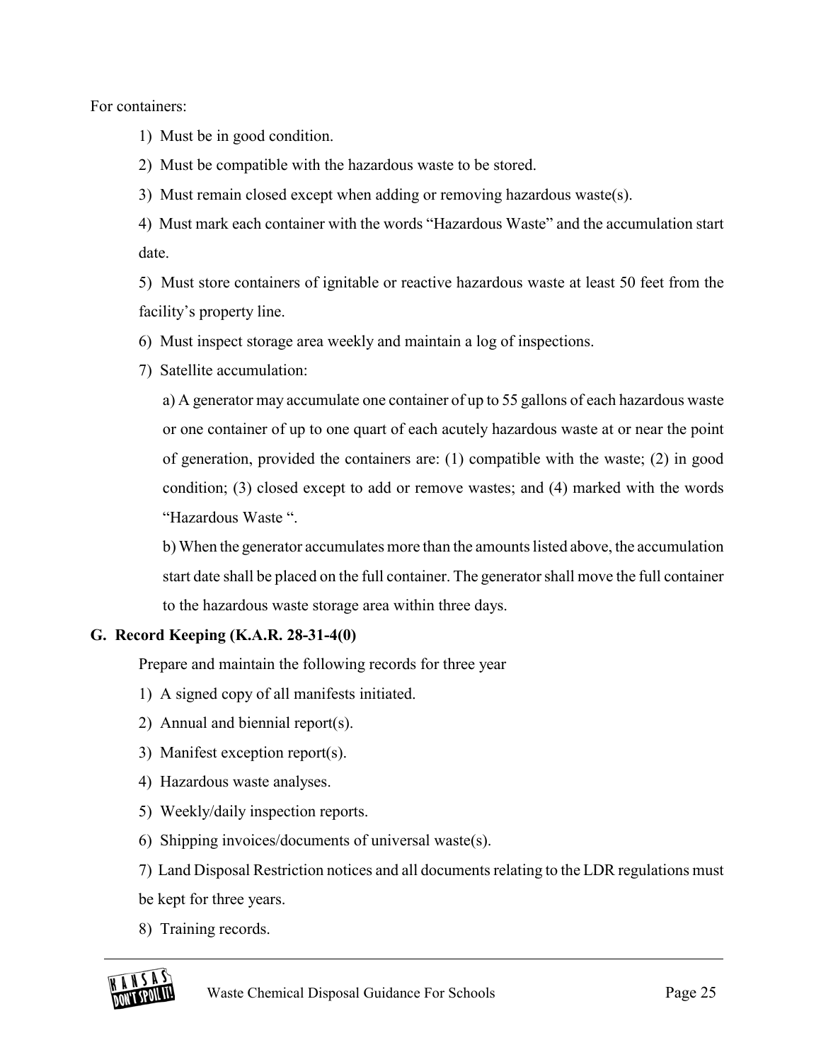For containers:

1) Must be in good condition.

2) Must be compatible with the hazardous waste to be stored.

3) Must remain closed except when adding or removing hazardous waste(s).

4) Must mark each container with the words “Hazardous Waste” and the accumulation start date.

5) Must store containers of ignitable or reactive hazardous waste at least 50 feet from the facility’s property line.

6) Must inspect storage area weekly and maintain a log of inspections.

7) Satellite accumulation:

a) A generator may accumulate one container of up to 55 gallons of each hazardous waste or one container of up to one quart of each acutely hazardous waste at or near the point of generation, provided the containers are: (1) compatible with the waste; (2) in good condition; (3) closed except to add or remove wastes; and (4) marked with the words “Hazardous Waste “.

b) When the generator accumulates more than the amounts listed above, the accumulation start date shall be placed on the full container. The generator shall move the full container to the hazardous waste storage area within three days.

**G. Record Keeping (K.A.R. 28-31-4(0)**

Prepare and maintain the following records for three year

1) A signed copy of all manifests initiated.

2) Annual and biennial report(s).

3) Manifest exception report(s).

4) Hazardous waste analyses.

5) Weekly/daily inspection reports.

6) Shipping invoices/documents of universal waste(s).

7) Land Disposal Restriction notices and all documents relating to the LDR regulations must be kept for three years.

8) Training records.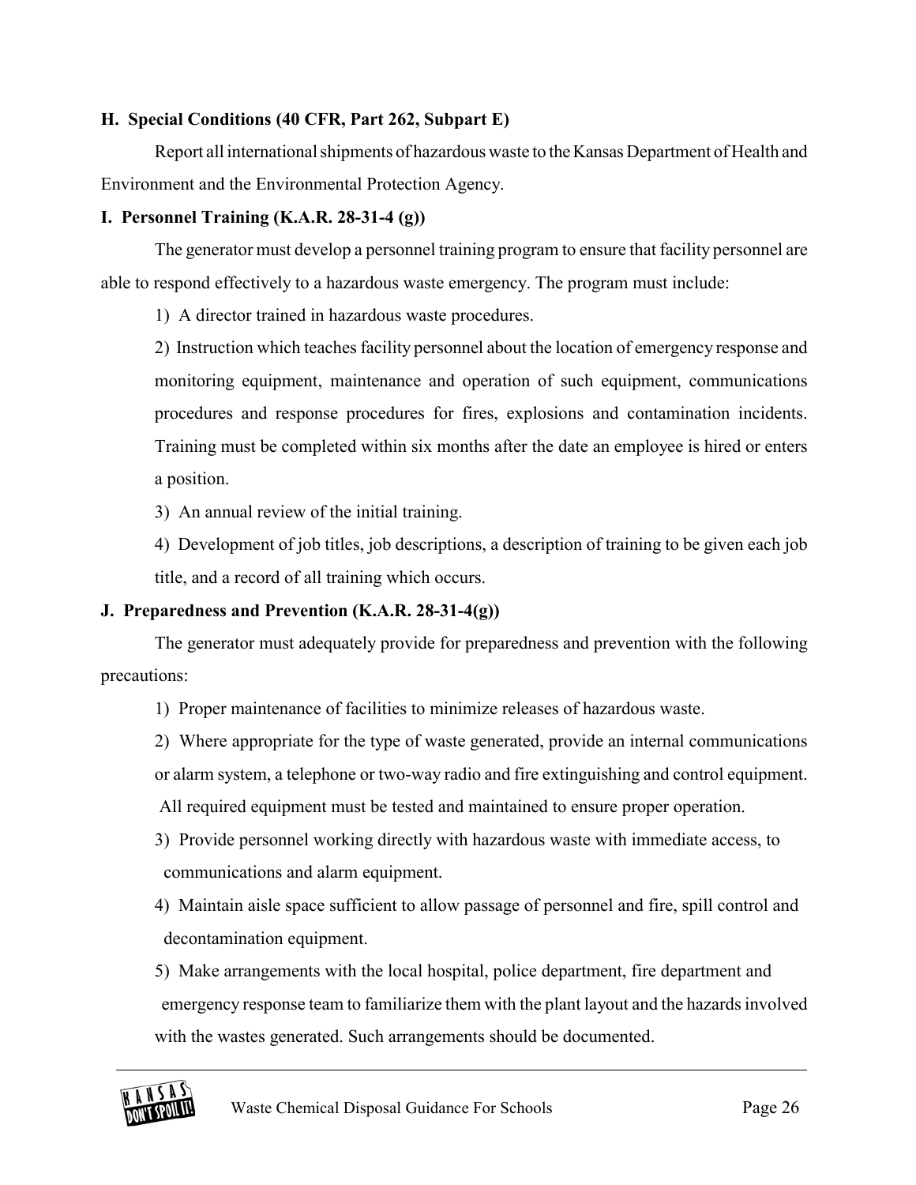**H. Special Conditions (40 CFR, Part 262, Subpart E)**

Report all international shipments of hazardous waste to the Kansas Department of Health and Environment and the Environmental Protection Agency.

**I. Personnel Training (K.A.R. 28-31-4 (g))**

The generator must develop a personnel training program to ensure that facility personnel are able to respond effectively to a hazardous waste emergency. The program must include:

1) A director trained in hazardous waste procedures.

2) Instruction which teaches facility personnel about the location of emergency response and monitoring equipment, maintenance and operation of such equipment, communications procedures and response procedures for fires, explosions and contamination incidents. Training must be completed within six months after the date an employee is hired or enters a position.

3) An annual review of the initial training.

4) Development of job titles, job descriptions, a description of training to be given each job title, and a record of all training which occurs.

**J. Preparedness and Prevention (K.A.R. 28-31-4(g))**

The generator must adequately provide for preparedness and prevention with the following precautions:

1) Proper maintenance of facilities to minimize releases of hazardous waste.

2) Where appropriate for the type of waste generated, provide an internal communications or alarm system, a telephone or two-way radio and fire extinguishing and control equipment. All required equipment must be tested and maintained to ensure proper operation.

3) Provide personnel working directly with hazardous waste with immediate access, to communications and alarm equipment.

4) Maintain aisle space sufficient to allow passage of personnel and fire, spill control and decontamination equipment.

5) Make arrangements with the local hospital, police department, fire department and emergency response team to familiarize them with the plant layout and the hazards involved with the wastes generated. Such arrangements should be documented.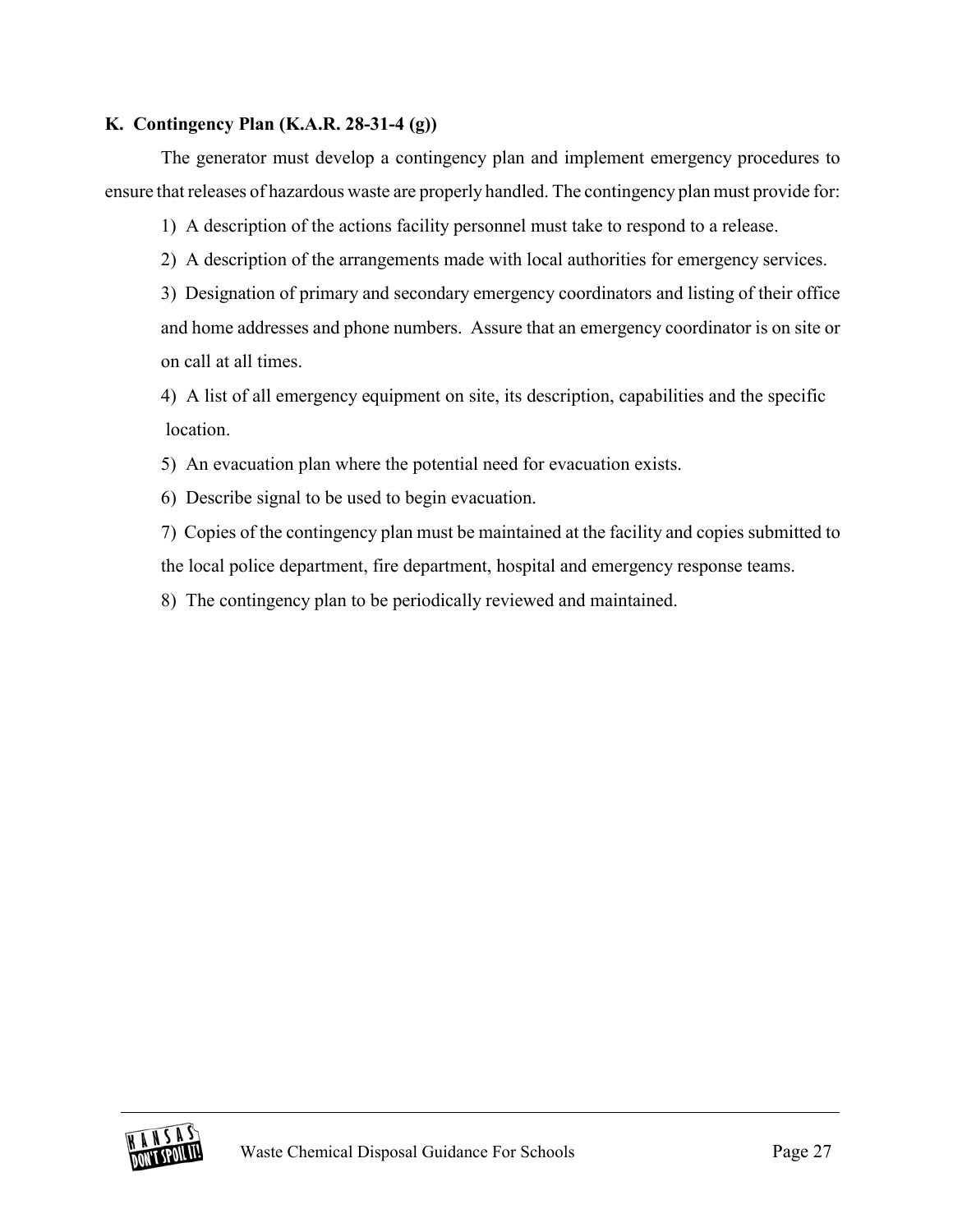**K. Contingency Plan (K.A.R. 28-31-4 (g))**

The generator must develop a contingency plan and implement emergency procedures to ensure that releases of hazardous waste are properly handled. The contingency plan must provide for:

1) A description of the actions facility personnel must take to respond to a release.

2) A description of the arrangements made with local authorities for emergency services.

3) Designation of primary and secondary emergency coordinators and listing of their office and home addresses and phone numbers. Assure that an emergency coordinator is on site or on call at all times.

4) A list of all emergency equipment on site, its description, capabilities and the specific location.

5) An evacuation plan where the potential need for evacuation exists.

6) Describe signal to be used to begin evacuation.

7) Copies of the contingency plan must be maintained at the facility and copies submitted to the local police department, fire department, hospital and emergency response teams.

8) The contingency plan to be periodically reviewed and maintained.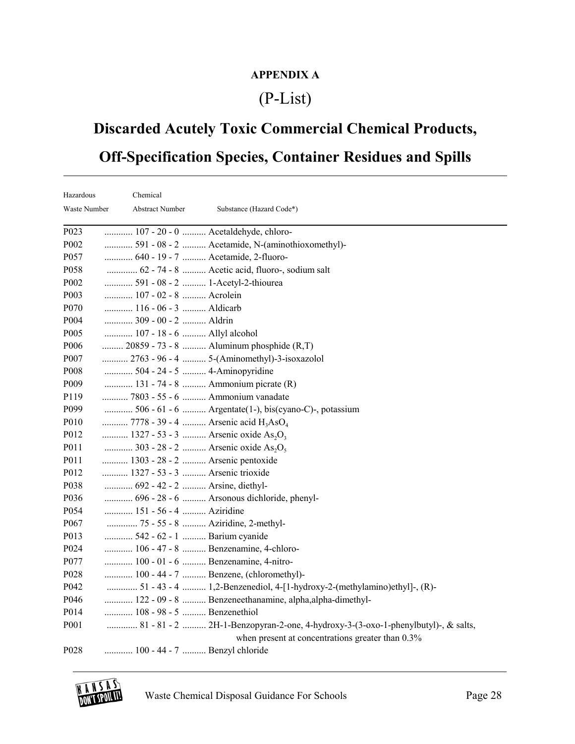**APPENDIX A**

# (P-List)

## Discarded Acutely Toxic Commercial Chemical Products, Off-Specification Species, Container Residues and Spills

| Hazardous Waste Number | Chemical Abstract Number | Substance (Hazard Code*) |
|---|---|---|
| P023 | 107 - 20 - 0 | Acetaldehyde, chloro- |
| P002 | 591 - 08 - 2 | Acetamide, N-(aminothioxomethyl)- |
| P057 | 640 - 19 - 7 | Acetamide, 2-fluoro- |
| P058 | 62 - 74 - 8 | Acetic acid, fluoro-, sodium salt |
| P002 | 591 - 08 - 2 | 1-Acetyl-2-thiourea |
| P003 | 107 - 02 - 8 | Acrolein |
| P070 | 116 - 06 - 3 | Aldicarb |
| P004 | 309 - 00 - 2 | Aldrin |
| P005 | 107 - 18 - 6 | Allyl alcohol |
| P006 | 20859 - 73 - 8 | Aluminum phosphide (R,T) |
| P007 | 2763 - 96 - 4 | 5-(Aminomethyl)-3-isoxazolol |
| P008 | 504 - 24 - 5 | 4-Aminopyridine |
| P009 | 131 - 74 - 8 | Ammonium picrate (R) |
| P119 | 7803 - 55 - 6 | Ammonium vanadate |
| P099 | 506 - 61 - 6 | Argentate(1-), bis(cyano-C)-, potassium |
| P010 | 7778 - 39 - 4 | Arsenic acid $H_3AsO_4$ |
| P012 | 1327 - 53 - 3 | Arsenic oxide $As_2O_3$ |
| P011 | 303 - 28 - 2 | Arsenic oxide $As_2O_5$ |
| P011 | 1303 - 28 - 2 | Arsenic pentoxide |
| P012 | 1327 - 53 - 3 | Arsenic trioxide |
| P038 | 692 - 42 - 2 | Arsine, diethyl- |
| P036 | 696 - 28 - 6 | Arsonous dichloride, phenyl- |
| P054 | 151 - 56 - 4 | Aziridine |
| P067 | 75 - 55 - 8 | Aziridine, 2-methyl- |
| P013 | 542 - 62 - 1 | Barium cyanide |
| P024 | 106 - 47 - 8 | Benzenamine, 4-chloro- |
| P077 | 100 - 01 - 6 | Benzenamine, 4-nitro- |
| P028 | 100 - 44 - 7 | Benzene, (chloromethyl)- |
| P042 | 51 - 43 - 4 | 1,2-Benzenediol, 4-[1-hydroxy-2-(methylamino)ethyl]-, (R)- |
| P046 | 122 - 09 - 8 | Benzeneethanamine, alpha,alpha-dimethyl- |
| P014 | 108 - 98 - 5 | Benzenethiol |
| P001 | 81 - 81 - 2 | 2H-1-Benzopyran-2-one, 4-hydroxy-3-(3-oxo-1-phenylbutyl)-, & salts, when present at concentrations greater than 0.3% |
| P028 | 100 - 44 - 7 | Benzyl chloride |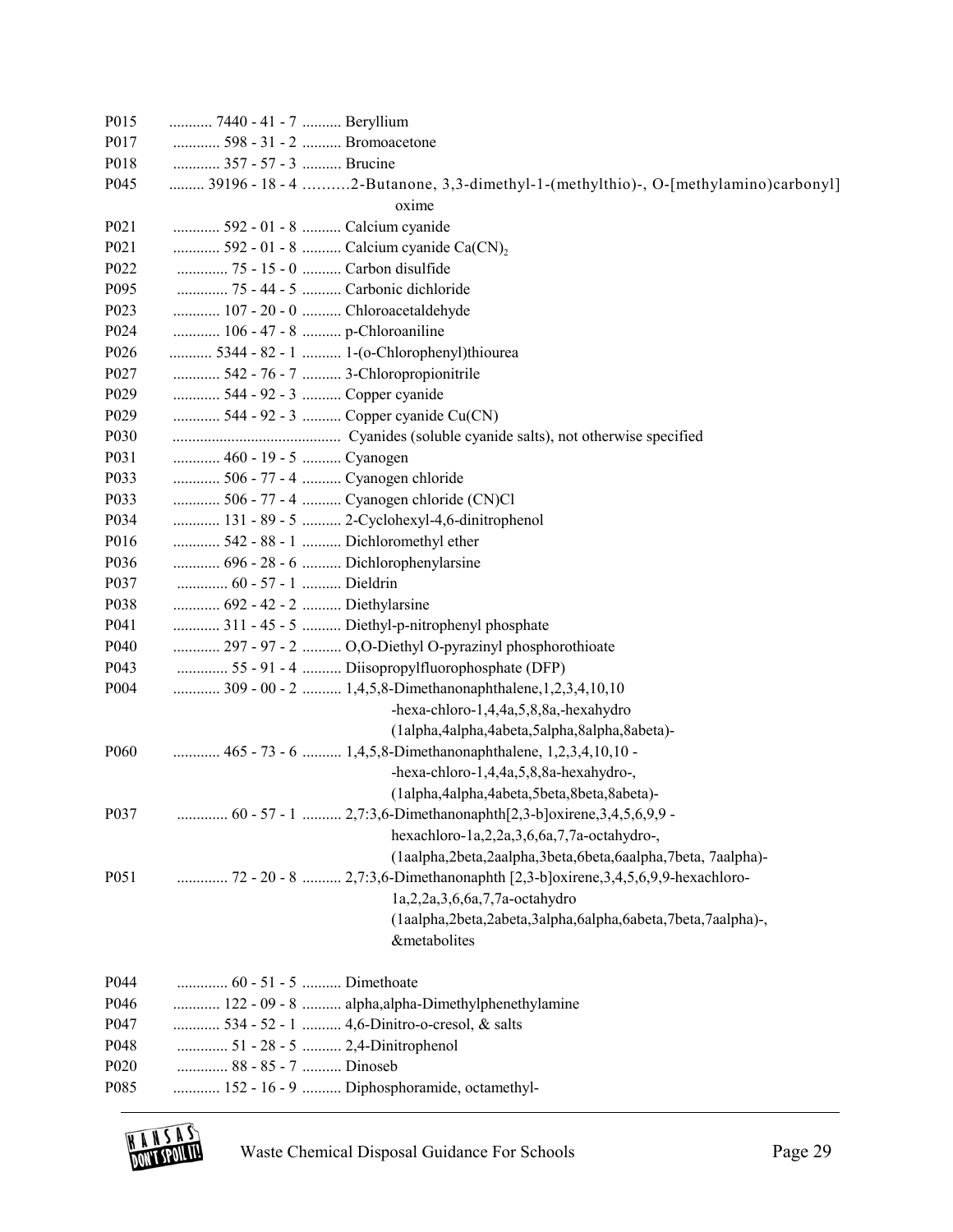| | | |
|---|---|---|
| P015 | 7440 - 41 - 7 | Beryllium |
| P017 | 598 - 31 - 2 | Bromoacetone |
| P018 | 357 - 57 - 3 | Brucine |
| P045 | 39196 - 18 - 4 | 2-Butanone, 3,3-dimethyl-1-(methylthio)-, O-[methylamino)carbonyl] oxime |
| P021 | 592 - 01 - 8 | Calcium cyanide |
| P021 | 592 - 01 - 8 | Calcium cyanide $Ca(CN)_2$ |
| P022 | 75 - 15 - 0 | Carbon disulfide |
| P095 | 75 - 44 - 5 | Carbonic dichloride |
| P023 | 107 - 20 - 0 | Chloroacetaldehyde |
| P024 | 106 - 47 - 8 | p-Chloroaniline |
| P026 | 5344 - 82 - 1 | 1-(o-Chlorophenyl)thiourea |
| P027 | 542 - 76 - 7 | 3-Chloropropionitrile |
| P029 | 544 - 92 - 3 | Copper cyanide |
| P029 | 544 - 92 - 3 | Copper cyanide Cu(CN) |
| P030 | | Cyanides (soluble cyanide salts), not otherwise specified |
| P031 | 460 - 19 - 5 | Cyanogen |
| P033 | 506 - 77 - 4 | Cyanogen chloride |
| P033 | 506 - 77 - 4 | Cyanogen chloride (CN)Cl |
| P034 | 131 - 89 - 5 | 2-Cyclohexyl-4,6-dinitrophenol |
| P016 | 542 - 88 - 1 | Dichloromethyl ether |
| P036 | 696 - 28 - 6 | Dichlorophenylarsine |
| P037 | 60 - 57 - 1 | Dieldrin |
| P038 | 692 - 42 - 2 | Diethylarsine |
| P041 | 311 - 45 - 5 | Diethyl-p-nitrophenyl phosphate |
| P040 | 297 - 97 - 2 | O,O-Diethyl O-pyrazinyl phosphorothioate |
| P043 | 55 - 91 - 4 | Diisopropylfluorophosphate (DFP) |
| P004 | 309 - 00 - 2 | 1,4,5,8-Dimethanonaphthalene,1,2,3,4,10,10 -hexa-chloro-1,4,4a,5,8,8a,-hexahydro (1alpha,4alpha,4abeta,5alpha,8alpha,8abeta)- |
| P060 | 465 - 73 - 6 | 1,4,5,8-Dimethanonaphthalene, 1,2,3,4,10,10 - -hexa-chloro-1,4,4a,5,8,8a-hexahydro-, (1alpha,4alpha,4abeta,5beta,8beta,8abeta)- |
| P037 | 60 - 57 - 1 | 2,7:3,6-Dimethanonaphth[2,3-b]oxirene,3,4,5,6,9,9 - hexachloro-1a,2,2a,3,6,6a,7,7a-octahydro-, (1aalpha,2beta,2aalpha,3beta,6beta,6aalpha,7beta, 7aalpha)- |
| P051 | 72 - 20 - 8 | 2,7:3,6-Dimethanonaphth [2,3-b]oxirene,3,4,5,6,9,9-hexachloro- 1a,2,2a,3,6,6a,7,7a-octahydro (1aalpha,2beta,2abeta,3alpha,6alpha,6abeta,7beta,7aalpha)-, &metabolites |
| P044 | 60 - 51 - 5 | Dimethoate |
| P046 | 122 - 09 - 8 | alpha,alpha-Dimethylphenethylamine |
| P047 | 534 - 52 - 1 | 4,6-Dinitro-o-cresol, & salts |
| P048 | 51 - 28 - 5 | 2,4-Dinitrophenol |
| P020 | 88 - 85 - 7 | Dinoseb |
| P085 | 152 - 16 - 9 | Diphosphoramide, octamethyl- |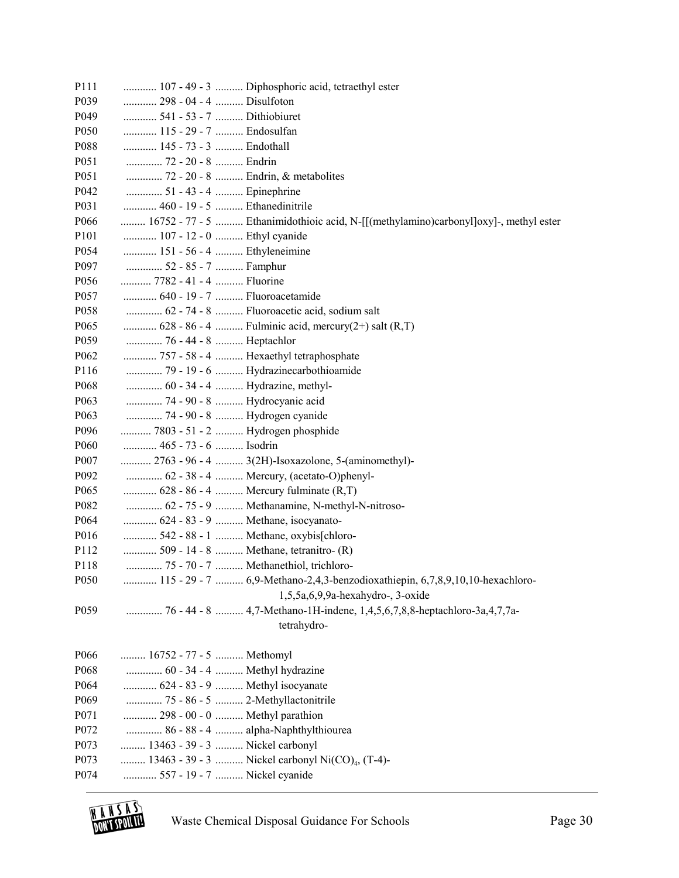| | | |
|---|---|---|
| P111 | 107 - 49 - 3 | Diphosphoric acid, tetraethyl ester |
| P039 | 298 - 04 - 4 | Disulfoton |
| P049 | 541 - 53 - 7 | Dithiobiuret |
| P050 | 115 - 29 - 7 | Endosulfan |
| P088 | 145 - 73 - 3 | Endothall |
| P051 | 72 - 20 - 8 | Endrin |
| P051 | 72 - 20 - 8 | Endrin, & metabolites |
| P042 | 51 - 43 - 4 | Epinephrine |
| P031 | 460 - 19 - 5 | Ethanedinitrile |
| P066 | 16752 - 77 - 5 | Ethanimidothioic acid, N-[[(methylamino)carbonyl]oxy]-, methyl ester |
| P101 | 107 - 12 - 0 | Ethyl cyanide |
| P054 | 151 - 56 - 4 | Ethyleneimine |
| P097 | 52 - 85 - 7 | Famphur |
| P056 | 7782 - 41 - 4 | Fluorine |
| P057 | 640 - 19 - 7 | Fluoroacetamide |
| P058 | 62 - 74 - 8 | Fluoroacetic acid, sodium salt |
| P065 | 628 - 86 - 4 | Fulminic acid, mercury(2+) salt (R,T) |
| P059 | 76 - 44 - 8 | Heptachlor |
| P062 | 757 - 58 - 4 | Hexaethyl tetraphosphate |
| P116 | 79 - 19 - 6 | Hydrazinecarbothioamide |
| P068 | 60 - 34 - 4 | Hydrazine, methyl- |
| P063 | 74 - 90 - 8 | Hydrocyanic acid |
| P063 | 74 - 90 - 8 | Hydrogen cyanide |
| P096 | 7803 - 51 - 2 | Hydrogen phosphide |
| P060 | 465 - 73 - 6 | Isodrin |
| P007 | 2763 - 96 - 4 | 3(2H)-Isoxazolone, 5-(aminomethyl)- |
| P092 | 62 - 38 - 4 | Mercury, (acetato-O)phenyl- |
| P065 | 628 - 86 - 4 | Mercury fulminate (R,T) |
| P082 | 62 - 75 - 9 | Methanamine, N-methyl-N-nitroso- |
| P064 | 624 - 83 - 9 | Methane, isocyanato- |
| P016 | 542 - 88 - 1 | Methane, oxybis[chloro- |
| P112 | 509 - 14 - 8 | Methane, tetranitro- (R) |
| P118 | 75 - 70 - 7 | Methanethiol, trichloro- |
| P050 | 115 - 29 - 7 | 6,9-Methano-2,4,3-benzodioxathiepin, 6,7,8,9,10,10-hexachloro-1,5,5a,6,9,9a-hexahydro-, 3-oxide |
| P059 | 76 - 44 - 8 | 4,7-Methano-1H-indene, 1,4,5,6,7,8,8-heptachloro-3a,4,7,7a-tetrahydro- |
| P066 | 16752 - 77 - 5 | Methomyl |
| P068 | 60 - 34 - 4 | Methyl hydrazine |
| P064 | 624 - 83 - 9 | Methyl isocyanate |
| P069 | 75 - 86 - 5 | 2-Methyllactonitrile |
| P071 | 298 - 00 - 0 | Methyl parathion |
| P072 | 86 - 88 - 4 | alpha-Naphthylthiourea |
| P073 | 13463 - 39 - 3 | Nickel carbonyl |
| P073 | 13463 - 39 - 3 | Nickel carbonyl $Ni(CO)_4$, (T-4)- |
| P074 | 557 - 19 - 7 | Nickel cyanide |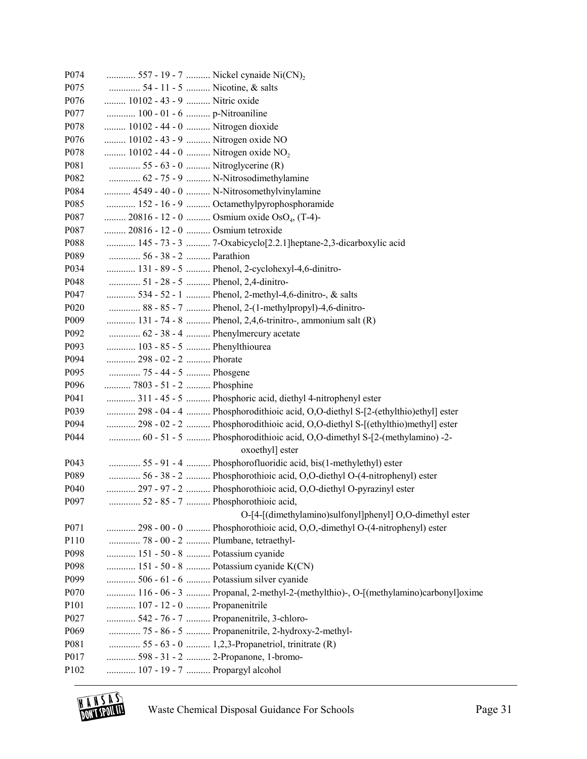| | | |
|---|---|---|
| P074 | 557 - 19 - 7 | Nickel cynaide $Ni(CN)_2$ |
| P075 | 54 - 11 - 5 | Nicotine, & salts |
| P076 | 10102 - 43 - 9 | Nitric oxide |
| P077 | 100 - 01 - 6 | p-Nitroaniline |
| P078 | 10102 - 44 - 0 | Nitrogen dioxide |
| P076 | 10102 - 43 - 9 | Nitrogen oxide NO |
| P078 | 10102 - 44 - 0 | Nitrogen oxide $NO_2$ |
| P081 | 55 - 63 - 0 | Nitroglycerine (R) |
| P082 | 62 - 75 - 9 | N-Nitrosodimethylamine |
| P084 | 4549 - 40 - 0 | N-Nitrosomethylvinylamine |
| P085 | 152 - 16 - 9 | Octamethylpyrophosphoramide |
| P087 | 20816 - 12 - 0 | Osmium oxide $OsO_4$, (T-4)- |
| P087 | 20816 - 12 - 0 | Osmium tetroxide |
| P088 | 145 - 73 - 3 | 7-Oxabicyclo[2.2.1]heptane-2,3-dicarboxylic acid |
| P089 | 56 - 38 - 2 | Parathion |
| P034 | 131 - 89 - 5 | Phenol, 2-cyclohexyl-4,6-dinitro- |
| P048 | 51 - 28 - 5 | Phenol, 2,4-dinitro- |
| P047 | 534 - 52 - 1 | Phenol, 2-methyl-4,6-dinitro-, & salts |
| P020 | 88 - 85 - 7 | Phenol, 2-(1-methylpropyl)-4,6-dinitro- |
| P009 | 131 - 74 - 8 | Phenol, 2,4,6-trinitro-, ammonium salt (R) |
| P092 | 62 - 38 - 4 | Phenylmercury acetate |
| P093 | 103 - 85 - 5 | Phenylthiourea |
| P094 | 298 - 02 - 2 | Phorate |
| P095 | 75 - 44 - 5 | Phosgene |
| P096 | 7803 - 51 - 2 | Phosphine |
| P041 | 311 - 45 - 5 | Phosphoric acid, diethyl 4-nitrophenyl ester |
| P039 | 298 - 04 - 4 | Phosphorodithioic acid, O,O-diethyl S-[2-(ethylthio)ethyl] ester |
| P094 | 298 - 02 - 2 | Phosphorodithioic acid, O,O-diethyl S-[(ethylthio)methyl] ester |
| P044 | 60 - 51 - 5 | Phosphorodithioic acid, O,O-dimethyl S-[2-(methylamino) -2-oxoethyl] ester |
| P043 | 55 - 91 - 4 | Phosphorofluoridic acid, bis(1-methylethyl) ester |
| P089 | 56 - 38 - 2 | Phosphorothioic acid, O,O-diethyl O-(4-nitrophenyl) ester |
| P040 | 297 - 97 - 2 | Phosphorothioic acid, O,O-diethyl O-pyrazinyl ester |
| P097 | 52 - 85 - 7 | Phosphorothioic acid, O-[4-[(dimethylamino)sulfonyl]phenyl] O,O-dimethyl ester |
| P071 | 298 - 00 - 0 | Phosphorothioic acid, O,O,-dimethyl O-(4-nitrophenyl) ester |
| P110 | 78 - 00 - 2 | Plumbane, tetraethyl- |
| P098 | 151 - 50 - 8 | Potassium cyanide |
| P098 | 151 - 50 - 8 | Potassium cyanide K(CN) |
| P099 | 506 - 61 - 6 | Potassium silver cyanide |
| P070 | 116 - 06 - 3 | Propanal, 2-methyl-2-(methylthio)-, O-[(methylamino)carbonyl]oxime |
| P101 | 107 - 12 - 0 | Propanenitrile |
| P027 | 542 - 76 - 7 | Propanenitrile, 3-chloro- |
| P069 | 75 - 86 - 5 | Propanenitrile, 2-hydroxy-2-methyl- |
| P081 | 55 - 63 - 0 | 1,2,3-Propanetriol, trinitrate (R) |
| P017 | 598 - 31 - 2 | 2-Propanone, 1-bromo- |
| P102 | 107 - 19 - 7 | Propargyl alcohol |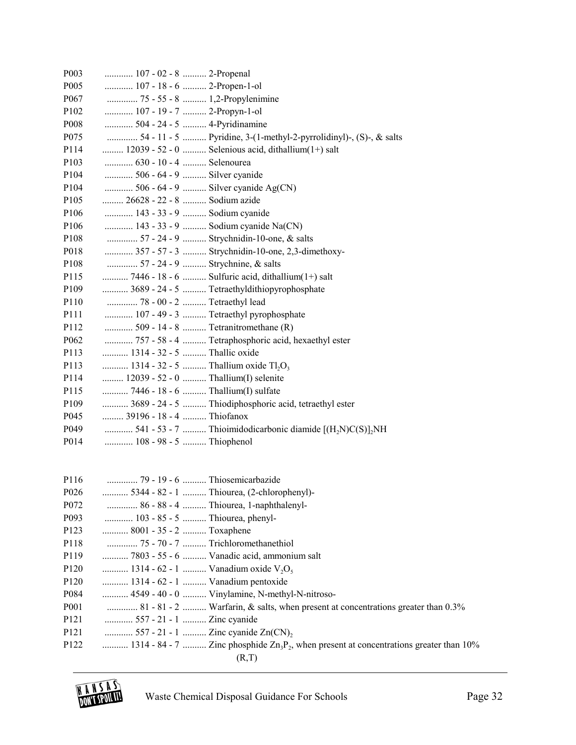| Code | CAS No. | Substance |
|---|---|---|
| P003 | 107 - 02 - 8 | 2-Propenal |
| P005 | 107 - 18 - 6 | 2-Propen-1-ol |
| P067 | 75 - 55 - 8 | 1,2-Propylenimine |
| P102 | 107 - 19 - 7 | 2-Propyn-1-ol |
| P008 | 504 - 24 - 5 | 4-Pyridinamine |
| P075 | 54 - 11 - 5 | Pyridine, 3-(1-methyl-2-pyrrolidinyl)-, (S)-, & salts |
| P114 | 12039 - 52 - 0 | Selenious acid, dithallium(1+) salt |
| P103 | 630 - 10 - 4 | Selenourea |
| P104 | 506 - 64 - 9 | Silver cyanide |
| P104 | 506 - 64 - 9 | Silver cyanide Ag(CN) |
| P105 | 26628 - 22 - 8 | Sodium azide |
| P106 | 143 - 33 - 9 | Sodium cyanide |
| P106 | 143 - 33 - 9 | Sodium cyanide Na(CN) |
| P108 | 57 - 24 - 9 | Strychnidin-10-one, & salts |
| P018 | 357 - 57 - 3 | Strychnidin-10-one, 2,3-dimethoxy- |
| P108 | 57 - 24 - 9 | Strychnine, & salts |
| P115 | 7446 - 18 - 6 | Sulfuric acid, dithallium(1+) salt |
| P109 | 3689 - 24 - 5 | Tetraethyldithiopyrophosphate |
| P110 | 78 - 00 - 2 | Tetraethyl lead |
| P111 | 107 - 49 - 3 | Tetraethyl pyrophosphate |
| P112 | 509 - 14 - 8 | Tetranitromethane (R) |
| P062 | 757 - 58 - 4 | Tetraphosphoric acid, hexaethyl ester |
| P113 | 1314 - 32 - 5 | Thallic oxide |
| P113 | 1314 - 32 - 5 | Thallium oxide $Tl_2O_3$ |
| P114 | 12039 - 52 - 0 | Thallium(I) selenite |
| P115 | 7446 - 18 - 6 | Thallium(I) sulfate |
| P109 | 3689 - 24 - 5 | Thiodiphosphoric acid, tetraethyl ester |
| P045 | 39196 - 18 - 4 | Thiofanox |
| P049 | 541 - 53 - 7 | Thioimidodicarbonic diamide $[(H_2N)C(S)]_2NH$ |
| P014 | 108 - 98 - 5 | Thiophenol |
| P116 | 79 - 19 - 6 | Thiosemicarbazide |
| P026 | 5344 - 82 - 1 | Thiourea, (2-chlorophenyl)- |
| P072 | 86 - 88 - 4 | Thiourea, 1-naphthalenyl- |
| P093 | 103 - 85 - 5 | Thiourea, phenyl- |
| P123 | 8001 - 35 - 2 | Toxaphene |
| P118 | 75 - 70 - 7 | Trichloromethanethiol |
| P119 | 7803 - 55 - 6 | Vanadic acid, ammonium salt |
| P120 | 1314 - 62 - 1 | Vanadium oxide $V_2O_5$ |
| P120 | 1314 - 62 - 1 | Vanadium pentoxide |
| P084 | 4549 - 40 - 0 | Vinylamine, N-methyl-N-nitroso- |
| P001 | 81 - 81 - 2 | Warfarin, & salts, when present at concentrations greater than 0.3% |
| P121 | 557 - 21 - 1 | Zinc cyanide |
| P121 | 557 - 21 - 1 | Zinc cyanide $Zn(CN)_2$ |
| P122 | 1314 - 84 - 7 | Zinc phosphide $Zn_3P_2$, when present at concentrations greater than 10% (R,T) |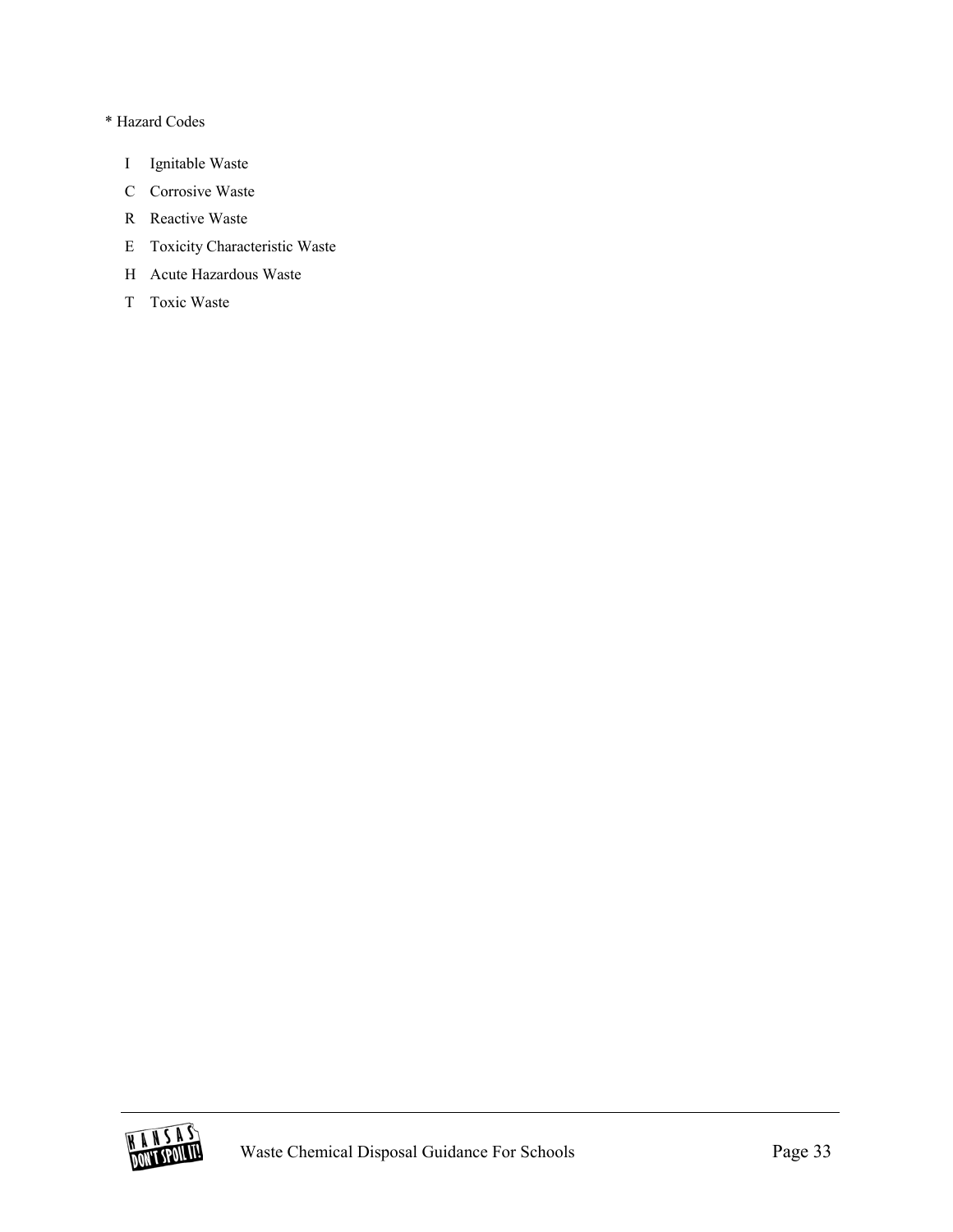* Hazard Codes

- I Ignitable Waste
- C Corrosive Waste
- R Reactive Waste
- E Toxicity Characteristic Waste
- H Acute Hazardous Waste
- T Toxic Waste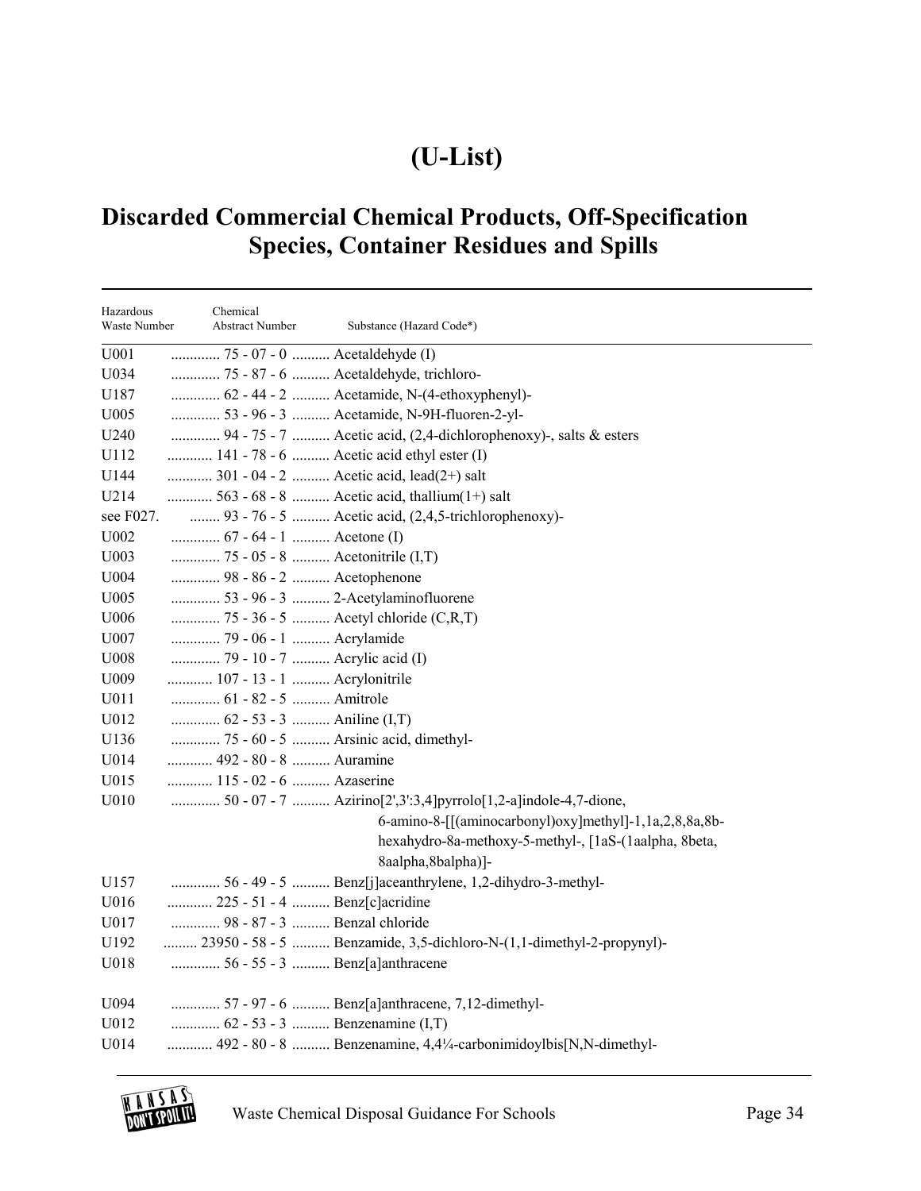# (U-List)

## Discarded Commercial Chemical Products, Off-Specification Species, Container Residues and Spills

| Hazardous Waste Number | Chemical Abstract Number | Substance (Hazard Code*) |
|---|---|---|
| U001 | 75 - 07 - 0 | Acetaldehyde (I) |
| U034 | 75 - 87 - 6 | Acetaldehyde, trichloro- |
| U187 | 62 - 44 - 2 | Acetamide, N-(4-ethoxyphenyl)- |
| U005 | 53 - 96 - 3 | Acetamide, N-9H-fluoren-2-yl- |
| U240 | 94 - 75 - 7 | Acetic acid, (2,4-dichlorophenoxy)-, salts & esters |
| U112 | 141 - 78 - 6 | Acetic acid ethyl ester (I) |
| U144 | 301 - 04 - 2 | Acetic acid, lead(2+) salt |
| U214 | 563 - 68 - 8 | Acetic acid, thallium(1+) salt |
| see F027. | 93 - 76 - 5 | Acetic acid, (2,4,5-trichlorophenoxy)- |
| U002 | 67 - 64 - 1 | Acetone (I) |
| U003 | 75 - 05 - 8 | Acetonitrile (I,T) |
| U004 | 98 - 86 - 2 | Acetophenone |
| U005 | 53 - 96 - 3 | 2-Acetylaminofluorene |
| U006 | 75 - 36 - 5 | Acetyl chloride (C,R,T) |
| U007 | 79 - 06 - 1 | Acrylamide |
| U008 | 79 - 10 - 7 | Acrylic acid (I) |
| U009 | 107 - 13 - 1 | Acrylonitrile |
| U011 | 61 - 82 - 5 | Amitrole |
| U012 | 62 - 53 - 3 | Aniline (I,T) |
| U136 | 75 - 60 - 5 | Arsinic acid, dimethyl- |
| U014 | 492 - 80 - 8 | Auramine |
| U015 | 115 - 02 - 6 | Azaserine |
| U010 | 50 - 07 - 7 | Azirino[2',3':3,4]pyrrolo[1,2-a]indole-4,7-dione, 6-amino-8-[[(aminocarbonyl)oxy]methyl]-1,1a,2,8,8a,8b-hexahydro-8a-methoxy-5-methyl-, [1aS-(1aalpha, 8beta, 8aalpha,8balpha)]- |
| U157 | 56 - 49 - 5 | Benz[j]aceanthrylene, 1,2-dihydro-3-methyl- |
| U016 | 225 - 51 - 4 | Benz[c]acridine |
| U017 | 98 - 87 - 3 | Benzal chloride |
| U192 | 23950 - 58 - 5 | Benzamide, 3,5-dichloro-N-(1,1-dimethyl-2-propynyl)- |
| U018 | 56 - 55 - 3 | Benz[a]anthracene |
| U094 | 57 - 97 - 6 | Benz[a]anthracene, 7,12-dimethyl- |
| U012 | 62 - 53 - 3 | Benzenamine (I,T) |
| U014 | 492 - 80 - 8 | Benzenamine, 4,4¼-carbonimidoylbis[N,N-dimethyl- |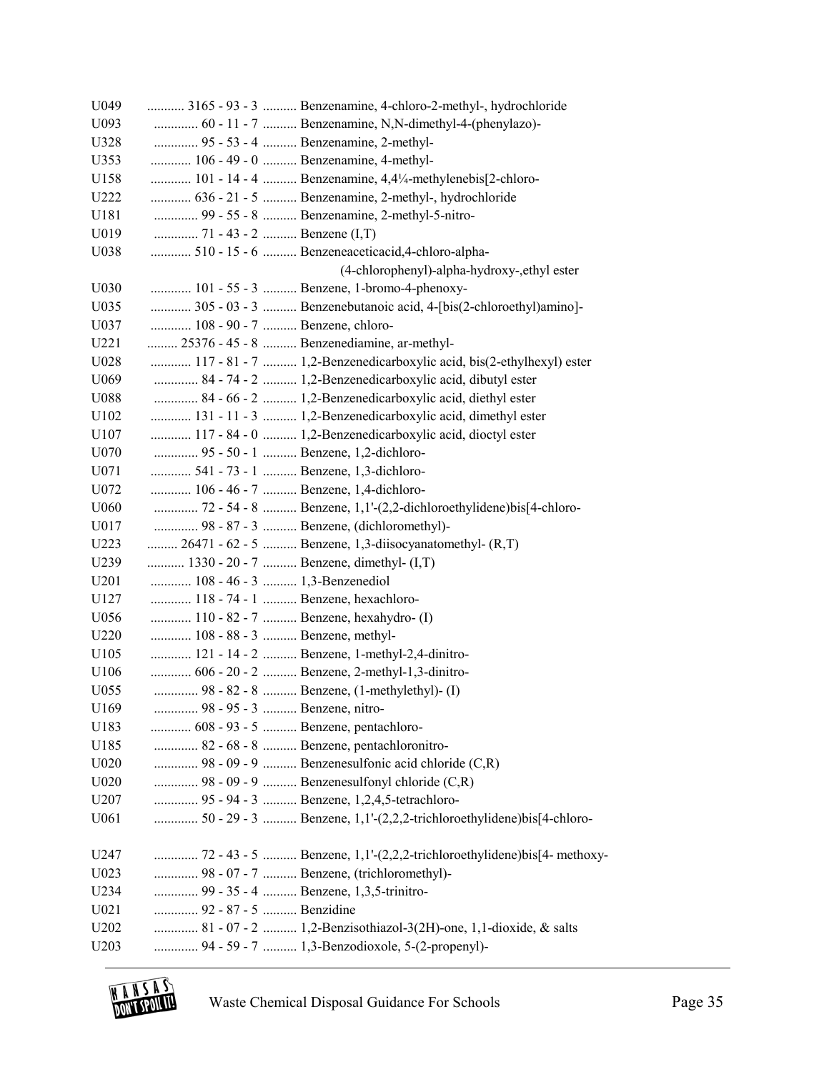| | | |
|---|---|---|
| U049 | 3165 - 93 - 3 | Benzenamine, 4-chloro-2-methyl-, hydrochloride |
| U093 | 60 - 11 - 7 | Benzenamine, N,N-dimethyl-4-(phenylazo)- |
| U328 | 95 - 53 - 4 | Benzenamine, 2-methyl- |
| U353 | 106 - 49 - 0 | Benzenamine, 4-methyl- |
| U158 | 101 - 14 - 4 | Benzenamine, 4,4¼-methylenebis[2-chloro- |
| U222 | 636 - 21 - 5 | Benzenamine, 2-methyl-, hydrochloride |
| U181 | 99 - 55 - 8 | Benzenamine, 2-methyl-5-nitro- |
| U019 | 71 - 43 - 2 | Benzene (I,T) |
| U038 | 510 - 15 - 6 | Benzeneaceticacid,4-chloro-alpha-(4-chlorophenyl)-alpha-hydroxy-,ethyl ester |
| U030 | 101 - 55 - 3 | Benzene, 1-bromo-4-phenoxy- |
| U035 | 305 - 03 - 3 | Benzenebutanoic acid, 4-[bis(2-chloroethyl)amino]- |
| U037 | 108 - 90 - 7 | Benzene, chloro- |
| U221 | 25376 - 45 - 8 | Benzenediamine, ar-methyl- |
| U028 | 117 - 81 - 7 | 1,2-Benzenedicarboxylic acid, bis(2-ethylhexyl) ester |
| U069 | 84 - 74 - 2 | 1,2-Benzenedicarboxylic acid, dibutyl ester |
| U088 | 84 - 66 - 2 | 1,2-Benzenedicarboxylic acid, diethyl ester |
| U102 | 131 - 11 - 3 | 1,2-Benzenedicarboxylic acid, dimethyl ester |
| U107 | 117 - 84 - 0 | 1,2-Benzenedicarboxylic acid, dioctyl ester |
| U070 | 95 - 50 - 1 | Benzene, 1,2-dichloro- |
| U071 | 541 - 73 - 1 | Benzene, 1,3-dichloro- |
| U072 | 106 - 46 - 7 | Benzene, 1,4-dichloro- |
| U060 | 72 - 54 - 8 | Benzene, 1,1'-(2,2-dichloroethylidene)bis[4-chloro- |
| U017 | 98 - 87 - 3 | Benzene, (dichloromethyl)- |
| U223 | 26471 - 62 - 5 | Benzene, 1,3-diisocyanatomethyl- (R,T) |
| U239 | 1330 - 20 - 7 | Benzene, dimethyl- (I,T) |
| U201 | 108 - 46 - 3 | 1,3-Benzenediol |
| U127 | 118 - 74 - 1 | Benzene, hexachloro- |
| U056 | 110 - 82 - 7 | Benzene, hexahydro- (I) |
| U220 | 108 - 88 - 3 | Benzene, methyl- |
| U105 | 121 - 14 - 2 | Benzene, 1-methyl-2,4-dinitro- |
| U106 | 606 - 20 - 2 | Benzene, 2-methyl-1,3-dinitro- |
| U055 | 98 - 82 - 8 | Benzene, (1-methylethyl)- (I) |
| U169 | 98 - 95 - 3 | Benzene, nitro- |
| U183 | 608 - 93 - 5 | Benzene, pentachloro- |
| U185 | 82 - 68 - 8 | Benzene, pentachloronitro- |
| U020 | 98 - 09 - 9 | Benzenesulfonic acid chloride (C,R) |
| U020 | 98 - 09 - 9 | Benzenesulfonyl chloride (C,R) |
| U207 | 95 - 94 - 3 | Benzene, 1,2,4,5-tetrachloro- |
| U061 | 50 - 29 - 3 | Benzene, 1,1'-(2,2,2-trichloroethylidene)bis[4-chloro- |
| U247 | 72 - 43 - 5 | Benzene, 1,1'-(2,2,2-trichloroethylidene)bis[4- methoxy- |
| U023 | 98 - 07 - 7 | Benzene, (trichloromethyl)- |
| U234 | 99 - 35 - 4 | Benzene, 1,3,5-trinitro- |
| U021 | 92 - 87 - 5 | Benzidine |
| U202 | 81 - 07 - 2 | 1,2-Benzisothiazol-3(2H)-one, 1,1-dioxide, & salts |
| U203 | 94 - 59 - 7 | 1,3-Benzodioxole, 5-(2-propenyl)- |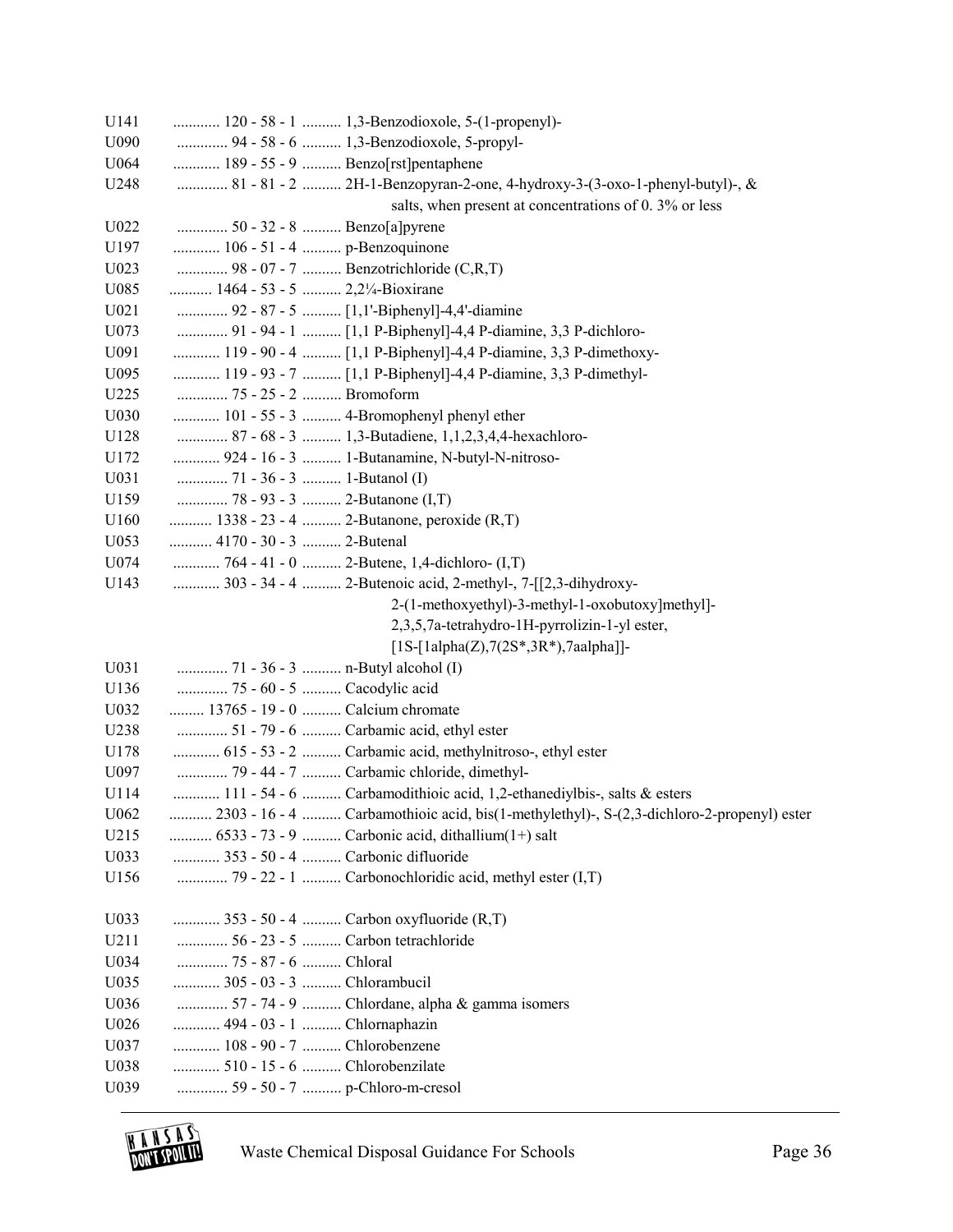| | | |
|---|---|---|
| U141 | 120 - 58 - 1 | 1,3-Benzodioxole, 5-(1-propenyl)- |
| U090 | 94 - 58 - 6 | 1,3-Benzodioxole, 5-propyl- |
| U064 | 189 - 55 - 9 | Benzo[rst]pentaphene |
| U248 | 81 - 81 - 2 | 2H-1-Benzopyran-2-one, 4-hydroxy-3-(3-oxo-1-phenyl-butyl)-, & salts, when present at concentrations of 0. 3% or less |
| U022 | 50 - 32 - 8 | Benzo[a]pyrene |
| U197 | 106 - 51 - 4 | p-Benzoquinone |
| U023 | 98 - 07 - 7 | Benzotrichloride (C,R,T) |
| U085 | 1464 - 53 - 5 | 2,2¼-Bioxirane |
| U021 | 92 - 87 - 5 | [1,1'-Biphenyl]-4,4'-diamine |
| U073 | 91 - 94 - 1 | [1,1 P-Biphenyl]-4,4 P-diamine, 3,3 P-dichloro- |
| U091 | 119 - 90 - 4 | [1,1 P-Biphenyl]-4,4 P-diamine, 3,3 P-dimethoxy- |
| U095 | 119 - 93 - 7 | [1,1 P-Biphenyl]-4,4 P-diamine, 3,3 P-dimethyl- |
| U225 | 75 - 25 - 2 | Bromoform |
| U030 | 101 - 55 - 3 | 4-Bromophenyl phenyl ether |
| U128 | 87 - 68 - 3 | 1,3-Butadiene, 1,1,2,3,4,4-hexachloro- |
| U172 | 924 - 16 - 3 | 1-Butanamine, N-butyl-N-nitroso- |
| U031 | 71 - 36 - 3 | 1-Butanol (I) |
| U159 | 78 - 93 - 3 | 2-Butanone (I,T) |
| U160 | 1338 - 23 - 4 | 2-Butanone, peroxide (R,T) |
| U053 | 4170 - 30 - 3 | 2-Butenal |
| U074 | 764 - 41 - 0 | 2-Butene, 1,4-dichloro- (I,T) |
| U143 | 303 - 34 - 4 | 2-Butenoic acid, 2-methyl-, 7-[[2,3-dihydroxy-2-(1-methoxyethyl)-3-methyl-1-oxobutoxy]methyl]-2,3,5,7a-tetrahydro-1H-pyrrolizin-1-yl ester, [1S-[1alpha(Z),7(2S*,3R*),7aalpha]]- |
| U031 | 71 - 36 - 3 | n-Butyl alcohol (I) |
| U136 | 75 - 60 - 5 | Cacodylic acid |
| U032 | 13765 - 19 - 0 | Calcium chromate |
| U238 | 51 - 79 - 6 | Carbamic acid, ethyl ester |
| U178 | 615 - 53 - 2 | Carbamic acid, methylnitroso-, ethyl ester |
| U097 | 79 - 44 - 7 | Carbamic chloride, dimethyl- |
| U114 | 111 - 54 - 6 | Carbamodithioic acid, 1,2-ethanediylbis-, salts & esters |
| U062 | 2303 - 16 - 4 | Carbamothioic acid, bis(1-methylethyl)-, S-(2,3-dichloro-2-propenyl) ester |
| U215 | 6533 - 73 - 9 | Carbonic acid, dithallium(1+) salt |
| U033 | 353 - 50 - 4 | Carbonic difluoride |
| U156 | 79 - 22 - 1 | Carbonochloridic acid, methyl ester (I,T) |
| U033 | 353 - 50 - 4 | Carbon oxyfluoride (R,T) |
| U211 | 56 - 23 - 5 | Carbon tetrachloride |
| U034 | 75 - 87 - 6 | Chloral |
| U035 | 305 - 03 - 3 | Chlorambucil |
| U036 | 57 - 74 - 9 | Chlordane, alpha & gamma isomers |
| U026 | 494 - 03 - 1 | Chlornaphazin |
| U037 | 108 - 90 - 7 | Chlorobenzene |
| U038 | 510 - 15 - 6 | Chlorobenzilate |
| U039 | 59 - 50 - 7 | p-Chloro-m-cresol |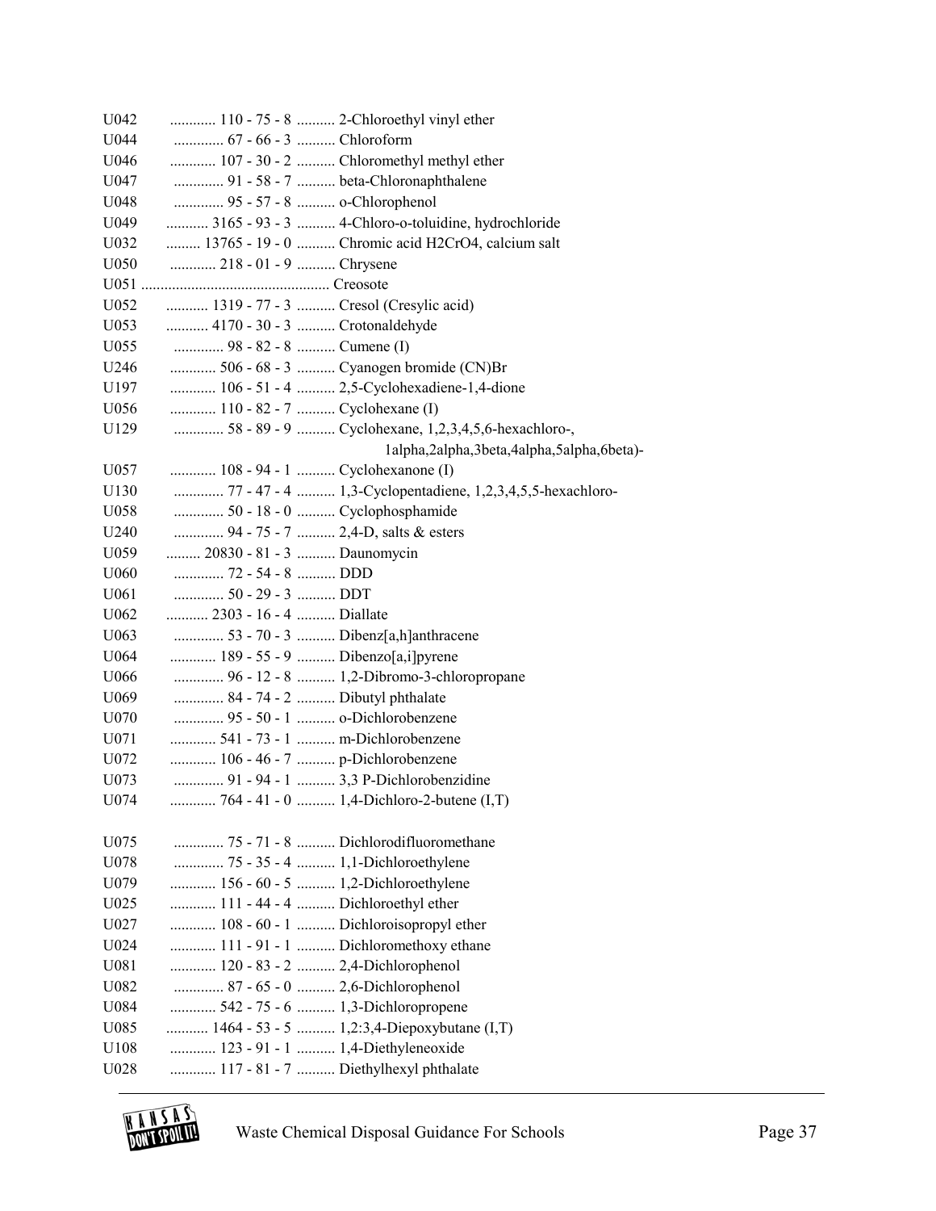| Code | CAS No. | Chemical |
|---|---|---|
| U042 | 110 - 75 - 8 | 2-Chloroethyl vinyl ether |
| U044 | 67 - 66 - 3 | Chloroform |
| U046 | 107 - 30 - 2 | Chloromethyl methyl ether |
| U047 | 91 - 58 - 7 | beta-Chloronaphthalene |
| U048 | 95 - 57 - 8 | o-Chlorophenol |
| U049 | 3165 - 93 - 3 | 4-Chloro-o-toluidine, hydrochloride |
| U032 | 13765 - 19 - 0 | Chromic acid H2CrO4, calcium salt |
| U050 | 218 - 01 - 9 | Chrysene |
| U051 | | Creosote |
| U052 | 1319 - 77 - 3 | Cresol (Cresylic acid) |
| U053 | 4170 - 30 - 3 | Crotonaldehyde |
| U055 | 98 - 82 - 8 | Cumene (I) |
| U246 | 506 - 68 - 3 | Cyanogen bromide (CN)Br |
| U197 | 106 - 51 - 4 | 2,5-Cyclohexadiene-1,4-dione |
| U056 | 110 - 82 - 7 | Cyclohexane (I) |
| U129 | 58 - 89 - 9 | Cyclohexane, 1,2,3,4,5,6-hexachloro-, 1alpha,2alpha,3beta,4alpha,5alpha,6beta)- |
| U057 | 108 - 94 - 1 | Cyclohexanone (I) |
| U130 | 77 - 47 - 4 | 1,3-Cyclopentadiene, 1,2,3,4,5,5-hexachloro- |
| U058 | 50 - 18 - 0 | Cyclophosphamide |
| U240 | 94 - 75 - 7 | 2,4-D, salts & esters |
| U059 | 20830 - 81 - 3 | Daunomycin |
| U060 | 72 - 54 - 8 | DDD |
| U061 | 50 - 29 - 3 | DDT |
| U062 | 2303 - 16 - 4 | Diallate |
| U063 | 53 - 70 - 3 | Dibenz[a,h]anthracene |
| U064 | 189 - 55 - 9 | Dibenzo[a,i]pyrene |
| U066 | 96 - 12 - 8 | 1,2-Dibromo-3-chloropropane |
| U069 | 84 - 74 - 2 | Dibutyl phthalate |
| U070 | 95 - 50 - 1 | o-Dichlorobenzene |
| U071 | 541 - 73 - 1 | m-Dichlorobenzene |
| U072 | 106 - 46 - 7 | p-Dichlorobenzene |
| U073 | 91 - 94 - 1 | 3,3 P-Dichlorobenzidine |
| U074 | 764 - 41 - 0 | 1,4-Dichloro-2-butene (I,T) |
| U075 | 75 - 71 - 8 | Dichlorodifluoromethane |
| U078 | 75 - 35 - 4 | 1,1-Dichloroethylene |
| U079 | 156 - 60 - 5 | 1,2-Dichloroethylene |
| U025 | 111 - 44 - 4 | Dichloroethyl ether |
| U027 | 108 - 60 - 1 | Dichloroisopropyl ether |
| U024 | 111 - 91 - 1 | Dichloromethoxy ethane |
| U081 | 120 - 83 - 2 | 2,4-Dichlorophenol |
| U082 | 87 - 65 - 0 | 2,6-Dichlorophenol |
| U084 | 542 - 75 - 6 | 1,3-Dichloropropene |
| U085 | 1464 - 53 - 5 | 1,2:3,4-Diepoxybutane (I,T) |
| U108 | 123 - 91 - 1 | 1,4-Diethyleneoxide |
| U028 | 117 - 81 - 7 | Diethylhexyl phthalate |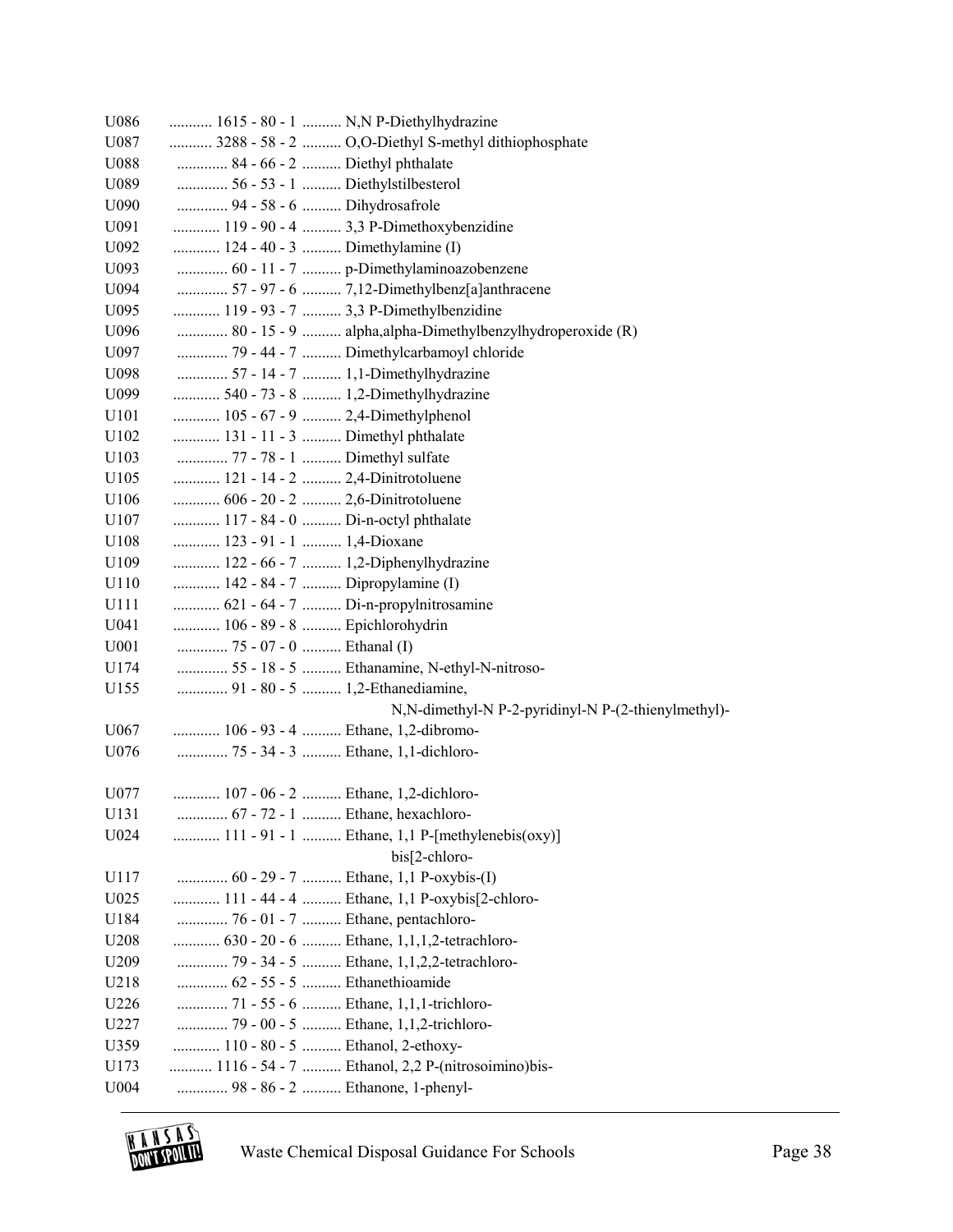| | | |
|---|---|---|
| U086 | 1615 - 80 - 1 | N,N P-Diethylhydrazine |
| U087 | 3288 - 58 - 2 | O,O-Diethyl S-methyl dithiophosphate |
| U088 | 84 - 66 - 2 | Diethyl phthalate |
| U089 | 56 - 53 - 1 | Diethylstilbesterol |
| U090 | 94 - 58 - 6 | Dihydrosafrole |
| U091 | 119 - 90 - 4 | 3,3 P-Dimethoxybenzidine |
| U092 | 124 - 40 - 3 | Dimethylamine (I) |
| U093 | 60 - 11 - 7 | p-Dimethylaminoazobenzene |
| U094 | 57 - 97 - 6 | 7,12-Dimethylbenz[a]anthracene |
| U095 | 119 - 93 - 7 | 3,3 P-Dimethylbenzidine |
| U096 | 80 - 15 - 9 | alpha,alpha-Dimethylbenzylhydroperoxide (R) |
| U097 | 79 - 44 - 7 | Dimethylcarbamoyl chloride |
| U098 | 57 - 14 - 7 | 1,1-Dimethylhydrazine |
| U099 | 540 - 73 - 8 | 1,2-Dimethylhydrazine |
| U101 | 105 - 67 - 9 | 2,4-Dimethylphenol |
| U102 | 131 - 11 - 3 | Dimethyl phthalate |
| U103 | 77 - 78 - 1 | Dimethyl sulfate |
| U105 | 121 - 14 - 2 | 2,4-Dinitrotoluene |
| U106 | 606 - 20 - 2 | 2,6-Dinitrotoluene |
| U107 | 117 - 84 - 0 | Di-n-octyl phthalate |
| U108 | 123 - 91 - 1 | 1,4-Dioxane |
| U109 | 122 - 66 - 7 | 1,2-Diphenylhydrazine |
| U110 | 142 - 84 - 7 | Dipropylamine (I) |
| U111 | 621 - 64 - 7 | Di-n-propylnitrosamine |
| U041 | 106 - 89 - 8 | Epichlorohydrin |
| U001 | 75 - 07 - 0 | Ethanal (I) |
| U174 | 55 - 18 - 5 | Ethanamine, N-ethyl-N-nitroso- |
| U155 | 91 - 80 - 5 | 1,2-Ethanediamine, N,N-dimethyl-N P-2-pyridinyl-N P-(2-thienylmethyl)- |
| U067 | 106 - 93 - 4 | Ethane, 1,2-dibromo- |
| U076 | 75 - 34 - 3 | Ethane, 1,1-dichloro- |
| U077 | 107 - 06 - 2 | Ethane, 1,2-dichloro- |
| U131 | 67 - 72 - 1 | Ethane, hexachloro- |
| U024 | 111 - 91 - 1 | Ethane, 1,1 P-[methylenebis(oxy)] bis[2-chloro- |
| U117 | 60 - 29 - 7 | Ethane, 1,1 P-oxybis-(I) |
| U025 | 111 - 44 - 4 | Ethane, 1,1 P-oxybis[2-chloro- |
| U184 | 76 - 01 - 7 | Ethane, pentachloro- |
| U208 | 630 - 20 - 6 | Ethane, 1,1,1,2-tetrachloro- |
| U209 | 79 - 34 - 5 | Ethane, 1,1,2,2-tetrachloro- |
| U218 | 62 - 55 - 5 | Ethanethioamide |
| U226 | 71 - 55 - 6 | Ethane, 1,1,1-trichloro- |
| U227 | 79 - 00 - 5 | Ethane, 1,1,2-trichloro- |
| U359 | 110 - 80 - 5 | Ethanol, 2-ethoxy- |
| U173 | 1116 - 54 - 7 | Ethanol, 2,2 P-(nitrosoimino)bis- |
| U004 | 98 - 86 - 2 | Ethanone, 1-phenyl- |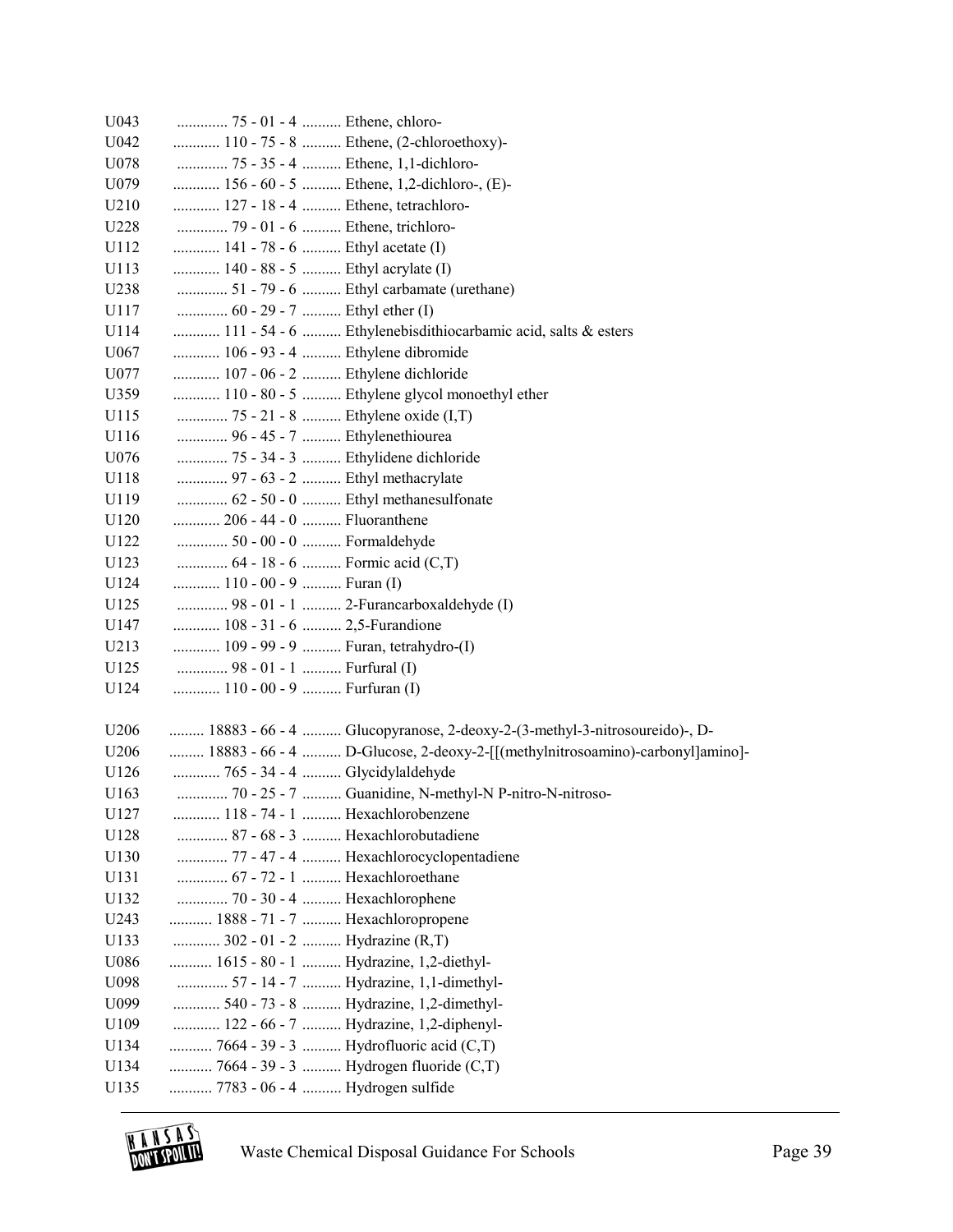U043 ............. 75 - 01 - 4 .......... Ethene, chloro-
U042 ............ 110 - 75 - 8 .......... Ethene, (2-chloroethoxy)-
U078 ............. 75 - 35 - 4 .......... Ethene, 1,1-dichloro-
U079 ............ 156 - 60 - 5 .......... Ethene, 1,2-dichloro-, (E)-
U210 ............ 127 - 18 - 4 .......... Ethene, tetrachloro-
U228 ............. 79 - 01 - 6 .......... Ethene, trichloro-
U112 ............ 141 - 78 - 6 .......... Ethyl acetate (I)
U113 ............ 140 - 88 - 5 .......... Ethyl acrylate (I)
U238 ............. 51 - 79 - 6 .......... Ethyl carbamate (urethane)
U117 ............. 60 - 29 - 7 .......... Ethyl ether (I)
U114 ............ 111 - 54 - 6 .......... Ethylenebisdithiocarbamic acid, salts & esters
U067 ............ 106 - 93 - 4 .......... Ethylene dibromide
U077 ............ 107 - 06 - 2 .......... Ethylene dichloride
U359 ............ 110 - 80 - 5 .......... Ethylene glycol monoethyl ether
U115 ............. 75 - 21 - 8 .......... Ethylene oxide (I,T)
U116 ............. 96 - 45 - 7 .......... Ethylenethiourea
U076 ............. 75 - 34 - 3 .......... Ethylidene dichloride
U118 ............. 97 - 63 - 2 .......... Ethyl methacrylate
U119 ............. 62 - 50 - 0 .......... Ethyl methanesulfonate
U120 ............ 206 - 44 - 0 .......... Fluoranthene
U122 ............. 50 - 00 - 0 .......... Formaldehyde
U123 ............. 64 - 18 - 6 .......... Formic acid (C,T)
U124 ............ 110 - 00 - 9 .......... Furan (I)
U125 ............. 98 - 01 - 1 .......... 2-Furancarboxaldehyde (I)
U147 ............ 108 - 31 - 6 .......... 2,5-Furandione
U213 ............ 109 - 99 - 9 .......... Furan, tetrahydro-(I)
U125 ............. 98 - 01 - 1 .......... Furfural (I)
U124 ............ 110 - 00 - 9 .......... Furfuran (I)

U206 ......... 18883 - 66 - 4 .......... Glucopyranose, 2-deoxy-2-(3-methyl-3-nitrosoureido)-, D-
U206 ......... 18883 - 66 - 4 .......... D-Glucose, 2-deoxy-2-[[(methylnitrosoamino)-carbonyl]amino]-
U126 ............ 765 - 34 - 4 .......... Glycidylaldehyde
U163 ............. 70 - 25 - 7 .......... Guanidine, N-methyl-N P-nitro-N-nitroso-
U127 ............ 118 - 74 - 1 .......... Hexachlorobenzene
U128 ............. 87 - 68 - 3 .......... Hexachlorobutadiene
U130 ............. 77 - 47 - 4 .......... Hexachlorocyclopentadiene
U131 ............. 67 - 72 - 1 .......... Hexachloroethane
U132 ............. 70 - 30 - 4 .......... Hexachlorophene
U243 ........... 1888 - 71 - 7 .......... Hexachloropropene
U133 ............ 302 - 01 - 2 .......... Hydrazine (R,T)
U086 ........... 1615 - 80 - 1 .......... Hydrazine, 1,2-diethyl-
U098 ............. 57 - 14 - 7 .......... Hydrazine, 1,1-dimethyl-
U099 ............ 540 - 73 - 8 .......... Hydrazine, 1,2-dimethyl-
U109 ............ 122 - 66 - 7 .......... Hydrazine, 1,2-diphenyl-
U134 ........... 7664 - 39 - 3 .......... Hydrofluoric acid (C,T)
U134 ........... 7664 - 39 - 3 .......... Hydrogen fluoride (C,T)
U135 ........... 7783 - 06 - 4 .......... Hydrogen sulfide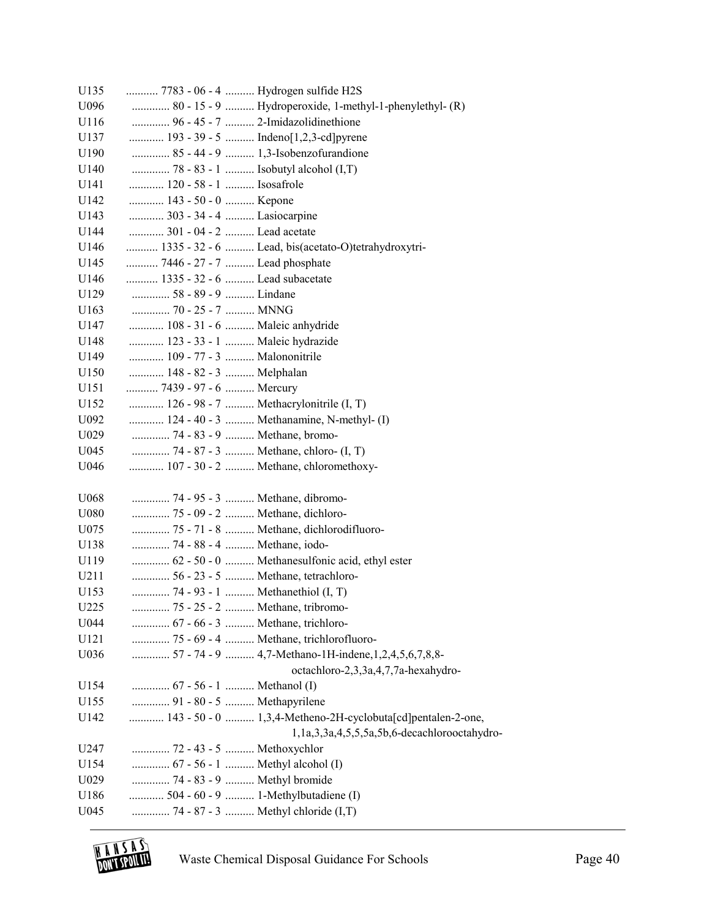| | | |
|---|---|---|
| U135 | 7783 - 06 - 4 | Hydrogen sulfide H2S |
| U096 | 80 - 15 - 9 | Hydroperoxide, 1-methyl-1-phenylethyl- (R) |
| U116 | 96 - 45 - 7 | 2-Imidazolidinethione |
| U137 | 193 - 39 - 5 | Indeno[1,2,3-cd]pyrene |
| U190 | 85 - 44 - 9 | 1,3-Isobenzofurandione |
| U140 | 78 - 83 - 1 | Isobutyl alcohol (I,T) |
| U141 | 120 - 58 - 1 | Isosafrole |
| U142 | 143 - 50 - 0 | Kepone |
| U143 | 303 - 34 - 4 | Lasiocarpine |
| U144 | 301 - 04 - 2 | Lead acetate |
| U146 | 1335 - 32 - 6 | Lead, bis(acetato-O)tetrahydroxytri- |
| U145 | 7446 - 27 - 7 | Lead phosphate |
| U146 | 1335 - 32 - 6 | Lead subacetate |
| U129 | 58 - 89 - 9 | Lindane |
| U163 | 70 - 25 - 7 | MNNG |
| U147 | 108 - 31 - 6 | Maleic anhydride |
| U148 | 123 - 33 - 1 | Maleic hydrazide |
| U149 | 109 - 77 - 3 | Malononitrile |
| U150 | 148 - 82 - 3 | Melphalan |
| U151 | 7439 - 97 - 6 | Mercury |
| U152 | 126 - 98 - 7 | Methacrylonitrile (I, T) |
| U092 | 124 - 40 - 3 | Methanamine, N-methyl- (I) |
| U029 | 74 - 83 - 9 | Methane, bromo- |
| U045 | 74 - 87 - 3 | Methane, chloro- (I, T) |
| U046 | 107 - 30 - 2 | Methane, chloromethoxy- |
| U068 | 74 - 95 - 3 | Methane, dibromo- |
| U080 | 75 - 09 - 2 | Methane, dichloro- |
| U075 | 75 - 71 - 8 | Methane, dichlorodifluoro- |
| U138 | 74 - 88 - 4 | Methane, iodo- |
| U119 | 62 - 50 - 0 | Methanesulfonic acid, ethyl ester |
| U211 | 56 - 23 - 5 | Methane, tetrachloro- |
| U153 | 74 - 93 - 1 | Methanethiol (I, T) |
| U225 | 75 - 25 - 2 | Methane, tribromo- |
| U044 | 67 - 66 - 3 | Methane, trichloro- |
| U121 | 75 - 69 - 4 | Methane, trichlorofluoro- |
| U036 | 57 - 74 - 9 | 4,7-Methano-1H-indene,1,2,4,5,6,7,8,8-octachloro-2,3,3a,4,7,7a-hexahydro- |
| U154 | 67 - 56 - 1 | Methanol (I) |
| U155 | 91 - 80 - 5 | Methapyrilene |
| U142 | 143 - 50 - 0 | 1,3,4-Metheno-2H-cyclobuta[cd]pentalen-2-one, 1,1a,3,3a,4,5,5,5a,5b,6-decachlorooctahydro- |
| U247 | 72 - 43 - 5 | Methoxychlor |
| U154 | 67 - 56 - 1 | Methyl alcohol (I) |
| U029 | 74 - 83 - 9 | Methyl bromide |
| U186 | 504 - 60 - 9 | 1-Methylbutadiene (I) |
| U045 | 74 - 87 - 3 | Methyl chloride (I,T) |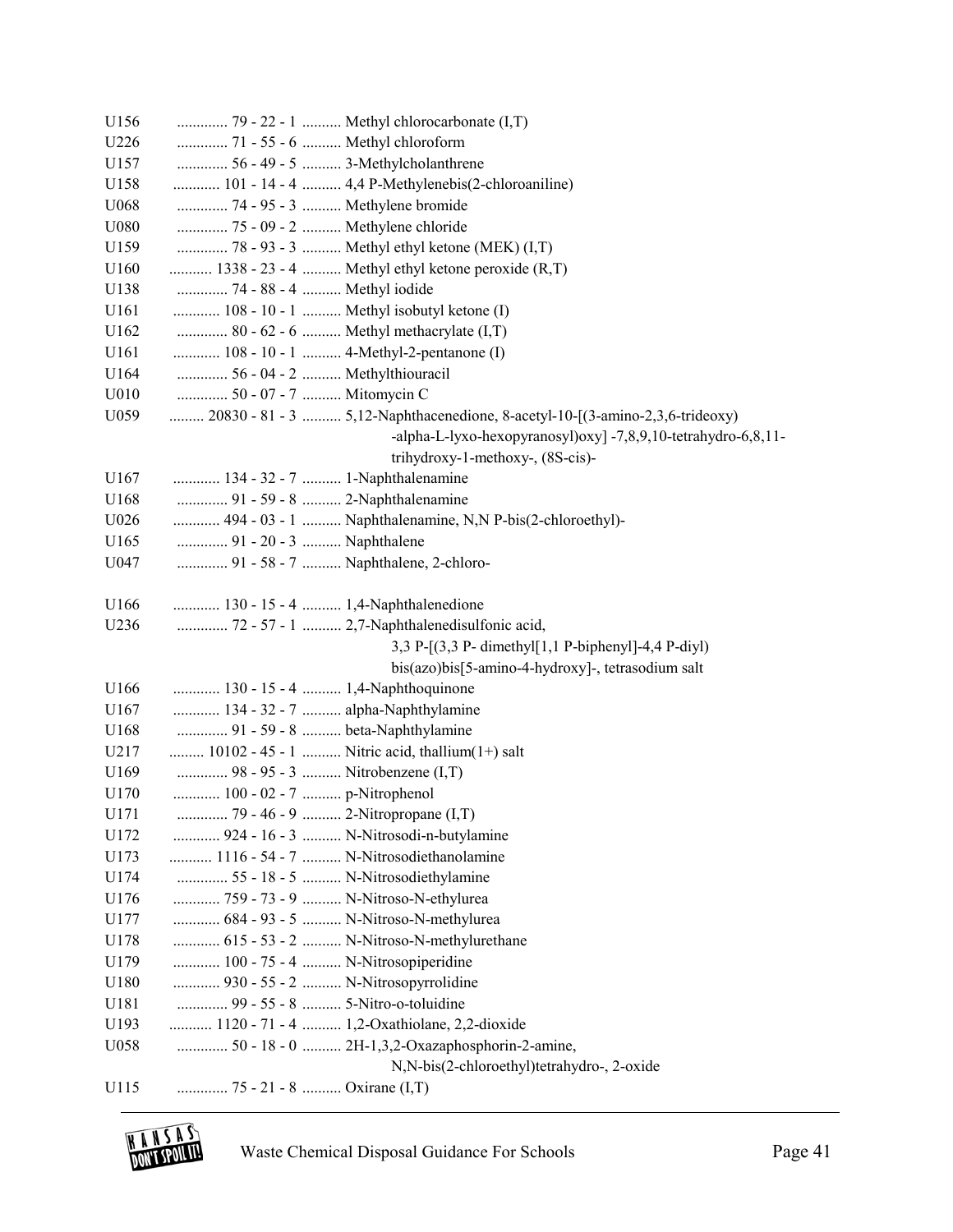| | | |
|---|---|---|
| U156 | 79 - 22 - 1 | Methyl chlorocarbonate (I,T) |
| U226 | 71 - 55 - 6 | Methyl chloroform |
| U157 | 56 - 49 - 5 | 3-Methylcholanthrene |
| U158 | 101 - 14 - 4 | 4,4 P-Methylenebis(2-chloroaniline) |
| U068 | 74 - 95 - 3 | Methylene bromide |
| U080 | 75 - 09 - 2 | Methylene chloride |
| U159 | 78 - 93 - 3 | Methyl ethyl ketone (MEK) (I,T) |
| U160 | 1338 - 23 - 4 | Methyl ethyl ketone peroxide (R,T) |
| U138 | 74 - 88 - 4 | Methyl iodide |
| U161 | 108 - 10 - 1 | Methyl isobutyl ketone (I) |
| U162 | 80 - 62 - 6 | Methyl methacrylate (I,T) |
| U161 | 108 - 10 - 1 | 4-Methyl-2-pentanone (I) |
| U164 | 56 - 04 - 2 | Methylthiouracil |
| U010 | 50 - 07 - 7 | Mitomycin C |
| U059 | 20830 - 81 - 3 | 5,12-Naphthacenedione, 8-acetyl-10-[(3-amino-2,3,6-trideoxy) -alpha-L-lyxo-hexopyranosyl)oxy] -7,8,9,10-tetrahydro-6,8,11-trihydroxy-1-methoxy-, (8S-cis)- |
| U167 | 134 - 32 - 7 | 1-Naphthalenamine |
| U168 | 91 - 59 - 8 | 2-Naphthalenamine |
| U026 | 494 - 03 - 1 | Naphthalenamine, N,N P-bis(2-chloroethyl)- |
| U165 | 91 - 20 - 3 | Naphthalene |
| U047 | 91 - 58 - 7 | Naphthalene, 2-chloro- |
| U166 | 130 - 15 - 4 | 1,4-Naphthalenedione |
| U236 | 72 - 57 - 1 | 2,7-Naphthalenedisulfonic acid, 3,3 P-[(3,3 P- dimethyl[1,1 P-biphenyl]-4,4 P-diyl) bis(azo)bis[5-amino-4-hydroxy]-, tetrasodium salt |
| U166 | 130 - 15 - 4 | 1,4-Naphthoquinone |
| U167 | 134 - 32 - 7 | alpha-Naphthylamine |
| U168 | 91 - 59 - 8 | beta-Naphthylamine |
| U217 | 10102 - 45 - 1 | Nitric acid, thallium(1+) salt |
| U169 | 98 - 95 - 3 | Nitrobenzene (I,T) |
| U170 | 100 - 02 - 7 | p-Nitrophenol |
| U171 | 79 - 46 - 9 | 2-Nitropropane (I,T) |
| U172 | 924 - 16 - 3 | N-Nitrosodi-n-butylamine |
| U173 | 1116 - 54 - 7 | N-Nitrosodiethanolamine |
| U174 | 55 - 18 - 5 | N-Nitrosodiethylamine |
| U176 | 759 - 73 - 9 | N-Nitroso-N-ethylurea |
| U177 | 684 - 93 - 5 | N-Nitroso-N-methylurea |
| U178 | 615 - 53 - 2 | N-Nitroso-N-methylurethane |
| U179 | 100 - 75 - 4 | N-Nitrosopiperidine |
| U180 | 930 - 55 - 2 | N-Nitrosopyrrolidine |
| U181 | 99 - 55 - 8 | 5-Nitro-o-toluidine |
| U193 | 1120 - 71 - 4 | 1,2-Oxathiolane, 2,2-dioxide |
| U058 | 50 - 18 - 0 | 2H-1,3,2-Oxazaphosphorin-2-amine, N,N-bis(2-chloroethyl)tetrahydro-, 2-oxide |
| U115 | 75 - 21 - 8 | Oxirane (I,T) |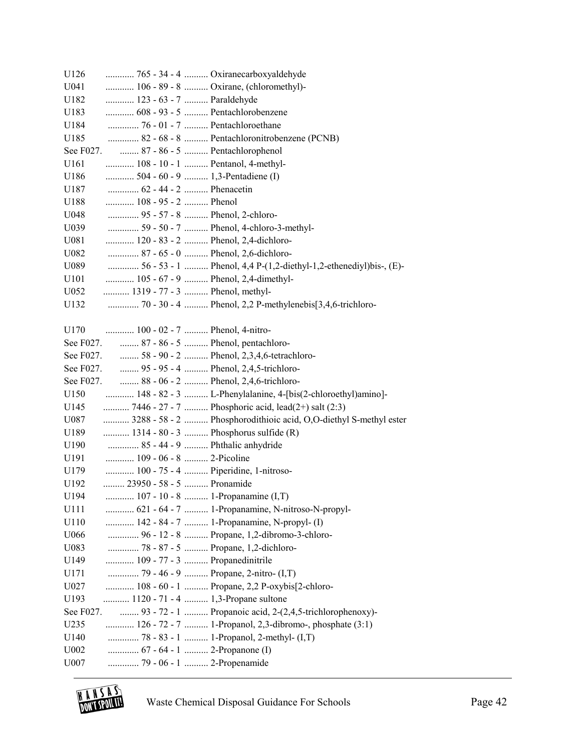U126 ............ 765 - 34 - 4 .......... Oxiranecarboxyaldehyde
U041 ............ 106 - 89 - 8 .......... Oxirane, (chloromethyl)-
U182 ............ 123 - 63 - 7 .......... Paraldehyde
U183 ............ 608 - 93 - 5 .......... Pentachlorobenzene
U184 ............. 76 - 01 - 7 .......... Pentachloroethane
U185 ............. 82 - 68 - 8 .......... Pentachloronitrobenzene (PCNB)
See F027. ........ 87 - 86 - 5 .......... Pentachlorophenol
U161 ............ 108 - 10 - 1 .......... Pentanol, 4-methyl-
U186 ............ 504 - 60 - 9 .......... 1,3-Pentadiene (I)
U187 ............. 62 - 44 - 2 .......... Phenacetin
U188 ............ 108 - 95 - 2 .......... Phenol
U048 ............. 95 - 57 - 8 .......... Phenol, 2-chloro-
U039 ............. 59 - 50 - 7 .......... Phenol, 4-chloro-3-methyl-
U081 ............ 120 - 83 - 2 .......... Phenol, 2,4-dichloro-
U082 ............. 87 - 65 - 0 .......... Phenol, 2,6-dichloro-
U089 ............. 56 - 53 - 1 .......... Phenol, 4,4 P-(1,2-diethyl-1,2-ethenediyl)bis-, (E)-
U101 ............ 105 - 67 - 9 .......... Phenol, 2,4-dimethyl-
U052 ........... 1319 - 77 - 3 .......... Phenol, methyl-
U132 ............. 70 - 30 - 4 .......... Phenol, 2,2 P-methylenebis[3,4,6-trichloro-

U170 ............ 100 - 02 - 7 .......... Phenol, 4-nitro-
See F027. ........ 87 - 86 - 5 .......... Phenol, pentachloro-
See F027. ........ 58 - 90 - 2 .......... Phenol, 2,3,4,6-tetrachloro-
See F027. ........ 95 - 95 - 4 .......... Phenol, 2,4,5-trichloro-
See F027. ........ 88 - 06 - 2 .......... Phenol, 2,4,6-trichloro-
U150 ............ 148 - 82 - 3 .......... L-Phenylalanine, 4-[bis(2-chloroethyl)amino]-
U145 ........... 7446 - 27 - 7 .......... Phosphoric acid, lead(2+) salt (2:3)
U087 ........... 3288 - 58 - 2 .......... Phosphorodithioic acid, O,O-diethyl S-methyl ester
U189 ........... 1314 - 80 - 3 .......... Phosphorus sulfide (R)
U190 ............. 85 - 44 - 9 .......... Phthalic anhydride
U191 ............ 109 - 06 - 8 .......... 2-Picoline
U179 ............ 100 - 75 - 4 .......... Piperidine, 1-nitroso-
U192 ......... 23950 - 58 - 5 .......... Pronamide
U194 ............ 107 - 10 - 8 .......... 1-Propanamine (I,T)
U111 ............ 621 - 64 - 7 .......... 1-Propanamine, N-nitroso-N-propyl-
U110 ............ 142 - 84 - 7 .......... 1-Propanamine, N-propyl- (I)
U066 ............. 96 - 12 - 8 .......... Propane, 1,2-dibromo-3-chloro-
U083 ............. 78 - 87 - 5 .......... Propane, 1,2-dichloro-
U149 ............ 109 - 77 - 3 .......... Propanedinitrile
U171 ............. 79 - 46 - 9 .......... Propane, 2-nitro- (I,T)
U027 ............ 108 - 60 - 1 .......... Propane, 2,2 P-oxybis[2-chloro-
U193 ........... 1120 - 71 - 4 .......... 1,3-Propane sultone
See F027. ........ 93 - 72 - 1 .......... Propanoic acid, 2-(2,4,5-trichlorophenoxy)-
U235 ............ 126 - 72 - 7 .......... 1-Propanol, 2,3-dibromo-, phosphate (3:1)
U140 ............. 78 - 83 - 1 .......... 1-Propanol, 2-methyl- (I,T)
U002 ............. 67 - 64 - 1 .......... 2-Propanone (I)
U007 ............. 79 - 06 - 1 .......... 2-Propenamide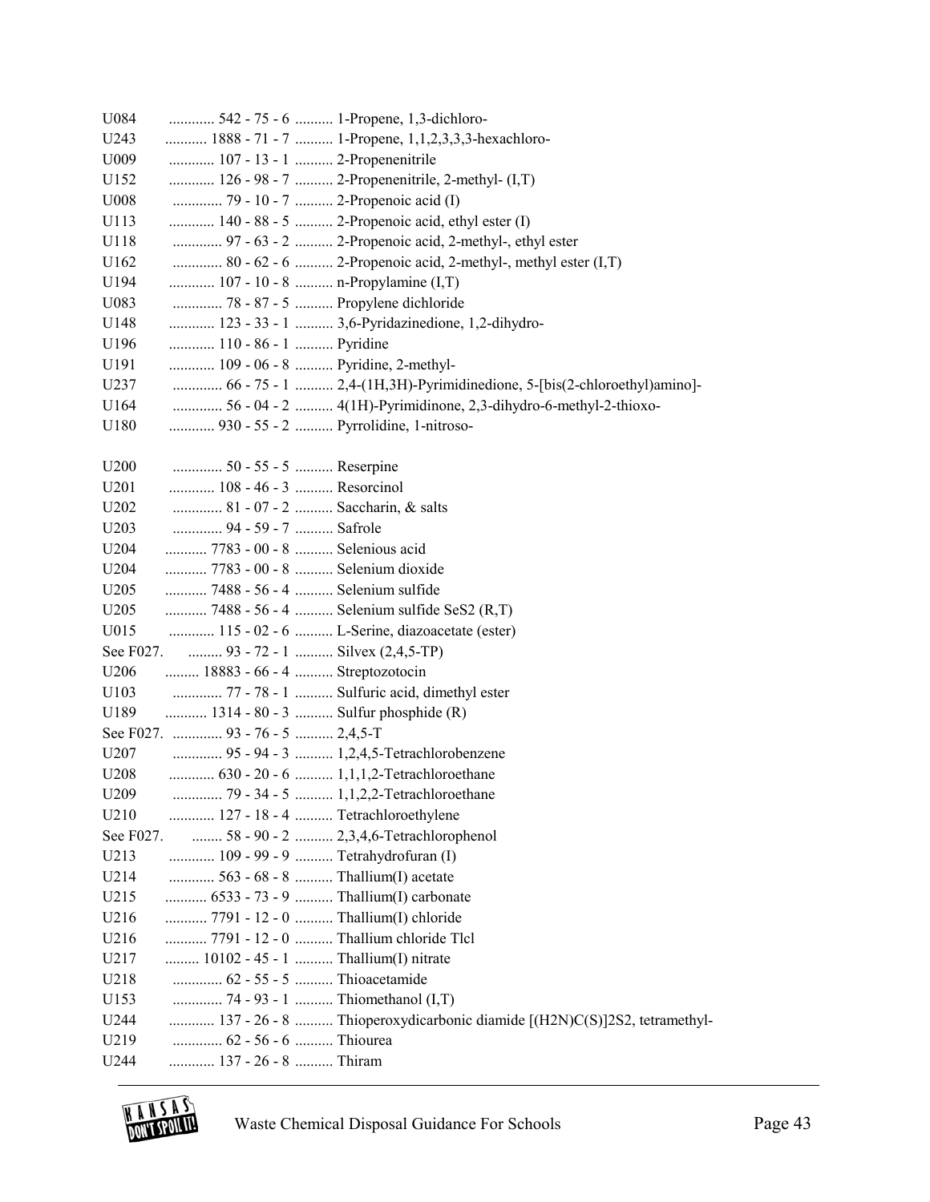| | | |
|---|---|---|
| U084 | 542 - 75 - 6 | 1-Propene, 1,3-dichloro- |
| U243 | 1888 - 71 - 7 | 1-Propene, 1,1,2,3,3,3-hexachloro- |
| U009 | 107 - 13 - 1 | 2-Propenenitrile |
| U152 | 126 - 98 - 7 | 2-Propenenitrile, 2-methyl- (I,T) |
| U008 | 79 - 10 - 7 | 2-Propenoic acid (I) |
| U113 | 140 - 88 - 5 | 2-Propenoic acid, ethyl ester (I) |
| U118 | 97 - 63 - 2 | 2-Propenoic acid, 2-methyl-, ethyl ester |
| U162 | 80 - 62 - 6 | 2-Propenoic acid, 2-methyl-, methyl ester (I,T) |
| U194 | 107 - 10 - 8 | n-Propylamine (I,T) |
| U083 | 78 - 87 - 5 | Propylene dichloride |
| U148 | 123 - 33 - 1 | 3,6-Pyridazinedione, 1,2-dihydro- |
| U196 | 110 - 86 - 1 | Pyridine |
| U191 | 109 - 06 - 8 | Pyridine, 2-methyl- |
| U237 | 66 - 75 - 1 | 2,4-(1H,3H)-Pyrimidinedione, 5-[bis(2-chloroethyl)amino]- |
| U164 | 56 - 04 - 2 | 4(1H)-Pyrimidinone, 2,3-dihydro-6-methyl-2-thioxo- |
| U180 | 930 - 55 - 2 | Pyrrolidine, 1-nitroso- |
| | | |
| U200 | 50 - 55 - 5 | Reserpine |
| U201 | 108 - 46 - 3 | Resorcinol |
| U202 | 81 - 07 - 2 | Saccharin, & salts |
| U203 | 94 - 59 - 7 | Safrole |
| U204 | 7783 - 00 - 8 | Selenious acid |
| U204 | 7783 - 00 - 8 | Selenium dioxide |
| U205 | 7488 - 56 - 4 | Selenium sulfide |
| U205 | 7488 - 56 - 4 | Selenium sulfide SeS2 (R,T) |
| U015 | 115 - 02 - 6 | L-Serine, diazoacetate (ester) |
| See F027. | 93 - 72 - 1 | Silvex (2,4,5-TP) |
| U206 | 18883 - 66 - 4 | Streptozotocin |
| U103 | 77 - 78 - 1 | Sulfuric acid, dimethyl ester |
| U189 | 1314 - 80 - 3 | Sulfur phosphide (R) |
| See F027. | 93 - 76 - 5 | 2,4,5-T |
| U207 | 95 - 94 - 3 | 1,2,4,5-Tetrachlorobenzene |
| U208 | 630 - 20 - 6 | 1,1,1,2-Tetrachloroethane |
| U209 | 79 - 34 - 5 | 1,1,2,2-Tetrachloroethane |
| U210 | 127 - 18 - 4 | Tetrachloroethylene |
| See F027. | 58 - 90 - 2 | 2,3,4,6-Tetrachlorophenol |
| U213 | 109 - 99 - 9 | Tetrahydrofuran (I) |
| U214 | 563 - 68 - 8 | Thallium(I) acetate |
| U215 | 6533 - 73 - 9 | Thallium(I) carbonate |
| U216 | 7791 - 12 - 0 | Thallium(I) chloride |
| U216 | 7791 - 12 - 0 | Thallium chloride Tlcl |
| U217 | 10102 - 45 - 1 | Thallium(I) nitrate |
| U218 | 62 - 55 - 5 | Thioacetamide |
| U153 | 74 - 93 - 1 | Thiomethanol (I,T) |
| U244 | 137 - 26 - 8 | Thioperoxydicarbonic diamide [(H2N)C(S)]2S2, tetramethyl- |
| U219 | 62 - 56 - 6 | Thiourea |
| U244 | 137 - 26 - 8 | Thiram |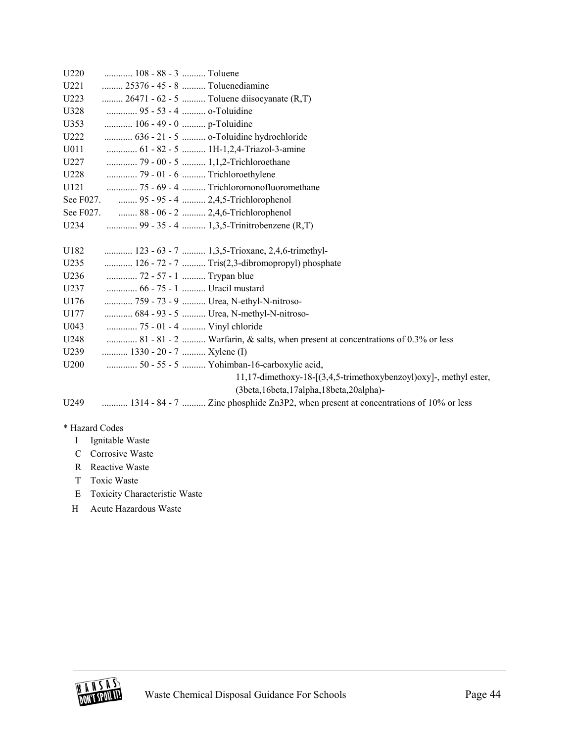| | | |
|---|---|---|
| U220 | 108 - 88 - 3 | Toluene |
| U221 | 25376 - 45 - 8 | Toluenediamine |
| U223 | 26471 - 62 - 5 | Toluene diisocyanate (R,T) |
| U328 | 95 - 53 - 4 | o-Toluidine |
| U353 | 106 - 49 - 0 | p-Toluidine |
| U222 | 636 - 21 - 5 | o-Toluidine hydrochloride |
| U011 | 61 - 82 - 5 | 1H-1,2,4-Triazol-3-amine |
| U227 | 79 - 00 - 5 | 1,1,2-Trichloroethane |
| U228 | 79 - 01 - 6 | Trichloroethylene |
| U121 | 75 - 69 - 4 | Trichloromonofluoromethane |
| See F027. | 95 - 95 - 4 | 2,4,5-Trichlorophenol |
| See F027. | 88 - 06 - 2 | 2,4,6-Trichlorophenol |
| U234 | 99 - 35 - 4 | 1,3,5-Trinitrobenzene (R,T) |
| U182 | 123 - 63 - 7 | 1,3,5-Trioxane, 2,4,6-trimethyl- |
| U235 | 126 - 72 - 7 | Tris(2,3-dibromopropyl) phosphate |
| U236 | 72 - 57 - 1 | Trypan blue |
| U237 | 66 - 75 - 1 | Uracil mustard |
| U176 | 759 - 73 - 9 | Urea, N-ethyl-N-nitroso- |
| U177 | 684 - 93 - 5 | Urea, N-methyl-N-nitroso- |
| U043 | 75 - 01 - 4 | Vinyl chloride |
| U248 | 81 - 81 - 2 | Warfarin, & salts, when present at concentrations of 0.3% or less |
| U239 | 1330 - 20 - 7 | Xylene (I) |
| U200 | 50 - 55 - 5 | Yohimban-16-carboxylic acid, 11,17-dimethoxy-18-[(3,4,5-trimethoxybenzoyl)oxy]-, methyl ester, (3beta,16beta,17alpha,18beta,20alpha)- |
| U249 | 1314 - 84 - 7 | Zinc phosphide $Zn_3P_2$, when present at concentrations of 10% or less |

\* Hazard Codes

- I Ignitable Waste
- C Corrosive Waste
- R Reactive Waste
- T Toxic Waste
- E Toxicity Characteristic Waste
- H Acute Hazardous Waste